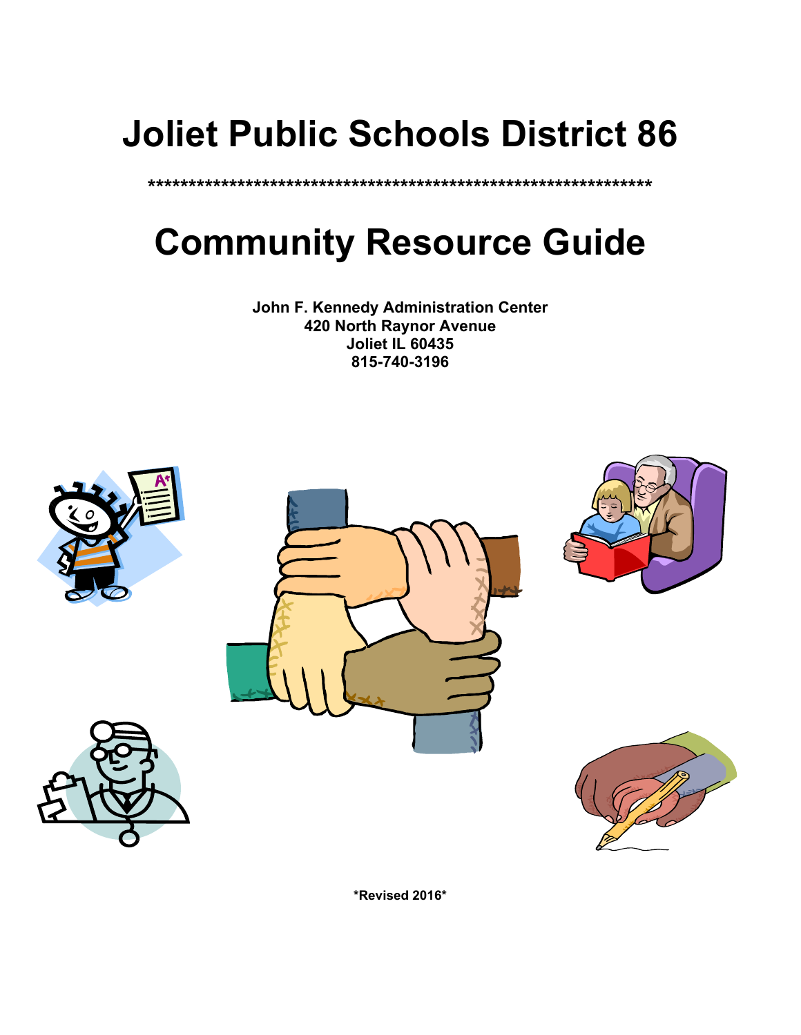# Joliet Public Schools District 86

****************************************************************

# Community Resource Guide

**John F. Kennedy Administration Center**
**420 North Raynor Avenue**
**Joliet IL 60435**
**815-740-3196**

***Revised 2016***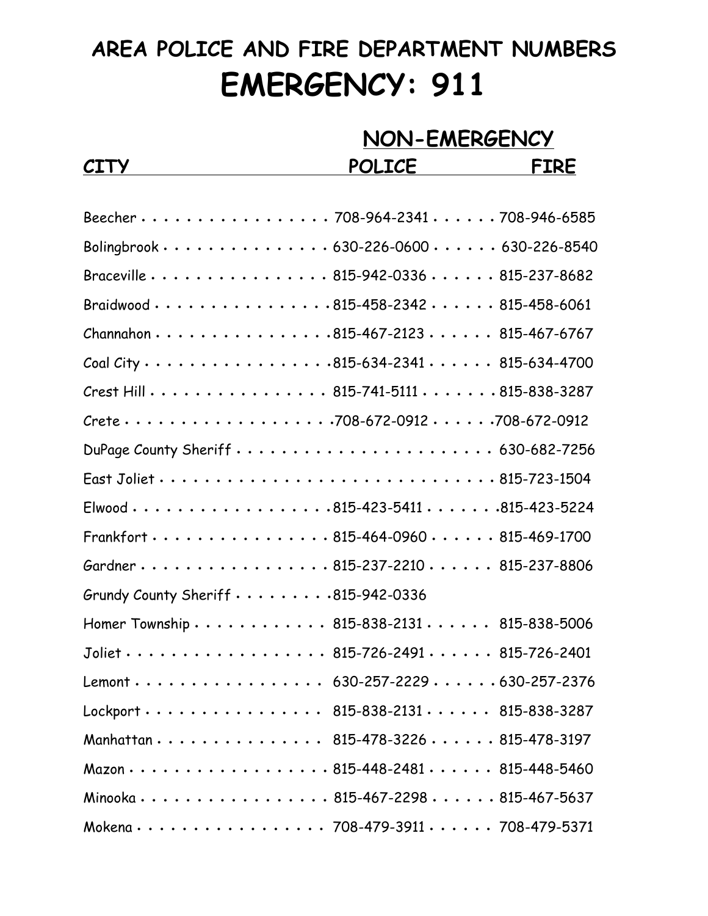# AREA POLICE AND FIRE DEPARTMENT NUMBERS

# EMERGENCY: 911

| CITY | NON-EMERGENCY POLICE | NON-EMERGENCY FIRE |
|---|---|---|
| Beecher | 708-964-2341 | 708-946-6585 |
| Bolingbrook | 630-226-0600 | 630-226-8540 |
| Braceville | 815-942-0336 | 815-237-8682 |
| Braidwood | 815-458-2342 | 815-458-6061 |
| Channahon | 815-467-2123 | 815-467-6767 |
| Coal City | 815-634-2341 | 815-634-4700 |
| Crest Hill | 815-741-5111 | 815-838-3287 |
| Crete | 708-672-0912 | 708-672-0912 |
| DuPage County Sheriff | | 630-682-7256 |
| East Joliet | | 815-723-1504 |
| Elwood | 815-423-5411 | 815-423-5224 |
| Frankfort | 815-464-0960 | 815-469-1700 |
| Gardner | 815-237-2210 | 815-237-8806 |
| Grundy County Sheriff | 815-942-0336 | |
| Homer Township | 815-838-2131 | 815-838-5006 |
| Joliet | 815-726-2491 | 815-726-2401 |
| Lemont | 630-257-2229 | 630-257-2376 |
| Lockport | 815-838-2131 | 815-838-3287 |
| Manhattan | 815-478-3226 | 815-478-3197 |
| Mazon | 815-448-2481 | 815-448-5460 |
| Minooka | 815-467-2298 | 815-467-5637 |
| Mokena | 708-479-3911 | 708-479-5371 |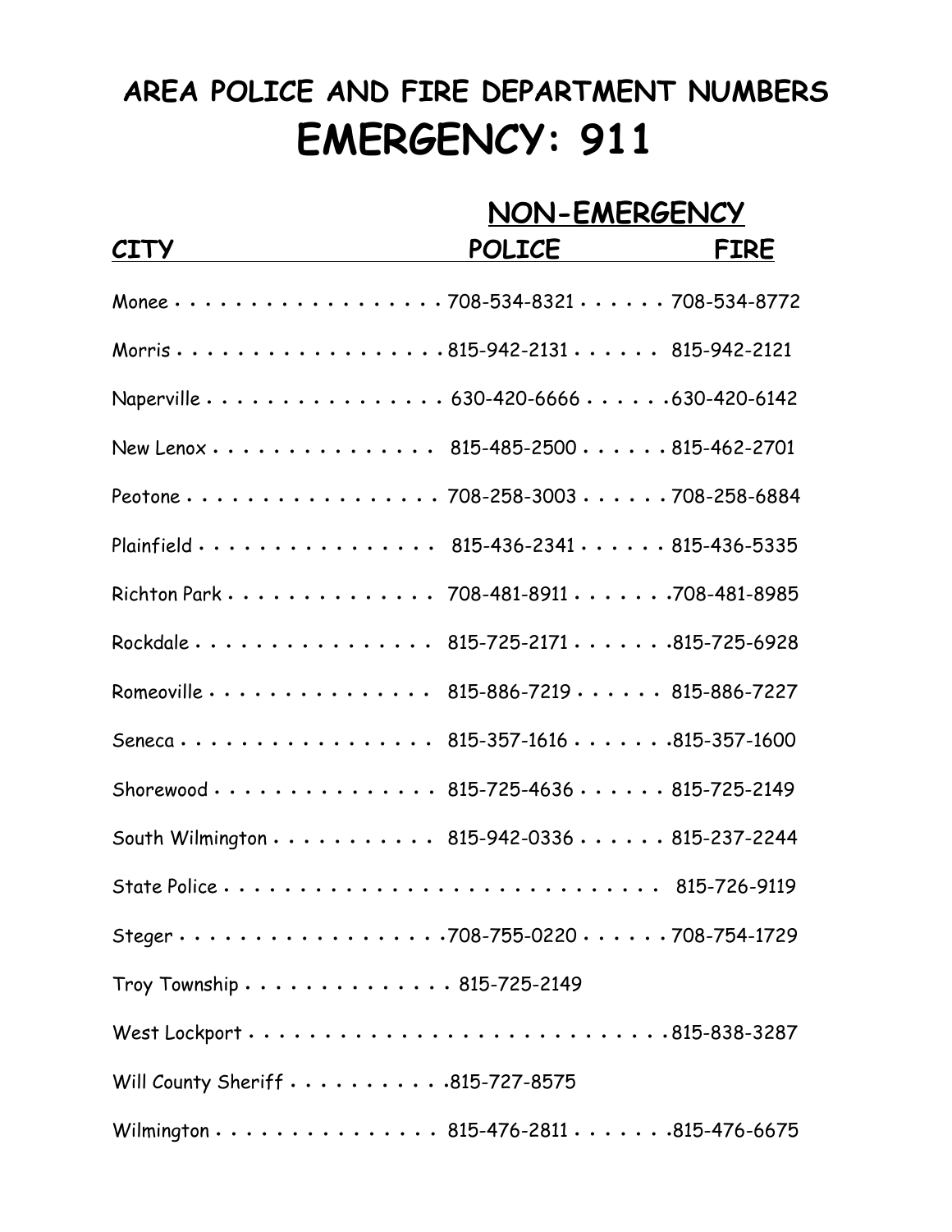# AREA POLICE AND FIRE DEPARTMENT NUMBERS

# EMERGENCY: 911

| CITY | NON-EMERGENCY POLICE | FIRE |
|---|---|---|
| Monee | 708-534-8321 | 708-534-8772 |
| Morris | 815-942-2131 | 815-942-2121 |
| Naperville | 630-420-6666 | 630-420-6142 |
| New Lenox | 815-485-2500 | 815-462-2701 |
| Peotone | 708-258-3003 | 708-258-6884 |
| Plainfield | 815-436-2341 | 815-436-5335 |
| Richton Park | 708-481-8911 | 708-481-8985 |
| Rockdale | 815-725-2171 | 815-725-6928 |
| Romeoville | 815-886-7219 | 815-886-7227 |
| Seneca | 815-357-1616 | 815-357-1600 |
| Shorewood | 815-725-4636 | 815-725-2149 |
| South Wilmington | 815-942-0336 | 815-237-2244 |
| State Police | | 815-726-9119 |
| Steger | 708-755-0220 | 708-754-1729 |
| Troy Township | 815-725-2149 | |
| West Lockport | | 815-838-3287 |
| Will County Sheriff | 815-727-8575 | |
| Wilmington | 815-476-2811 | 815-476-6675 |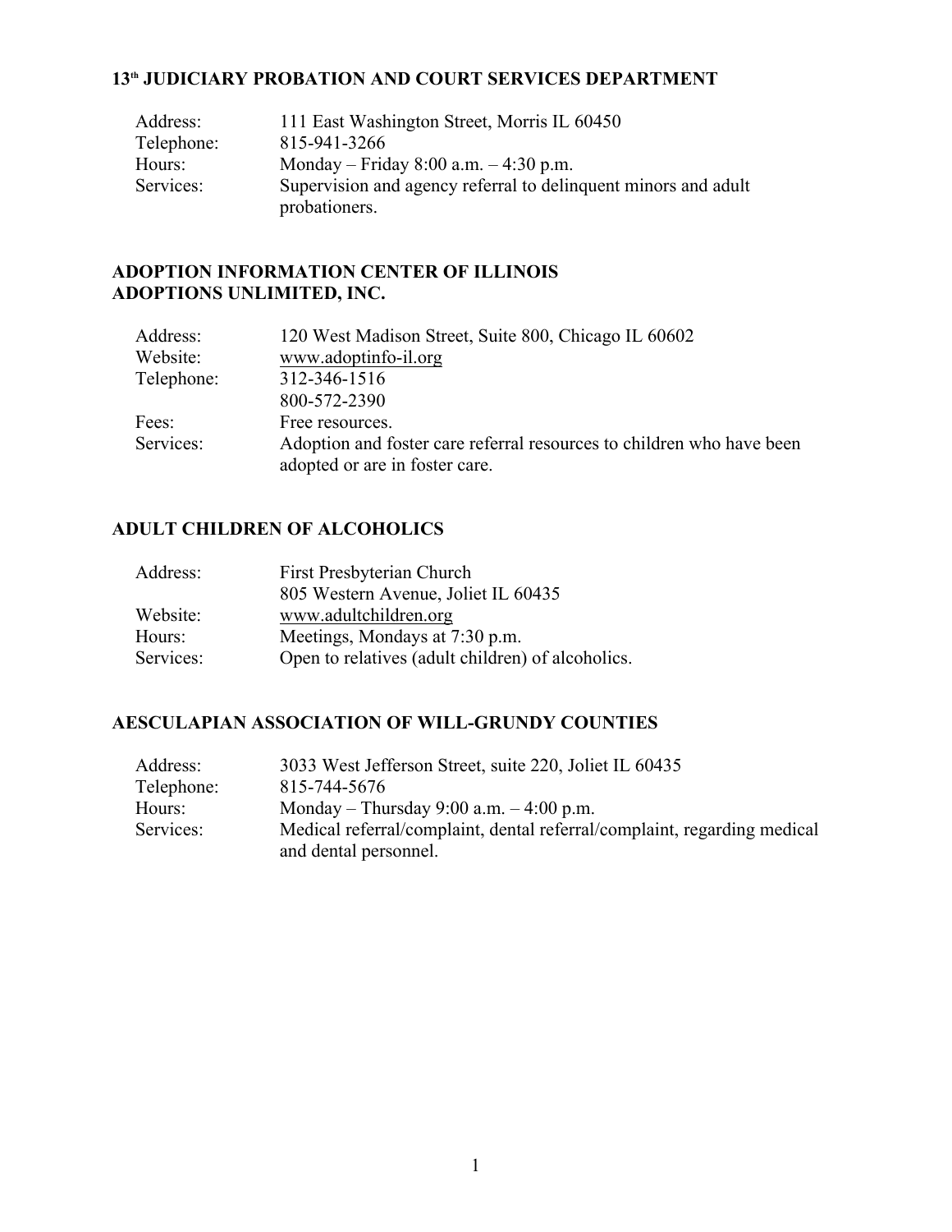### 13th JUDICIARY PROBATION AND COURT SERVICES DEPARTMENT

| | |
|---|---|
| Address: | 111 East Washington Street, Morris IL 60450 |
| Telephone: | 815-941-3266 |
| Hours: | Monday – Friday 8:00 a.m. – 4:30 p.m. |
| Services: | Supervision and agency referral to delinquent minors and adult probationers. |

### ADOPTION INFORMATION CENTER OF ILLINOIS
### ADOPTIONS UNLIMITED, INC.

| | |
|---|---|
| Address: | 120 West Madison Street, Suite 800, Chicago IL 60602 |
| Website: | www.adoptinfo-il.org |
| Telephone: | 312-346-1516 |
| | 800-572-2390 |
| Fees: | Free resources. |
| Services: | Adoption and foster care referral resources to children who have been adopted or are in foster care. |

### ADULT CHILDREN OF ALCOHOLICS

| | |
|---|---|
| Address: | First Presbyterian Church |
| | 805 Western Avenue, Joliet IL 60435 |
| Website: | www.adultchildren.org |
| Hours: | Meetings, Mondays at 7:30 p.m. |
| Services: | Open to relatives (adult children) of alcoholics. |

### AESCULAPIAN ASSOCIATION OF WILL-GRUNDY COUNTIES

| | |
|---|---|
| Address: | 3033 West Jefferson Street, suite 220, Joliet IL 60435 |
| Telephone: | 815-744-5676 |
| Hours: | Monday – Thursday 9:00 a.m. – 4:00 p.m. |
| Services: | Medical referral/complaint, dental referral/complaint, regarding medical and dental personnel. |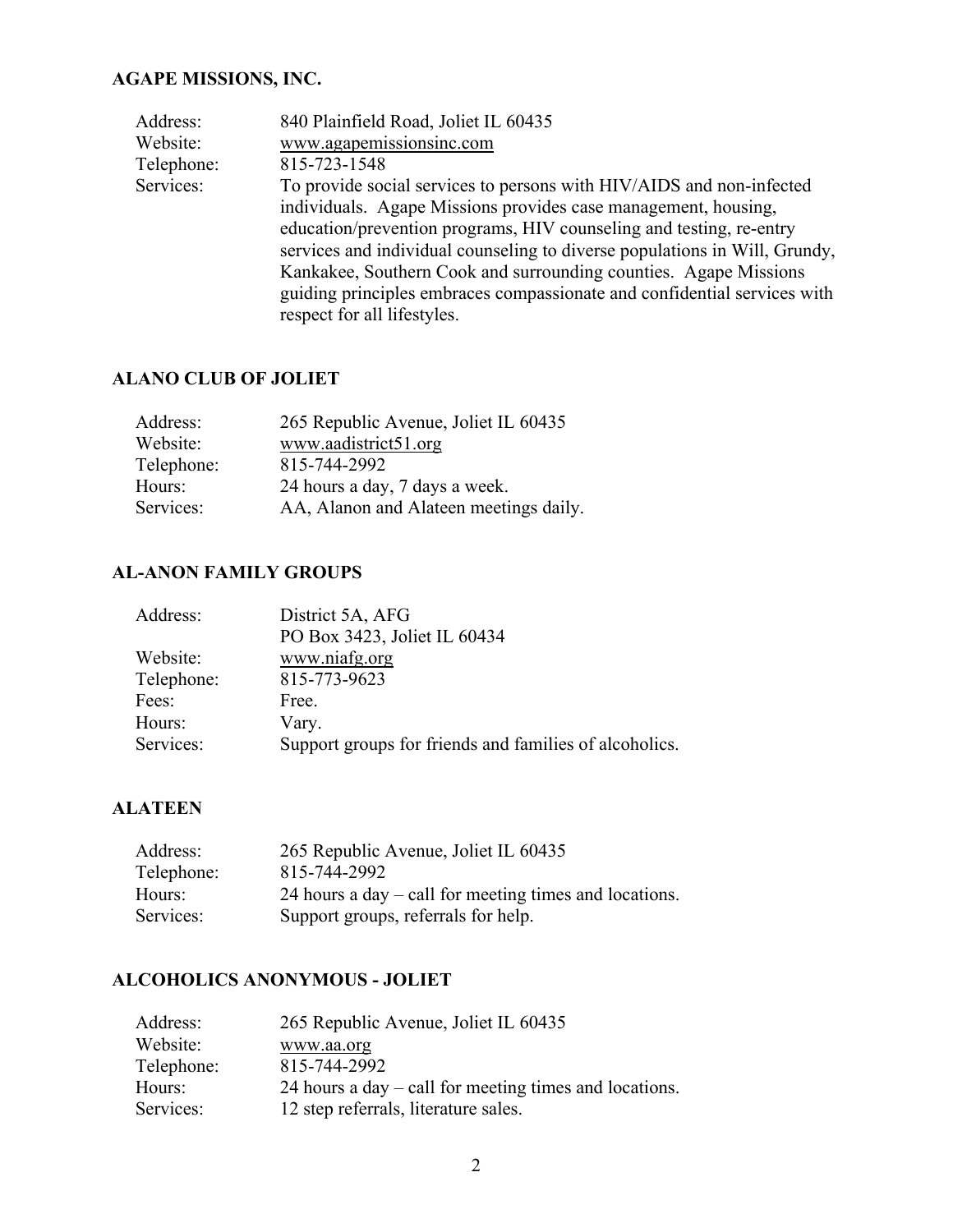## AGAPE MISSIONS, INC.

| | |
|---|---|
| Address: | 840 Plainfield Road, Joliet IL 60435 |
| Website: | www.agapemissionsinc.com |
| Telephone: | 815-723-1548 |
| Services: | To provide social services to persons with HIV/AIDS and non-infected individuals. Agape Missions provides case management, housing, education/prevention programs, HIV counseling and testing, re-entry services and individual counseling to diverse populations in Will, Grundy, Kankakee, Southern Cook and surrounding counties. Agape Missions guiding principles embraces compassionate and confidential services with respect for all lifestyles. |

## ALANO CLUB OF JOLIET

| | |
|---|---|
| Address: | 265 Republic Avenue, Joliet IL 60435 |
| Website: | www.aadistrict51.org |
| Telephone: | 815-744-2992 |
| Hours: | 24 hours a day, 7 days a week. |
| Services: | AA, Alanon and Alateen meetings daily. |

## AL-ANON FAMILY GROUPS

| | |
|---|---|
| Address: | District 5A, AFG<br>PO Box 3423, Joliet IL 60434 |
| Website: | www.niafg.org |
| Telephone: | 815-773-9623 |
| Fees: | Free. |
| Hours: | Vary. |
| Services: | Support groups for friends and families of alcoholics. |

## ALATEEN

| | |
|---|---|
| Address: | 265 Republic Avenue, Joliet IL 60435 |
| Telephone: | 815-744-2992 |
| Hours: | 24 hours a day – call for meeting times and locations. |
| Services: | Support groups, referrals for help. |

## ALCOHOLICS ANONYMOUS - JOLIET

| | |
|---|---|
| Address: | 265 Republic Avenue, Joliet IL 60435 |
| Website: | www.aa.org |
| Telephone: | 815-744-2992 |
| Hours: | 24 hours a day – call for meeting times and locations. |
| Services: | 12 step referrals, literature sales. |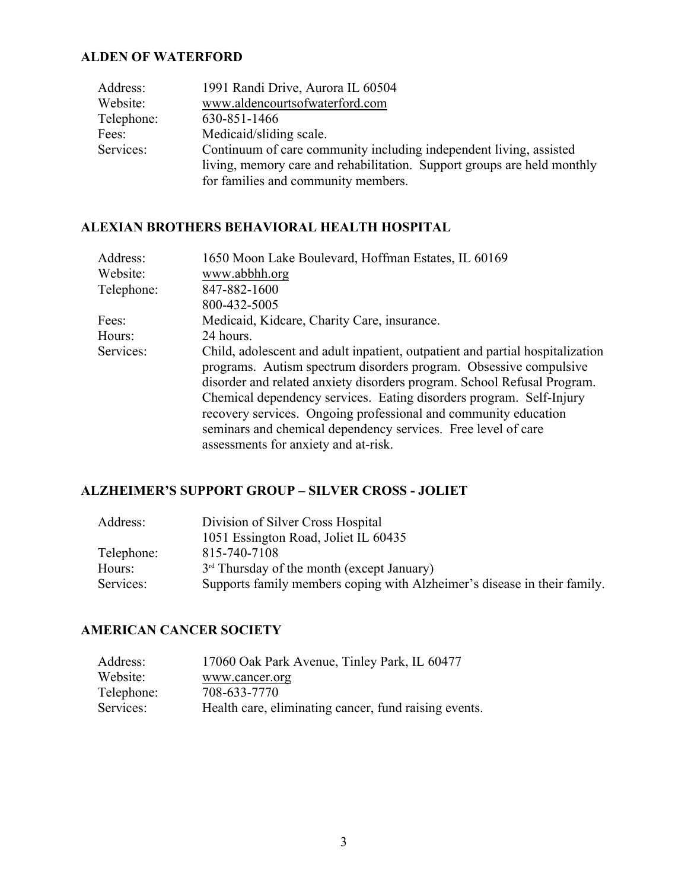## ALDEN OF WATERFORD

| | |
|---|---|
| Address: | 1991 Randi Drive, Aurora IL 60504 |
| Website: | www.aldencourtsofwaterford.com |
| Telephone: | 630-851-1466 |
| Fees: | Medicaid/sliding scale. |
| Services: | Continuum of care community including independent living, assisted living, memory care and rehabilitation. Support groups are held monthly for families and community members. |

## ALEXIAN BROTHERS BEHAVIORAL HEALTH HOSPITAL

| | |
|---|---|
| Address: | 1650 Moon Lake Boulevard, Hoffman Estates, IL 60169 |
| Website: | www.abbhh.org |
| Telephone: | 847-882-1600<br>800-432-5005 |
| Fees: | Medicaid, Kidcare, Charity Care, insurance. |
| Hours: | 24 hours. |
| Services: | Child, adolescent and adult inpatient, outpatient and partial hospitalization programs. Autism spectrum disorders program. Obsessive compulsive disorder and related anxiety disorders program. School Refusal Program. Chemical dependency services. Eating disorders program. Self-Injury recovery services. Ongoing professional and community education seminars and chemical dependency services. Free level of care assessments for anxiety and at-risk. |

## ALZHEIMER'S SUPPORT GROUP – SILVER CROSS - JOLIET

| | |
|---|---|
| Address: | Division of Silver Cross Hospital<br>1051 Essington Road, Joliet IL 60435 |
| Telephone: | 815-740-7108 |
| Hours: | 3rd Thursday of the month (except January) |
| Services: | Supports family members coping with Alzheimer's disease in their family. |

## AMERICAN CANCER SOCIETY

| | |
|---|---|
| Address: | 17060 Oak Park Avenue, Tinley Park, IL 60477 |
| Website: | www.cancer.org |
| Telephone: | 708-633-7770 |
| Services: | Health care, eliminating cancer, fund raising events. |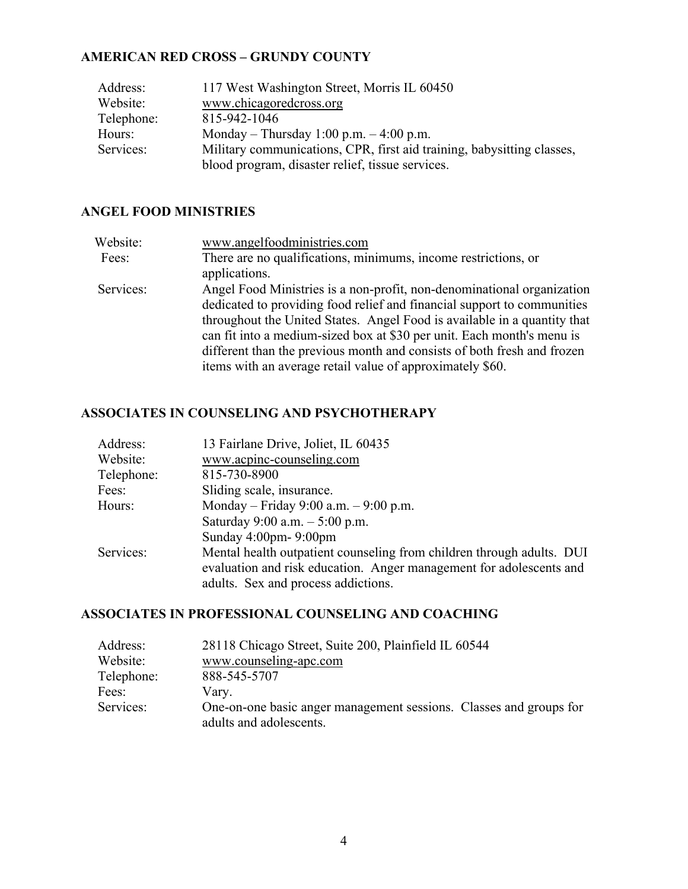## AMERICAN RED CROSS – GRUNDY COUNTY

| | |
|---|---|
| Address: | 117 West Washington Street, Morris IL 60450 |
| Website: | www.chicagoredcross.org |
| Telephone: | 815-942-1046 |
| Hours: | Monday – Thursday 1:00 p.m. – 4:00 p.m. |
| Services: | Military communications, CPR, first aid training, babysitting classes, blood program, disaster relief, tissue services. |

## ANGEL FOOD MINISTRIES

| | |
|---|---|
| Website: | www.angelfoodministries.com |
| Fees: | There are no qualifications, minimums, income restrictions, or applications. |
| Services: | Angel Food Ministries is a non-profit, non-denominational organization dedicated to providing food relief and financial support to communities throughout the United States. Angel Food is available in a quantity that can fit into a medium-sized box at $30 per unit. Each month's menu is different than the previous month and consists of both fresh and frozen items with an average retail value of approximately $60. |

## ASSOCIATES IN COUNSELING AND PSYCHOTHERAPY

| | |
|---|---|
| Address: | 13 Fairlane Drive, Joliet, IL 60435 |
| Website: | www.acpinc-counseling.com |
| Telephone: | 815-730-8900 |
| Fees: | Sliding scale, insurance. |
| Hours: | Monday – Friday 9:00 a.m. – 9:00 p.m.<br>Saturday 9:00 a.m. – 5:00 p.m.<br>Sunday 4:00pm- 9:00pm |
| Services: | Mental health outpatient counseling from children through adults. DUI evaluation and risk education. Anger management for adolescents and adults. Sex and process addictions. |

## ASSOCIATES IN PROFESSIONAL COUNSELING AND COACHING

| | |
|---|---|
| Address: | 28118 Chicago Street, Suite 200, Plainfield IL 60544 |
| Website: | www.counseling-apc.com |
| Telephone: | 888-545-5707 |
| Fees: | Vary. |
| Services: | One-on-one basic anger management sessions. Classes and groups for adults and adolescents. |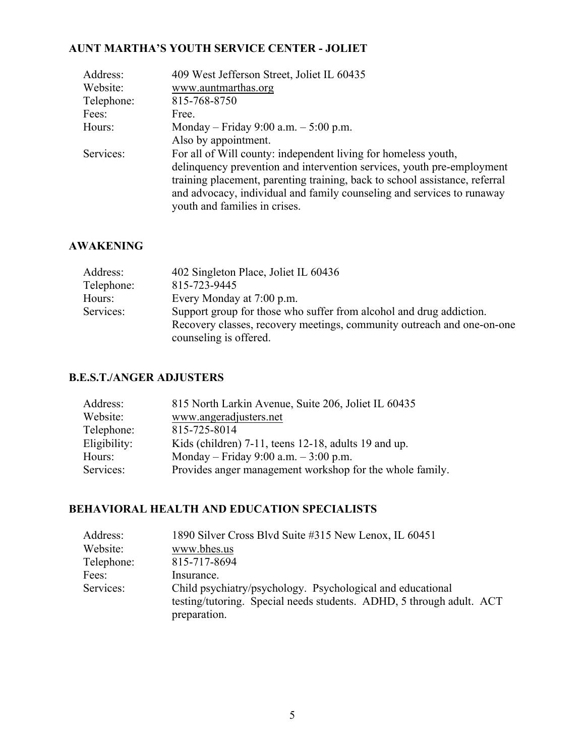## AUNT MARTHA'S YOUTH SERVICE CENTER - JOLIET

| | |
|---|---|
| Address: | 409 West Jefferson Street, Joliet IL 60435 |
| Website: | www.auntmarthas.org |
| Telephone: | 815-768-8750 |
| Fees: | Free. |
| Hours: | Monday – Friday 9:00 a.m. – 5:00 p.m.<br>Also by appointment. |
| Services: | For all of Will county: independent living for homeless youth, delinquency prevention and intervention services, youth pre-employment training placement, parenting training, back to school assistance, referral and advocacy, individual and family counseling and services to runaway youth and families in crises. |

## AWAKENING

| | |
|---|---|
| Address: | 402 Singleton Place, Joliet IL 60436 |
| Telephone: | 815-723-9445 |
| Hours: | Every Monday at 7:00 p.m. |
| Services: | Support group for those who suffer from alcohol and drug addiction. Recovery classes, recovery meetings, community outreach and one-on-one counseling is offered. |

## B.E.S.T./ANGER ADJUSTERS

| | |
|---|---|
| Address: | 815 North Larkin Avenue, Suite 206, Joliet IL 60435 |
| Website: | www.angeradjusters.net |
| Telephone: | 815-725-8014 |
| Eligibility: | Kids (children) 7-11, teens 12-18, adults 19 and up. |
| Hours: | Monday – Friday 9:00 a.m. – 3:00 p.m. |
| Services: | Provides anger management workshop for the whole family. |

## BEHAVIORAL HEALTH AND EDUCATION SPECIALISTS

| | |
|---|---|
| Address: | 1890 Silver Cross Blvd Suite #315 New Lenox, IL 60451 |
| Website: | www.bhes.us |
| Telephone: | 815-717-8694 |
| Fees: | Insurance. |
| Services: | Child psychiatry/psychology. Psychological and educational testing/tutoring. Special needs students. ADHD, 5 through adult. ACT preparation. |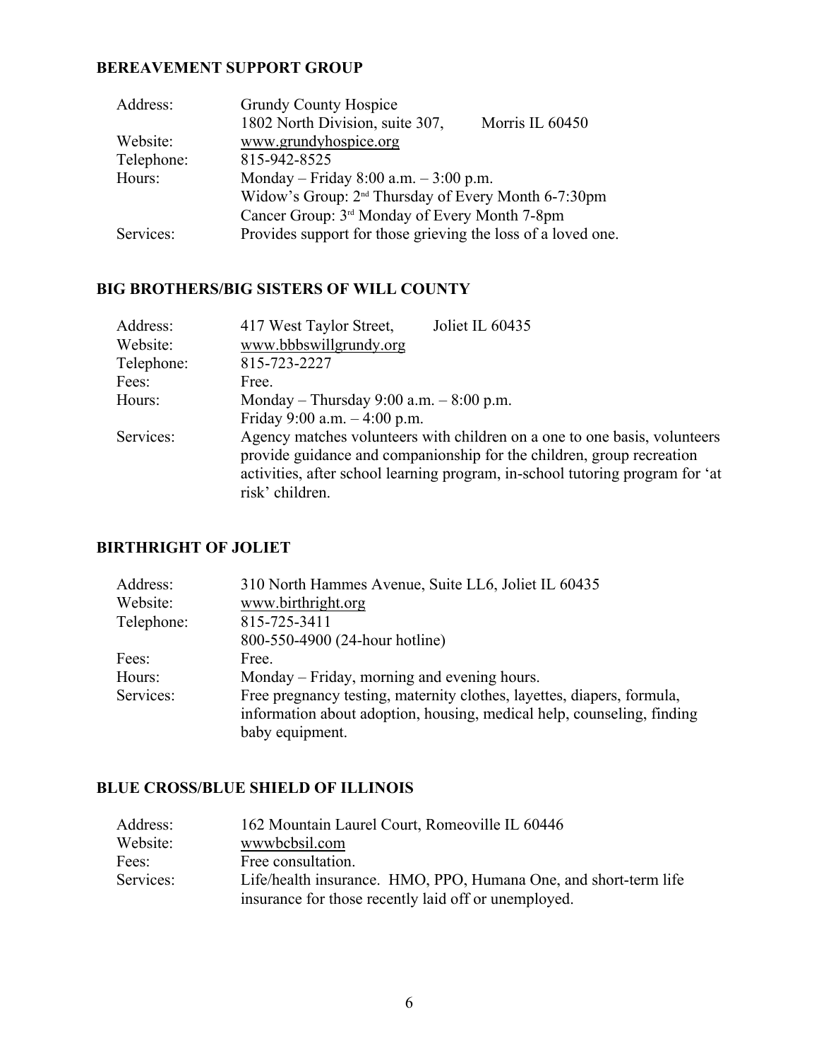## BEREAVEMENT SUPPORT GROUP

| | |
|---|---|
| Address: | Grundy County Hospice<br>1802 North Division, suite 307, Morris IL 60450 |
| Website: | www.grundyhospice.org |
| Telephone: | 815-942-8525 |
| Hours: | Monday – Friday 8:00 a.m. – 3:00 p.m.<br>Widow's Group: 2nd Thursday of Every Month 6-7:30pm<br>Cancer Group: 3rd Monday of Every Month 7-8pm |
| Services: | Provides support for those grieving the loss of a loved one. |

## BIG BROTHERS/BIG SISTERS OF WILL COUNTY

| | |
|---|---|
| Address: | 417 West Taylor Street, Joliet IL 60435 |
| Website: | www.bbbswillgrundy.org |
| Telephone: | 815-723-2227 |
| Fees: | Free. |
| Hours: | Monday – Thursday 9:00 a.m. – 8:00 p.m.<br>Friday 9:00 a.m. – 4:00 p.m. |
| Services: | Agency matches volunteers with children on a one to one basis, volunteers provide guidance and companionship for the children, group recreation activities, after school learning program, in-school tutoring program for 'at risk' children. |

## BIRTHRIGHT OF JOLIET

| | |
|---|---|
| Address: | 310 North Hammes Avenue, Suite LL6, Joliet IL 60435 |
| Website: | www.birthright.org |
| Telephone: | 815-725-3411<br>800-550-4900 (24-hour hotline) |
| Fees: | Free. |
| Hours: | Monday – Friday, morning and evening hours. |
| Services: | Free pregnancy testing, maternity clothes, layettes, diapers, formula, information about adoption, housing, medical help, counseling, finding baby equipment. |

## BLUE CROSS/BLUE SHIELD OF ILLINOIS

| | |
|---|---|
| Address: | 162 Mountain Laurel Court, Romeoville IL 60446 |
| Website: | wwwbcbsil.com |
| Fees: | Free consultation. |
| Services: | Life/health insurance. HMO, PPO, Humana One, and short-term life insurance for those recently laid off or unemployed. |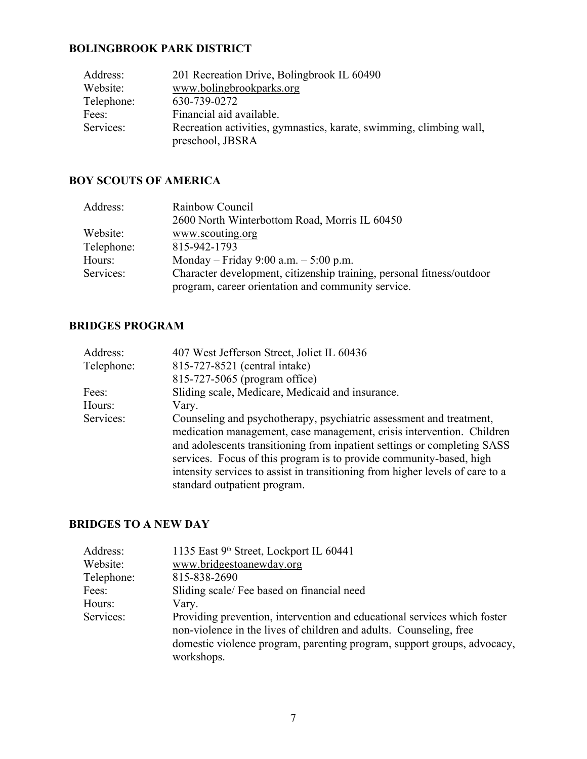## BOLINGBROOK PARK DISTRICT

| | |
|---|---|
| Address: | 201 Recreation Drive, Bolingbrook IL 60490 |
| Website: | www.bolingbrookparks.org |
| Telephone: | 630-739-0272 |
| Fees: | Financial aid available. |
| Services: | Recreation activities, gymnastics, karate, swimming, climbing wall, preschool, JBSRA |

## BOY SCOUTS OF AMERICA

| | |
|---|---|
| Address: | Rainbow Council<br>2600 North Winterbottom Road, Morris IL 60450 |
| Website: | www.scouting.org |
| Telephone: | 815-942-1793 |
| Hours: | Monday – Friday 9:00 a.m. – 5:00 p.m. |
| Services: | Character development, citizenship training, personal fitness/outdoor program, career orientation and community service. |

## BRIDGES PROGRAM

| | |
|---|---|
| Address: | 407 West Jefferson Street, Joliet IL 60436 |
| Telephone: | 815-727-8521 (central intake)<br>815-727-5065 (program office) |
| Fees: | Sliding scale, Medicare, Medicaid and insurance. |
| Hours: | Vary. |
| Services: | Counseling and psychotherapy, psychiatric assessment and treatment, medication management, case management, crisis intervention. Children and adolescents transitioning from inpatient settings or completing SASS services. Focus of this program is to provide community-based, high intensity services to assist in transitioning from higher levels of care to a standard outpatient program. |

## BRIDGES TO A NEW DAY

| | |
|---|---|
| Address: | 1135 East 9th Street, Lockport IL 60441 |
| Website: | www.bridgestoanewday.org |
| Telephone: | 815-838-2690 |
| Fees: | Sliding scale/ Fee based on financial need |
| Hours: | Vary. |
| Services: | Providing prevention, intervention and educational services which foster non-violence in the lives of children and adults. Counseling, free domestic violence program, parenting program, support groups, advocacy, workshops. |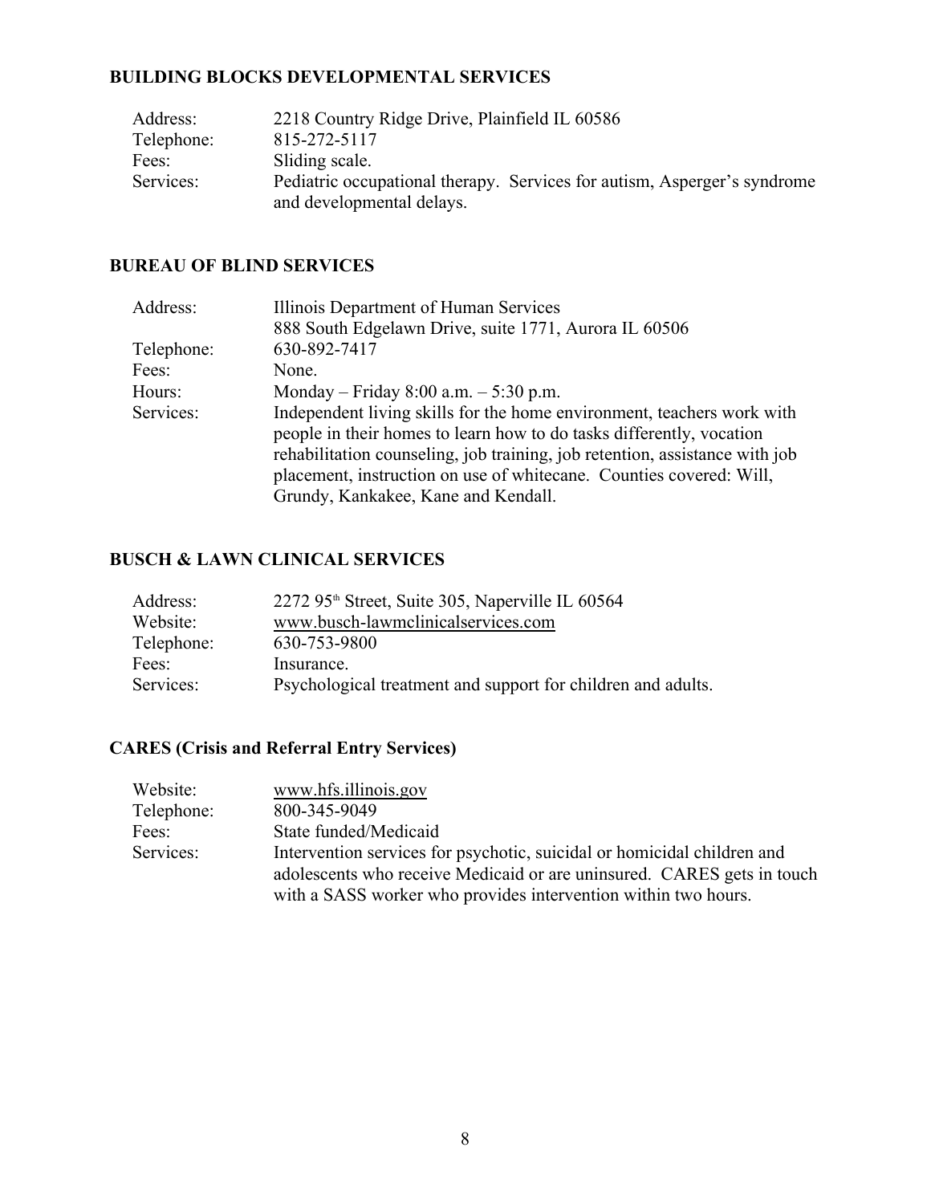### BUILDING BLOCKS DEVELOPMENTAL SERVICES

| | |
|---|---|
| Address: | 2218 Country Ridge Drive, Plainfield IL 60586 |
| Telephone: | 815-272-5117 |
| Fees: | Sliding scale. |
| Services: | Pediatric occupational therapy. Services for autism, Asperger's syndrome and developmental delays. |

### BUREAU OF BLIND SERVICES

| | |
|---|---|
| Address: | Illinois Department of Human Services<br>888 South Edgelawn Drive, suite 1771, Aurora IL 60506 |
| Telephone: | 630-892-7417 |
| Fees: | None. |
| Hours: | Monday – Friday 8:00 a.m. – 5:30 p.m. |
| Services: | Independent living skills for the home environment, teachers work with people in their homes to learn how to do tasks differently, vocation rehabilitation counseling, job training, job retention, assistance with job placement, instruction on use of whitecane. Counties covered: Will, Grundy, Kankakee, Kane and Kendall. |

### BUSCH & LAWN CLINICAL SERVICES

| | |
|---|---|
| Address: | 2272 95th Street, Suite 305, Naperville IL 60564 |
| Website: | www.busch-lawmclinicalservices.com |
| Telephone: | 630-753-9800 |
| Fees: | Insurance. |
| Services: | Psychological treatment and support for children and adults. |

### CARES (Crisis and Referral Entry Services)

| | |
|---|---|
| Website: | www.hfs.illinois.gov |
| Telephone: | 800-345-9049 |
| Fees: | State funded/Medicaid |
| Services: | Intervention services for psychotic, suicidal or homicidal children and adolescents who receive Medicaid or are uninsured. CARES gets in touch with a SASS worker who provides intervention within two hours. |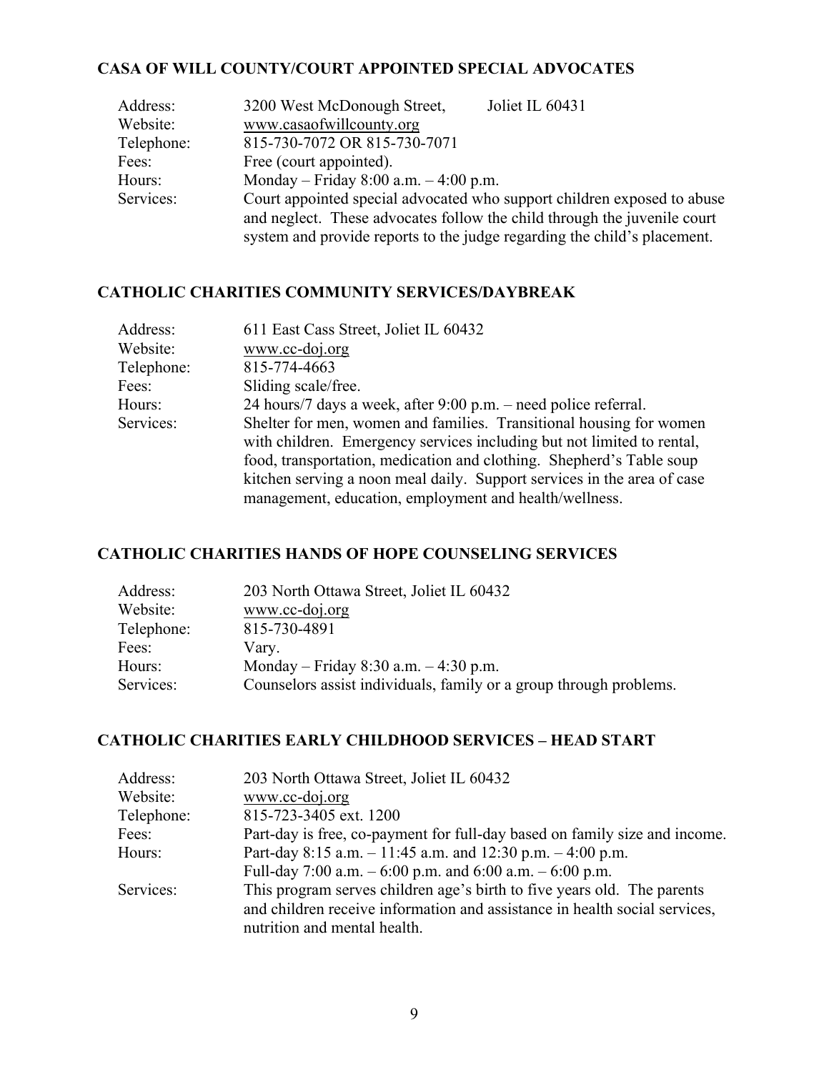### CASA OF WILL COUNTY/COURT APPOINTED SPECIAL ADVOCATES

| | |
|---|---|
| Address: | 3200 West McDonough Street, Joliet IL 60431 |
| Website: | www.casaofwillcounty.org |
| Telephone: | 815-730-7072 OR 815-730-7071 |
| Fees: | Free (court appointed). |
| Hours: | Monday – Friday 8:00 a.m. – 4:00 p.m. |
| Services: | Court appointed special advocated who support children exposed to abuse and neglect. These advocates follow the child through the juvenile court system and provide reports to the judge regarding the child's placement. |

### CATHOLIC CHARITIES COMMUNITY SERVICES/DAYBREAK

| | |
|---|---|
| Address: | 611 East Cass Street, Joliet IL 60432 |
| Website: | www.cc-doj.org |
| Telephone: | 815-774-4663 |
| Fees: | Sliding scale/free. |
| Hours: | 24 hours/7 days a week, after 9:00 p.m. – need police referral. |
| Services: | Shelter for men, women and families. Transitional housing for women with children. Emergency services including but not limited to rental, food, transportation, medication and clothing. Shepherd's Table soup kitchen serving a noon meal daily. Support services in the area of case management, education, employment and health/wellness. |

### CATHOLIC CHARITIES HANDS OF HOPE COUNSELING SERVICES

| | |
|---|---|
| Address: | 203 North Ottawa Street, Joliet IL 60432 |
| Website: | www.cc-doj.org |
| Telephone: | 815-730-4891 |
| Fees: | Vary. |
| Hours: | Monday – Friday 8:30 a.m. – 4:30 p.m. |
| Services: | Counselors assist individuals, family or a group through problems. |

### CATHOLIC CHARITIES EARLY CHILDHOOD SERVICES – HEAD START

| | |
|---|---|
| Address: | 203 North Ottawa Street, Joliet IL 60432 |
| Website: | www.cc-doj.org |
| Telephone: | 815-723-3405 ext. 1200 |
| Fees: | Part-day is free, co-payment for full-day based on family size and income. |
| Hours: | Part-day 8:15 a.m. – 11:45 a.m. and 12:30 p.m. – 4:00 p.m.<br>Full-day 7:00 a.m. – 6:00 p.m. and 6:00 a.m. – 6:00 p.m. |
| Services: | This program serves children age's birth to five years old. The parents and children receive information and assistance in health social services, nutrition and mental health. |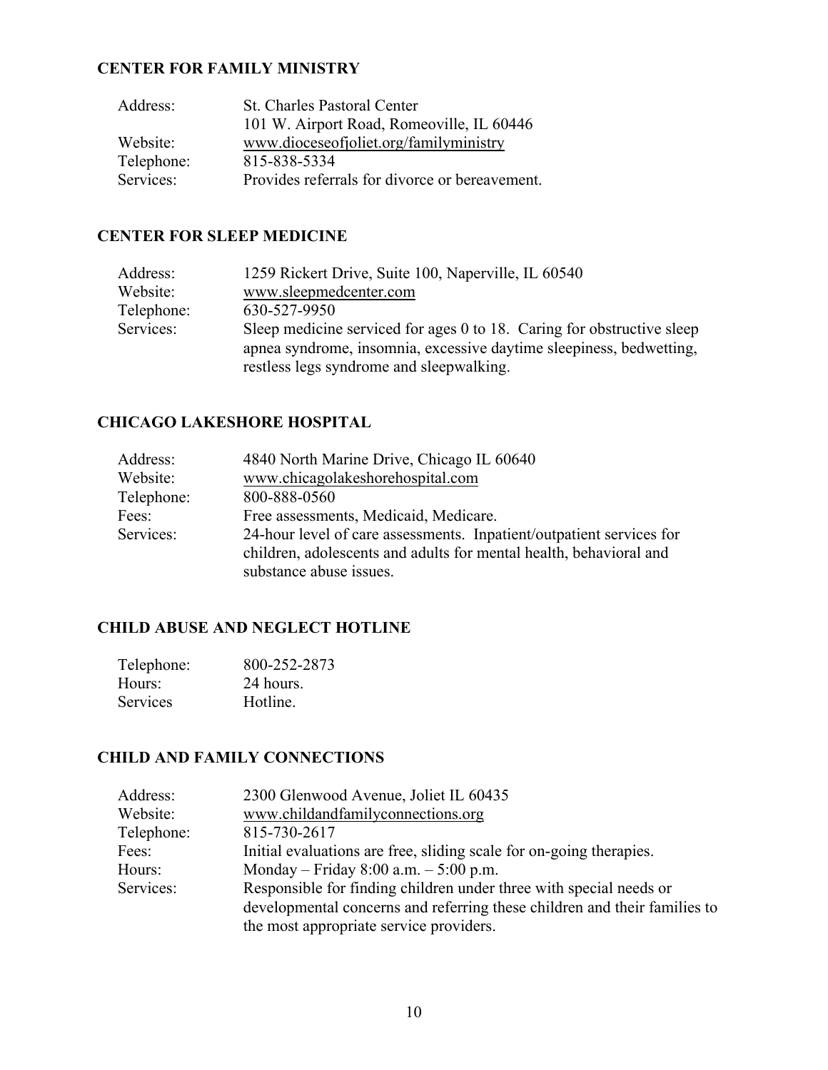## CENTER FOR FAMILY MINISTRY

| | |
|---|---|
| Address: | St. Charles Pastoral Center<br>101 W. Airport Road, Romeoville, IL 60446 |
| Website: | www.dioceseofjoliet.org/familyministry |
| Telephone: | 815-838-5334 |
| Services: | Provides referrals for divorce or bereavement. |

## CENTER FOR SLEEP MEDICINE

| | |
|---|---|
| Address: | 1259 Rickert Drive, Suite 100, Naperville, IL 60540 |
| Website: | www.sleepmedcenter.com |
| Telephone: | 630-527-9950 |
| Services: | Sleep medicine serviced for ages 0 to 18. Caring for obstructive sleep apnea syndrome, insomnia, excessive daytime sleepiness, bedwetting, restless legs syndrome and sleepwalking. |

## CHICAGO LAKESHORE HOSPITAL

| | |
|---|---|
| Address: | 4840 North Marine Drive, Chicago IL 60640 |
| Website: | www.chicagolakeshorehospital.com |
| Telephone: | 800-888-0560 |
| Fees: | Free assessments, Medicaid, Medicare. |
| Services: | 24-hour level of care assessments. Inpatient/outpatient services for children, adolescents and adults for mental health, behavioral and substance abuse issues. |

## CHILD ABUSE AND NEGLECT HOTLINE

| | |
|---|---|
| Telephone: | 800-252-2873 |
| Hours: | 24 hours. |
| Services | Hotline. |

## CHILD AND FAMILY CONNECTIONS

| | |
|---|---|
| Address: | 2300 Glenwood Avenue, Joliet IL 60435 |
| Website: | www.childandfamilyconnections.org |
| Telephone: | 815-730-2617 |
| Fees: | Initial evaluations are free, sliding scale for on-going therapies. |
| Hours: | Monday – Friday 8:00 a.m. – 5:00 p.m. |
| Services: | Responsible for finding children under three with special needs or developmental concerns and referring these children and their families to the most appropriate service providers. |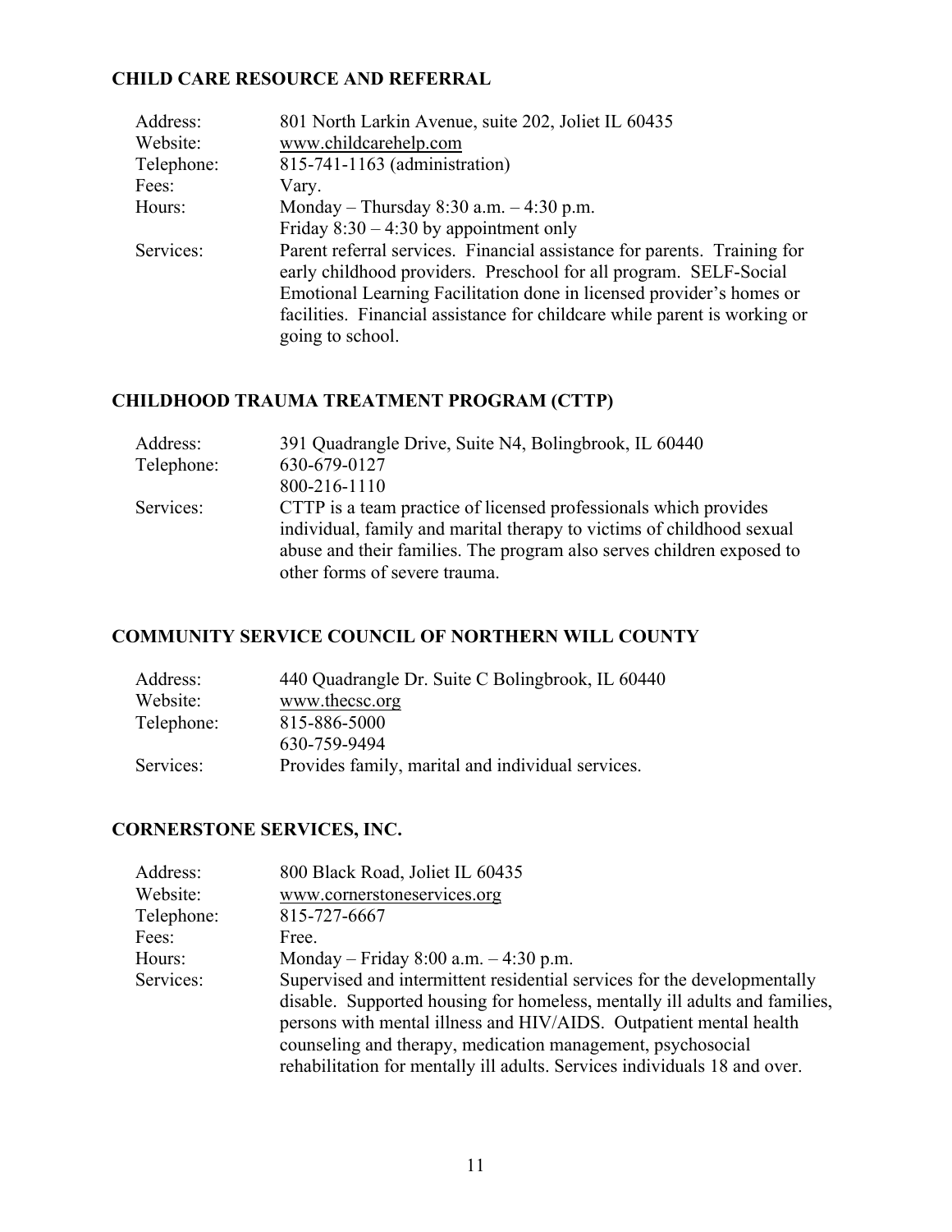## CHILD CARE RESOURCE AND REFERRAL

| | |
|---|---|
| Address: | 801 North Larkin Avenue, suite 202, Joliet IL 60435 |
| Website: | www.childcarehelp.com |
| Telephone: | 815-741-1163 (administration) |
| Fees: | Vary. |
| Hours: | Monday – Thursday 8:30 a.m. – 4:30 p.m.<br>Friday 8:30 – 4:30 by appointment only |
| Services: | Parent referral services. Financial assistance for parents. Training for early childhood providers. Preschool for all program. SELF-Social Emotional Learning Facilitation done in licensed provider's homes or facilities. Financial assistance for childcare while parent is working or going to school. |

## CHILDHOOD TRAUMA TREATMENT PROGRAM (CTTP)

| | |
|---|---|
| Address: | 391 Quadrangle Drive, Suite N4, Bolingbrook, IL 60440 |
| Telephone: | 630-679-0127<br>800-216-1110 |
| Services: | CTTP is a team practice of licensed professionals which provides individual, family and marital therapy to victims of childhood sexual abuse and their families. The program also serves children exposed to other forms of severe trauma. |

## COMMUNITY SERVICE COUNCIL OF NORTHERN WILL COUNTY

| | |
|---|---|
| Address: | 440 Quadrangle Dr. Suite C Bolingbrook, IL 60440 |
| Website: | www.thecsc.org |
| Telephone: | 815-886-5000<br>630-759-9494 |
| Services: | Provides family, marital and individual services. |

## CORNERSTONE SERVICES, INC.

| | |
|---|---|
| Address: | 800 Black Road, Joliet IL 60435 |
| Website: | www.cornerstoneservices.org |
| Telephone: | 815-727-6667 |
| Fees: | Free. |
| Hours: | Monday – Friday 8:00 a.m. – 4:30 p.m. |
| Services: | Supervised and intermittent residential services for the developmentally disable. Supported housing for homeless, mentally ill adults and families, persons with mental illness and HIV/AIDS. Outpatient mental health counseling and therapy, medication management, psychosocial rehabilitation for mentally ill adults. Services individuals 18 and over. |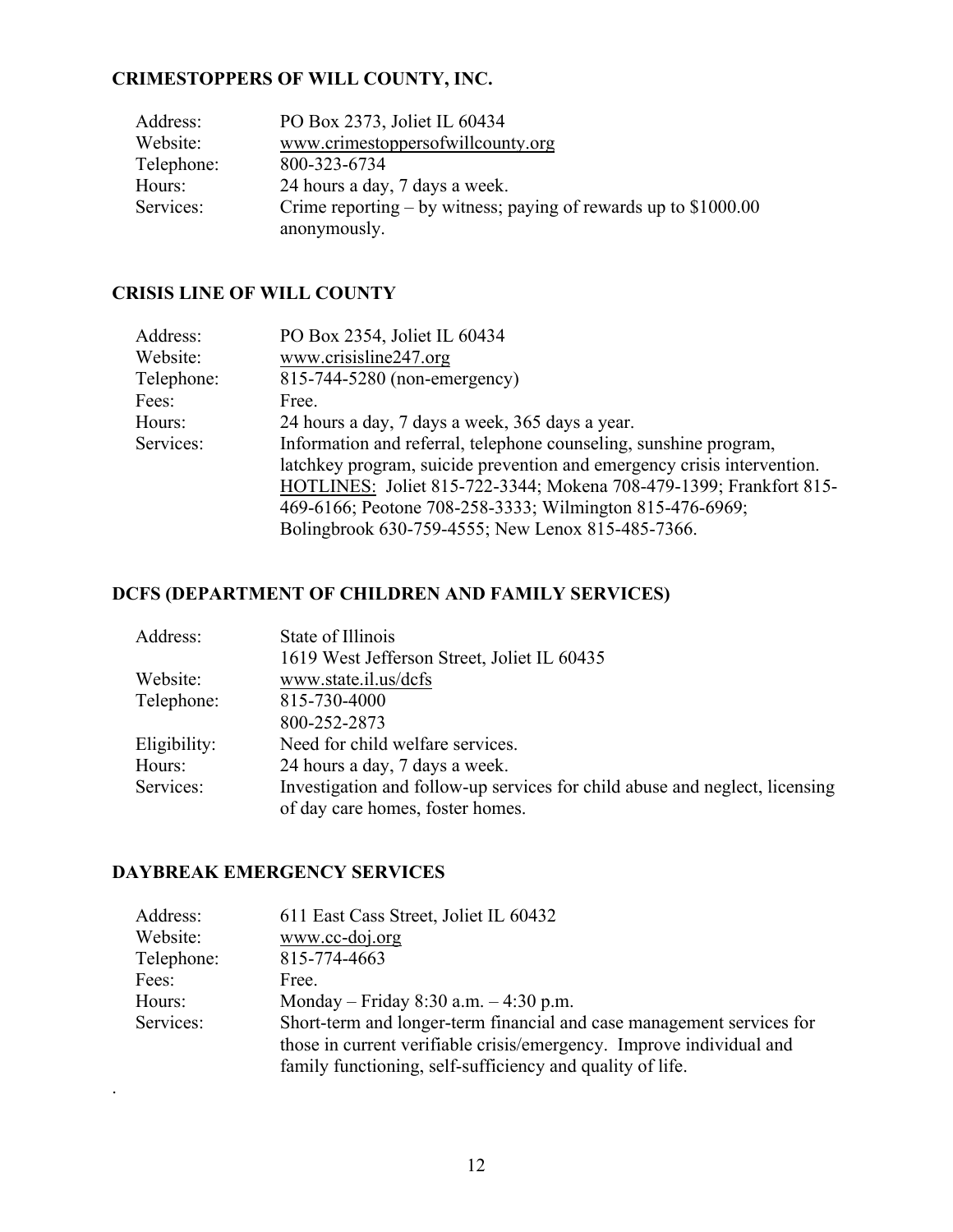## CRIMESTOPPERS OF WILL COUNTY, INC.

| | |
|---|---|
| Address: | PO Box 2373, Joliet IL 60434 |
| Website: | www.crimestoppersofwillcounty.org |
| Telephone: | 800-323-6734 |
| Hours: | 24 hours a day, 7 days a week. |
| Services: | Crime reporting – by witness; paying of rewards up to $1000.00 anonymously. |

## CRISIS LINE OF WILL COUNTY

| | |
|---|---|
| Address: | PO Box 2354, Joliet IL 60434 |
| Website: | www.crisisline247.org |
| Telephone: | 815-744-5280 (non-emergency) |
| Fees: | Free. |
| Hours: | 24 hours a day, 7 days a week, 365 days a year. |
| Services: | Information and referral, telephone counseling, sunshine program, latchkey program, suicide prevention and emergency crisis intervention. HOTLINES: Joliet 815-722-3344; Mokena 708-479-1399; Frankfort 815-469-6166; Peotone 708-258-3333; Wilmington 815-476-6969; Bolingbrook 630-759-4555; New Lenox 815-485-7366. |

## DCFS (DEPARTMENT OF CHILDREN AND FAMILY SERVICES)

| | |
|---|---|
| Address: | State of Illinois<br>1619 West Jefferson Street, Joliet IL 60435 |
| Website: | www.state.il.us/dcfs |
| Telephone: | 815-730-4000<br>800-252-2873 |
| Eligibility: | Need for child welfare services. |
| Hours: | 24 hours a day, 7 days a week. |
| Services: | Investigation and follow-up services for child abuse and neglect, licensing of day care homes, foster homes. |

## DAYBREAK EMERGENCY SERVICES

| | |
|---|---|
| Address: | 611 East Cass Street, Joliet IL 60432 |
| Website: | www.cc-doj.org |
| Telephone: | 815-774-4663 |
| Fees: | Free. |
| Hours: | Monday – Friday 8:30 a.m. – 4:30 p.m. |
| Services: | Short-term and longer-term financial and case management services for those in current verifiable crisis/emergency. Improve individual and family functioning, self-sufficiency and quality of life. |

.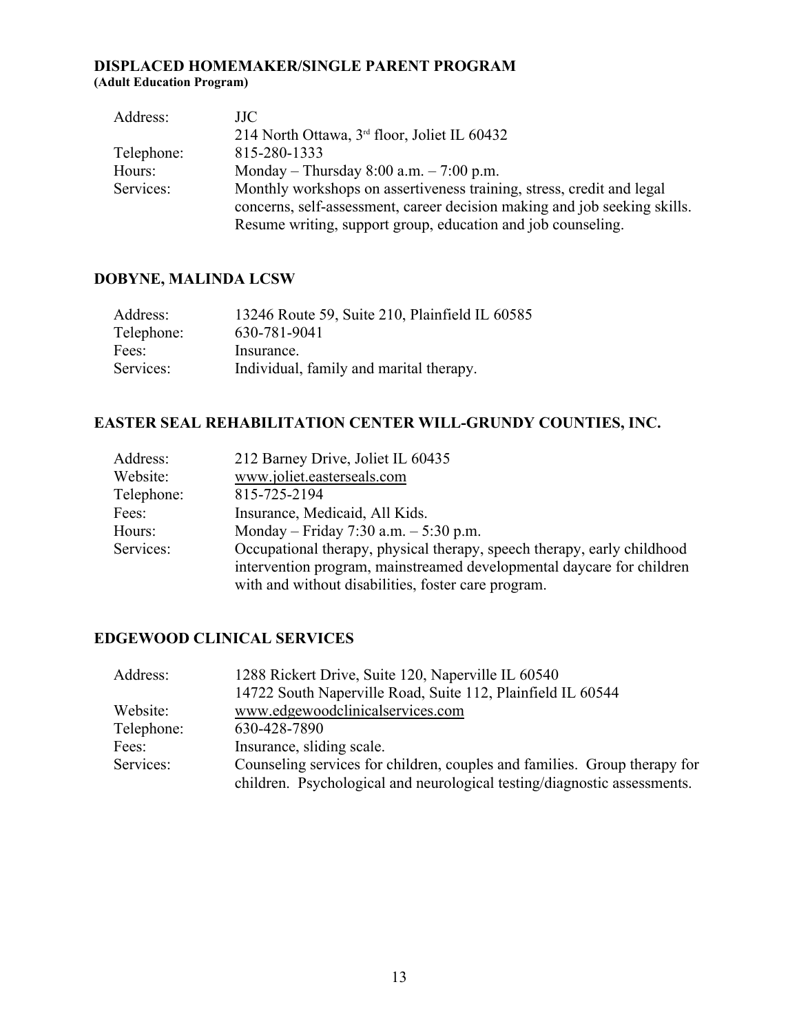## DISPLACED HOMEMAKER/SINGLE PARENT PROGRAM
**(Adult Education Program)**

| | |
|---|---|
| Address: | JJC<br>214 North Ottawa, 3rd floor, Joliet IL 60432 |
| Telephone: | 815-280-1333 |
| Hours: | Monday – Thursday 8:00 a.m. – 7:00 p.m. |
| Services: | Monthly workshops on assertiveness training, stress, credit and legal concerns, self-assessment, career decision making and job seeking skills. Resume writing, support group, education and job counseling. |

## DOBYNE, MALINDA LCSW

| | |
|---|---|
| Address: | 13246 Route 59, Suite 210, Plainfield IL 60585 |
| Telephone: | 630-781-9041 |
| Fees: | Insurance. |
| Services: | Individual, family and marital therapy. |

## EASTER SEAL REHABILITATION CENTER WILL-GRUNDY COUNTIES, INC.

| | |
|---|---|
| Address: | 212 Barney Drive, Joliet IL 60435 |
| Website: | www.joliet.easterseals.com |
| Telephone: | 815-725-2194 |
| Fees: | Insurance, Medicaid, All Kids. |
| Hours: | Monday – Friday 7:30 a.m. – 5:30 p.m. |
| Services: | Occupational therapy, physical therapy, speech therapy, early childhood intervention program, mainstreamed developmental daycare for children with and without disabilities, foster care program. |

## EDGEWOOD CLINICAL SERVICES

| | |
|---|---|
| Address: | 1288 Rickert Drive, Suite 120, Naperville IL 60540<br>14722 South Naperville Road, Suite 112, Plainfield IL 60544 |
| Website: | www.edgewoodclinicalservices.com |
| Telephone: | 630-428-7890 |
| Fees: | Insurance, sliding scale. |
| Services: | Counseling services for children, couples and families. Group therapy for children. Psychological and neurological testing/diagnostic assessments. |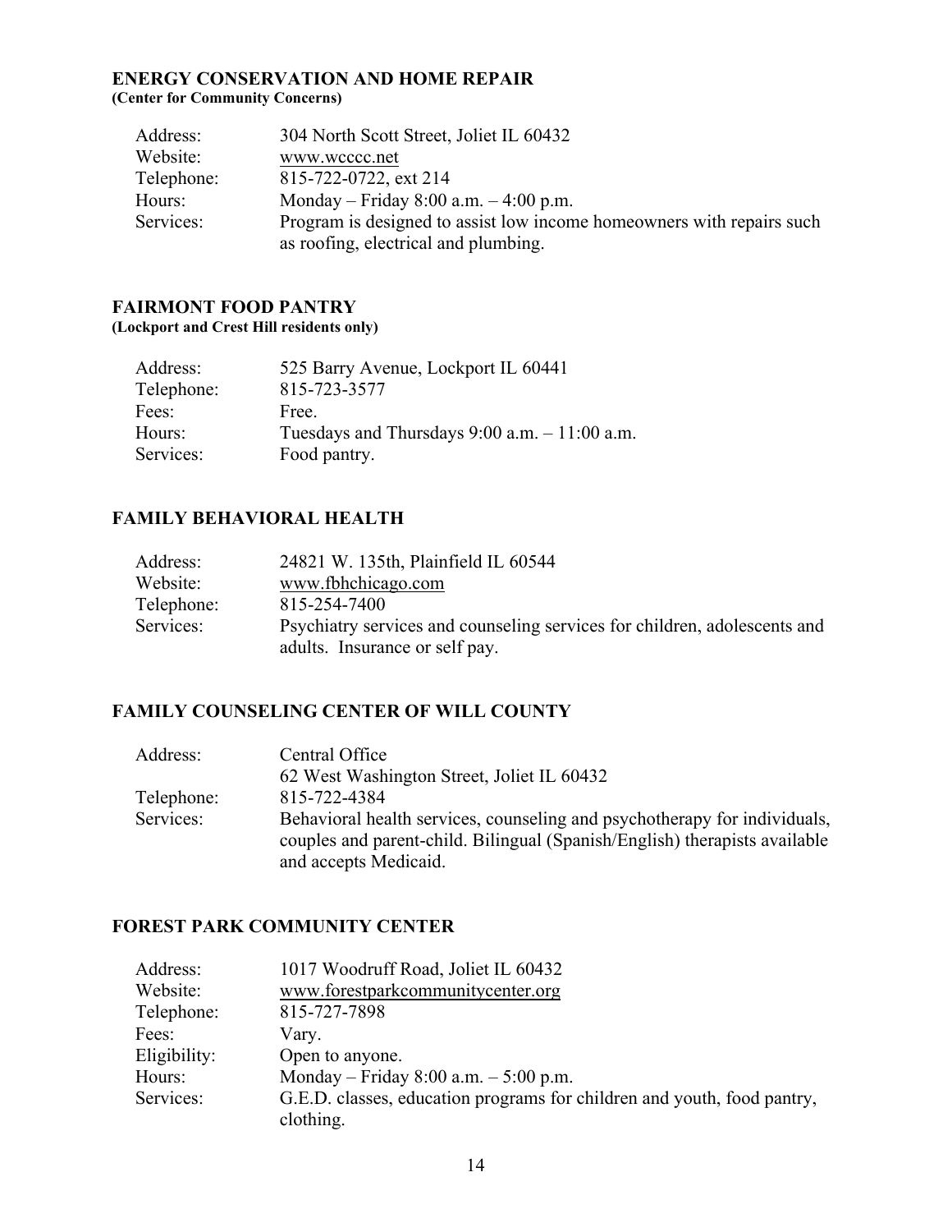## ENERGY CONSERVATION AND HOME REPAIR

**(Center for Community Concerns)**

| | |
|---|---|
| Address: | 304 North Scott Street, Joliet IL 60432 |
| Website: | www.wcccc.net |
| Telephone: | 815-722-0722, ext 214 |
| Hours: | Monday – Friday 8:00 a.m. – 4:00 p.m. |
| Services: | Program is designed to assist low income homeowners with repairs such as roofing, electrical and plumbing. |

## FAIRMONT FOOD PANTRY

**(Lockport and Crest Hill residents only)**

| | |
|---|---|
| Address: | 525 Barry Avenue, Lockport IL 60441 |
| Telephone: | 815-723-3577 |
| Fees: | Free. |
| Hours: | Tuesdays and Thursdays 9:00 a.m. – 11:00 a.m. |
| Services: | Food pantry. |

## FAMILY BEHAVIORAL HEALTH

| | |
|---|---|
| Address: | 24821 W. 135th, Plainfield IL 60544 |
| Website: | www.fbhchicago.com |
| Telephone: | 815-254-7400 |
| Services: | Psychiatry services and counseling services for children, adolescents and adults. Insurance or self pay. |

## FAMILY COUNSELING CENTER OF WILL COUNTY

| | |
|---|---|
| Address: | Central Office<br>62 West Washington Street, Joliet IL 60432 |
| Telephone: | 815-722-4384 |
| Services: | Behavioral health services, counseling and psychotherapy for individuals, couples and parent-child. Bilingual (Spanish/English) therapists available and accepts Medicaid. |

## FOREST PARK COMMUNITY CENTER

| | |
|---|---|
| Address: | 1017 Woodruff Road, Joliet IL 60432 |
| Website: | www.forestparkcommunitycenter.org |
| Telephone: | 815-727-7898 |
| Fees: | Vary. |
| Eligibility: | Open to anyone. |
| Hours: | Monday – Friday 8:00 a.m. – 5:00 p.m. |
| Services: | G.E.D. classes, education programs for children and youth, food pantry, clothing. |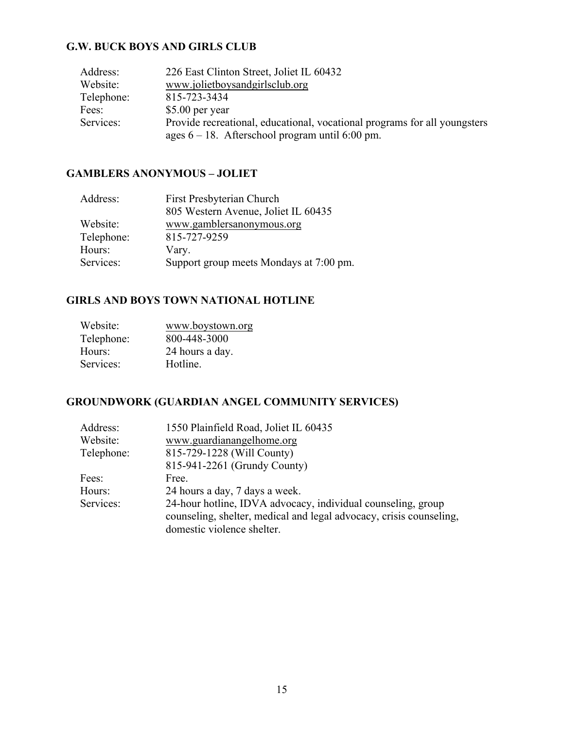### G.W. BUCK BOYS AND GIRLS CLUB

| | |
|---|---|
| Address: | 226 East Clinton Street, Joliet IL 60432 |
| Website: | www.jolietboysandgirlsclub.org |
| Telephone: | 815-723-3434 |
| Fees: | $5.00 per year |
| Services: | Provide recreational, educational, vocational programs for all youngsters ages 6 – 18. Afterschool program until 6:00 pm. |

### GAMBLERS ANONYMOUS – JOLIET

| | |
|---|---|
| Address: | First Presbyterian Church<br>805 Western Avenue, Joliet IL 60435 |
| Website: | www.gamblersanonymous.org |
| Telephone: | 815-727-9259 |
| Hours: | Vary. |
| Services: | Support group meets Mondays at 7:00 pm. |

### GIRLS AND BOYS TOWN NATIONAL HOTLINE

| | |
|---|---|
| Website: | www.boystown.org |
| Telephone: | 800-448-3000 |
| Hours: | 24 hours a day. |
| Services: | Hotline. |

### GROUNDWORK (GUARDIAN ANGEL COMMUNITY SERVICES)

| | |
|---|---|
| Address: | 1550 Plainfield Road, Joliet IL 60435 |
| Website: | www.guardianangelhome.org |
| Telephone: | 815-729-1228 (Will County)<br>815-941-2261 (Grundy County) |
| Fees: | Free. |
| Hours: | 24 hours a day, 7 days a week. |
| Services: | 24-hour hotline, IDVA advocacy, individual counseling, group counseling, shelter, medical and legal advocacy, crisis counseling, domestic violence shelter. |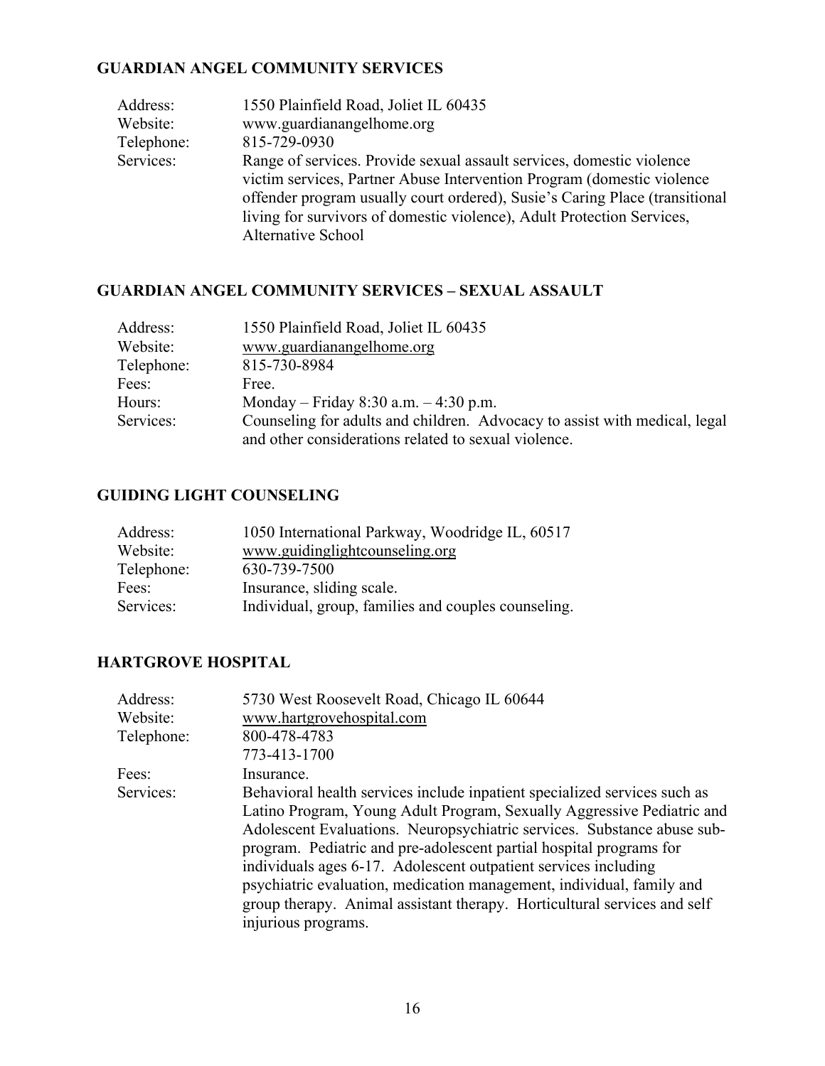## GUARDIAN ANGEL COMMUNITY SERVICES

| | |
|---|---|
| Address: | 1550 Plainfield Road, Joliet IL 60435 |
| Website: | www.guardianangelhome.org |
| Telephone: | 815-729-0930 |
| Services: | Range of services. Provide sexual assault services, domestic violence victim services, Partner Abuse Intervention Program (domestic violence offender program usually court ordered), Susie's Caring Place (transitional living for survivors of domestic violence), Adult Protection Services, Alternative School |

## GUARDIAN ANGEL COMMUNITY SERVICES – SEXUAL ASSAULT

| | |
|---|---|
| Address: | 1550 Plainfield Road, Joliet IL 60435 |
| Website: | www.guardianangelhome.org |
| Telephone: | 815-730-8984 |
| Fees: | Free. |
| Hours: | Monday – Friday 8:30 a.m. – 4:30 p.m. |
| Services: | Counseling for adults and children. Advocacy to assist with medical, legal and other considerations related to sexual violence. |

## GUIDING LIGHT COUNSELING

| | |
|---|---|
| Address: | 1050 International Parkway, Woodridge IL, 60517 |
| Website: | www.guidinglightcounseling.org |
| Telephone: | 630-739-7500 |
| Fees: | Insurance, sliding scale. |
| Services: | Individual, group, families and couples counseling. |

## HARTGROVE HOSPITAL

| | |
|---|---|
| Address: | 5730 West Roosevelt Road, Chicago IL 60644 |
| Website: | www.hartgrovehospital.com |
| Telephone: | 800-478-4783<br>773-413-1700 |
| Fees: | Insurance. |
| Services: | Behavioral health services include inpatient specialized services such as Latino Program, Young Adult Program, Sexually Aggressive Pediatric and Adolescent Evaluations. Neuropsychiatric services. Substance abuse sub-program. Pediatric and pre-adolescent partial hospital programs for individuals ages 6-17. Adolescent outpatient services including psychiatric evaluation, medication management, individual, family and group therapy. Animal assistant therapy. Horticultural services and self injurious programs. |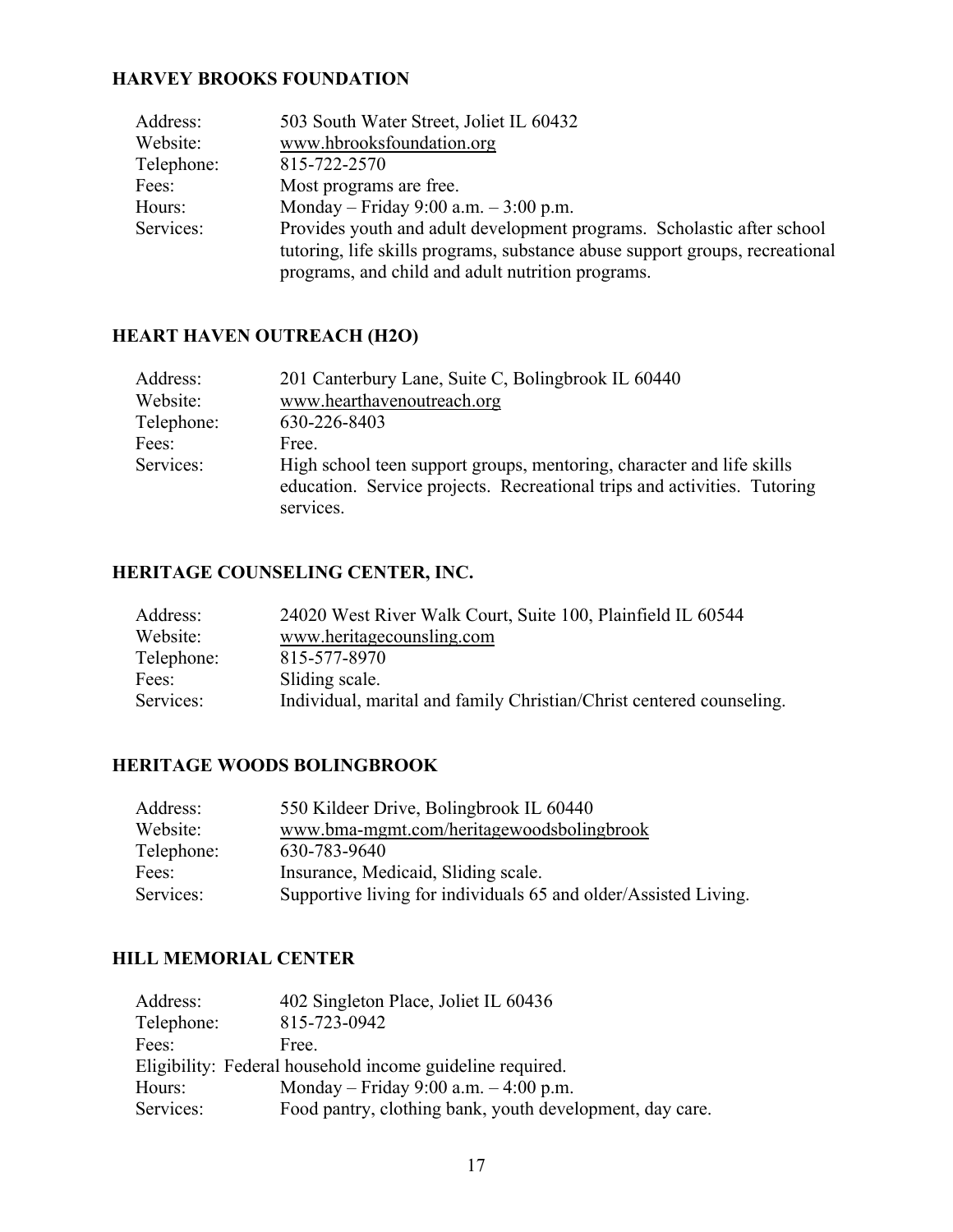### HARVEY BROOKS FOUNDATION

| | |
|---|---|
| Address: | 503 South Water Street, Joliet IL 60432 |
| Website: | www.hbrooksfoundation.org |
| Telephone: | 815-722-2570 |
| Fees: | Most programs are free. |
| Hours: | Monday – Friday 9:00 a.m. – 3:00 p.m. |
| Services: | Provides youth and adult development programs. Scholastic after school tutoring, life skills programs, substance abuse support groups, recreational programs, and child and adult nutrition programs. |

### HEART HAVEN OUTREACH (H2O)

| | |
|---|---|
| Address: | 201 Canterbury Lane, Suite C, Bolingbrook IL 60440 |
| Website: | www.hearthavenoutreach.org |
| Telephone: | 630-226-8403 |
| Fees: | Free. |
| Services: | High school teen support groups, mentoring, character and life skills education. Service projects. Recreational trips and activities. Tutoring services. |

### HERITAGE COUNSELING CENTER, INC.

| | |
|---|---|
| Address: | 24020 West River Walk Court, Suite 100, Plainfield IL 60544 |
| Website: | www.heritagecounsling.com |
| Telephone: | 815-577-8970 |
| Fees: | Sliding scale. |
| Services: | Individual, marital and family Christian/Christ centered counseling. |

### HERITAGE WOODS BOLINGBROOK

| | |
|---|---|
| Address: | 550 Kildeer Drive, Bolingbrook IL 60440 |
| Website: | www.bma-mgmt.com/heritagewoodsbolingbrook |
| Telephone: | 630-783-9640 |
| Fees: | Insurance, Medicaid, Sliding scale. |
| Services: | Supportive living for individuals 65 and older/Assisted Living. |

### HILL MEMORIAL CENTER

| | |
|---|---|
| Address: | 402 Singleton Place, Joliet IL 60436 |
| Telephone: | 815-723-0942 |
| Fees: | Free. |

Eligibility: Federal household income guideline required.

| | |
|---|---|
| Hours: | Monday – Friday 9:00 a.m. – 4:00 p.m. |
| Services: | Food pantry, clothing bank, youth development, day care. |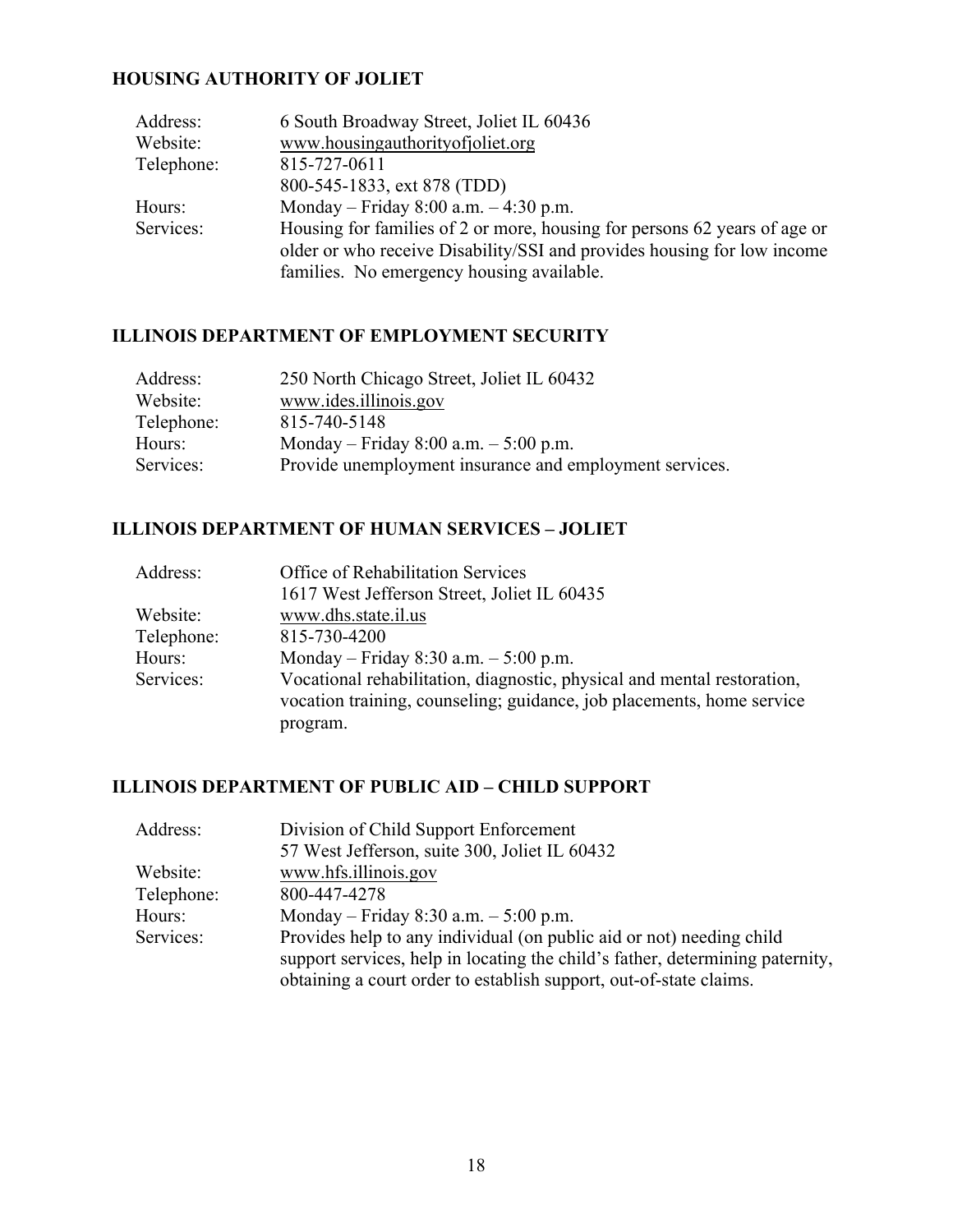**HOUSING AUTHORITY OF JOLIET**

| | |
|---|---|
| Address: | 6 South Broadway Street, Joliet IL 60436 |
| Website: | www.housingauthorityofjoliet.org |
| Telephone: | 815-727-0611<br>800-545-1833, ext 878 (TDD) |
| Hours: | Monday – Friday 8:00 a.m. – 4:30 p.m. |
| Services: | Housing for families of 2 or more, housing for persons 62 years of age or older or who receive Disability/SSI and provides housing for low income families. No emergency housing available. |

**ILLINOIS DEPARTMENT OF EMPLOYMENT SECURITY**

| | |
|---|---|
| Address: | 250 North Chicago Street, Joliet IL 60432 |
| Website: | www.ides.illinois.gov |
| Telephone: | 815-740-5148 |
| Hours: | Monday – Friday 8:00 a.m. – 5:00 p.m. |
| Services: | Provide unemployment insurance and employment services. |

**ILLINOIS DEPARTMENT OF HUMAN SERVICES – JOLIET**

| | |
|---|---|
| Address: | Office of Rehabilitation Services<br>1617 West Jefferson Street, Joliet IL 60435 |
| Website: | www.dhs.state.il.us |
| Telephone: | 815-730-4200 |
| Hours: | Monday – Friday 8:30 a.m. – 5:00 p.m. |
| Services: | Vocational rehabilitation, diagnostic, physical and mental restoration, vocation training, counseling; guidance, job placements, home service program. |

**ILLINOIS DEPARTMENT OF PUBLIC AID – CHILD SUPPORT**

| | |
|---|---|
| Address: | Division of Child Support Enforcement<br>57 West Jefferson, suite 300, Joliet IL 60432 |
| Website: | www.hfs.illinois.gov |
| Telephone: | 800-447-4278 |
| Hours: | Monday – Friday 8:30 a.m. – 5:00 p.m. |
| Services: | Provides help to any individual (on public aid or not) needing child support services, help in locating the child's father, determining paternity, obtaining a court order to establish support, out-of-state claims. |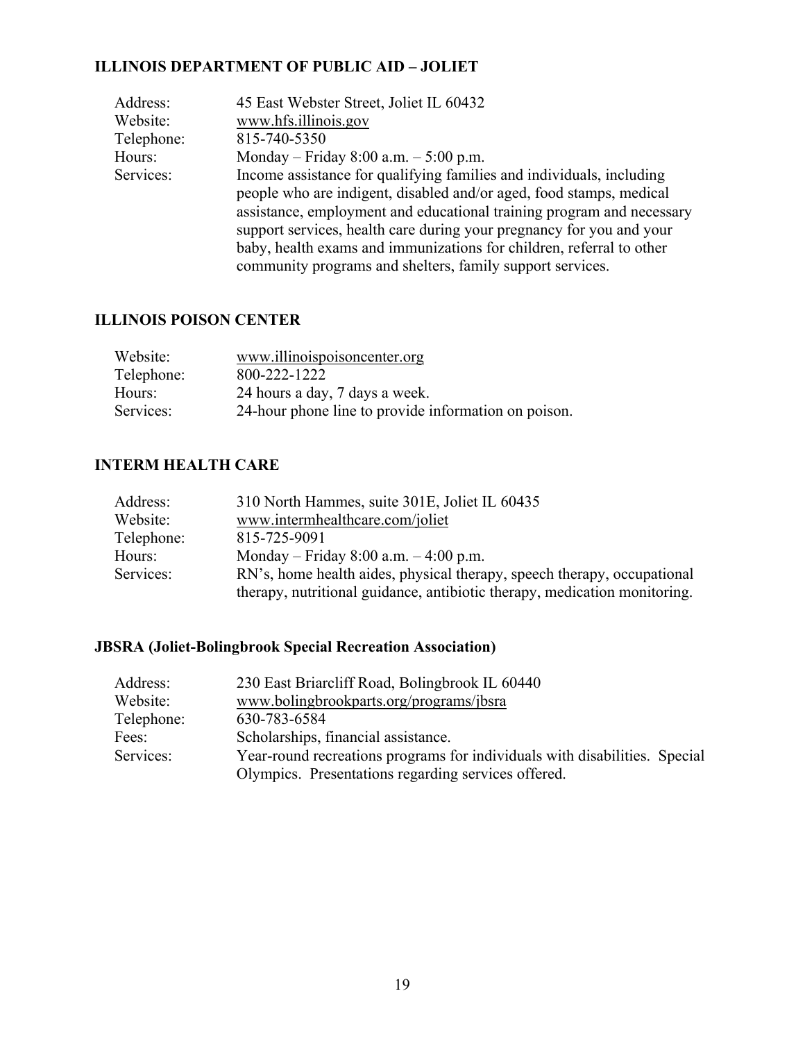## ILLINOIS DEPARTMENT OF PUBLIC AID – JOLIET

| | |
|---|---|
| Address: | 45 East Webster Street, Joliet IL 60432 |
| Website: | www.hfs.illinois.gov |
| Telephone: | 815-740-5350 |
| Hours: | Monday – Friday 8:00 a.m. – 5:00 p.m. |
| Services: | Income assistance for qualifying families and individuals, including people who are indigent, disabled and/or aged, food stamps, medical assistance, employment and educational training program and necessary support services, health care during your pregnancy for you and your baby, health exams and immunizations for children, referral to other community programs and shelters, family support services. |

## ILLINOIS POISON CENTER

| | |
|---|---|
| Website: | www.illinoispoisoncenter.org |
| Telephone: | 800-222-1222 |
| Hours: | 24 hours a day, 7 days a week. |
| Services: | 24-hour phone line to provide information on poison. |

## INTERM HEALTH CARE

| | |
|---|---|
| Address: | 310 North Hammes, suite 301E, Joliet IL 60435 |
| Website: | www.intermhealthcare.com/joliet |
| Telephone: | 815-725-9091 |
| Hours: | Monday – Friday 8:00 a.m. – 4:00 p.m. |
| Services: | RN's, home health aides, physical therapy, speech therapy, occupational therapy, nutritional guidance, antibiotic therapy, medication monitoring. |

## JBSRA (Joliet-Bolingbrook Special Recreation Association)

| | |
|---|---|
| Address: | 230 East Briarcliff Road, Bolingbrook IL 60440 |
| Website: | www.bolingbrookparts.org/programs/jbsra |
| Telephone: | 630-783-6584 |
| Fees: | Scholarships, financial assistance. |
| Services: | Year-round recreations programs for individuals with disabilities. Special Olympics. Presentations regarding services offered. |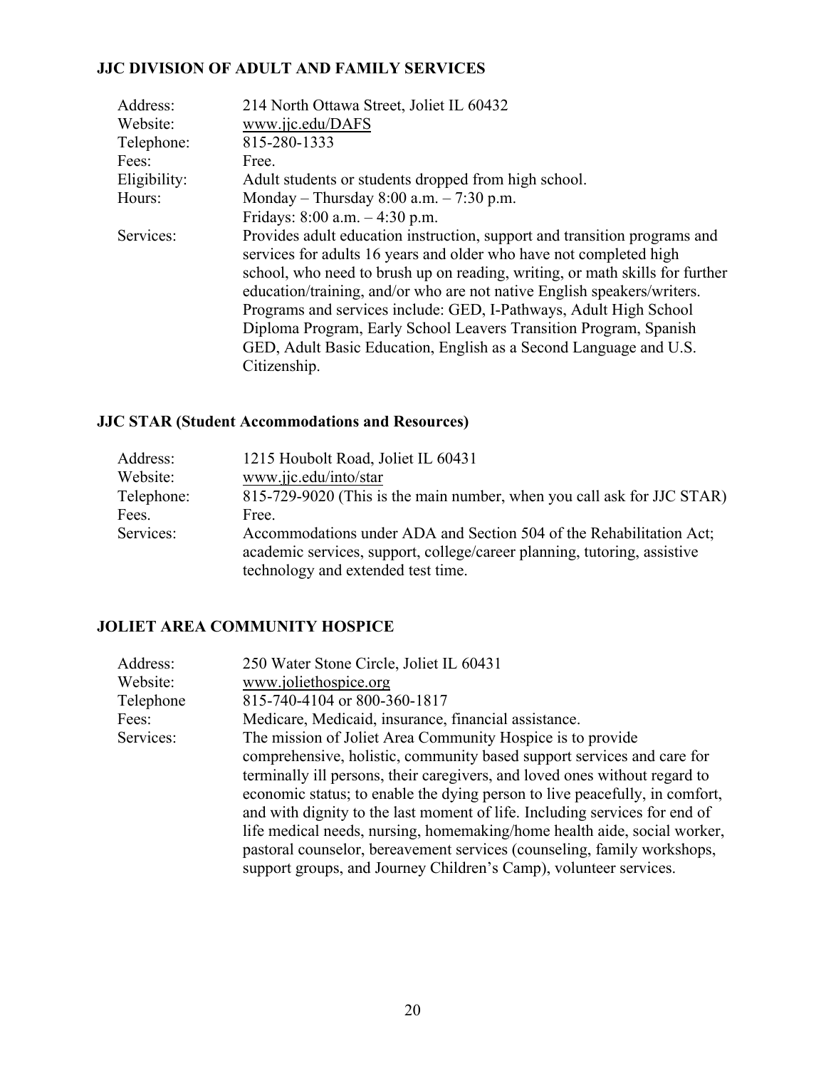### JJC DIVISION OF ADULT AND FAMILY SERVICES

| | |
|---|---|
| Address: | 214 North Ottawa Street, Joliet IL 60432 |
| Website: | www.jjc.edu/DAFS |
| Telephone: | 815-280-1333 |
| Fees: | Free. |
| Eligibility: | Adult students or students dropped from high school. |
| Hours: | Monday – Thursday 8:00 a.m. – 7:30 p.m.<br>Fridays: 8:00 a.m. – 4:30 p.m. |
| Services: | Provides adult education instruction, support and transition programs and services for adults 16 years and older who have not completed high school, who need to brush up on reading, writing, or math skills for further education/training, and/or who are not native English speakers/writers. Programs and services include: GED, I-Pathways, Adult High School Diploma Program, Early School Leavers Transition Program, Spanish GED, Adult Basic Education, English as a Second Language and U.S. Citizenship. |

### JJC STAR (Student Accommodations and Resources)

| | |
|---|---|
| Address: | 1215 Houbolt Road, Joliet IL 60431 |
| Website: | www.jjc.edu/into/star |
| Telephone: | 815-729-9020 (This is the main number, when you call ask for JJC STAR) |
| Fees. | Free. |
| Services: | Accommodations under ADA and Section 504 of the Rehabilitation Act; academic services, support, college/career planning, tutoring, assistive technology and extended test time. |

### JOLIET AREA COMMUNITY HOSPICE

| | |
|---|---|
| Address: | 250 Water Stone Circle, Joliet IL 60431 |
| Website: | www.joliethospice.org |
| Telephone | 815-740-4104 or 800-360-1817 |
| Fees: | Medicare, Medicaid, insurance, financial assistance. |
| Services: | The mission of Joliet Area Community Hospice is to provide comprehensive, holistic, community based support services and care for terminally ill persons, their caregivers, and loved ones without regard to economic status; to enable the dying person to live peacefully, in comfort, and with dignity to the last moment of life. Including services for end of life medical needs, nursing, homemaking/home health aide, social worker, pastoral counselor, bereavement services (counseling, family workshops, support groups, and Journey Children's Camp), volunteer services. |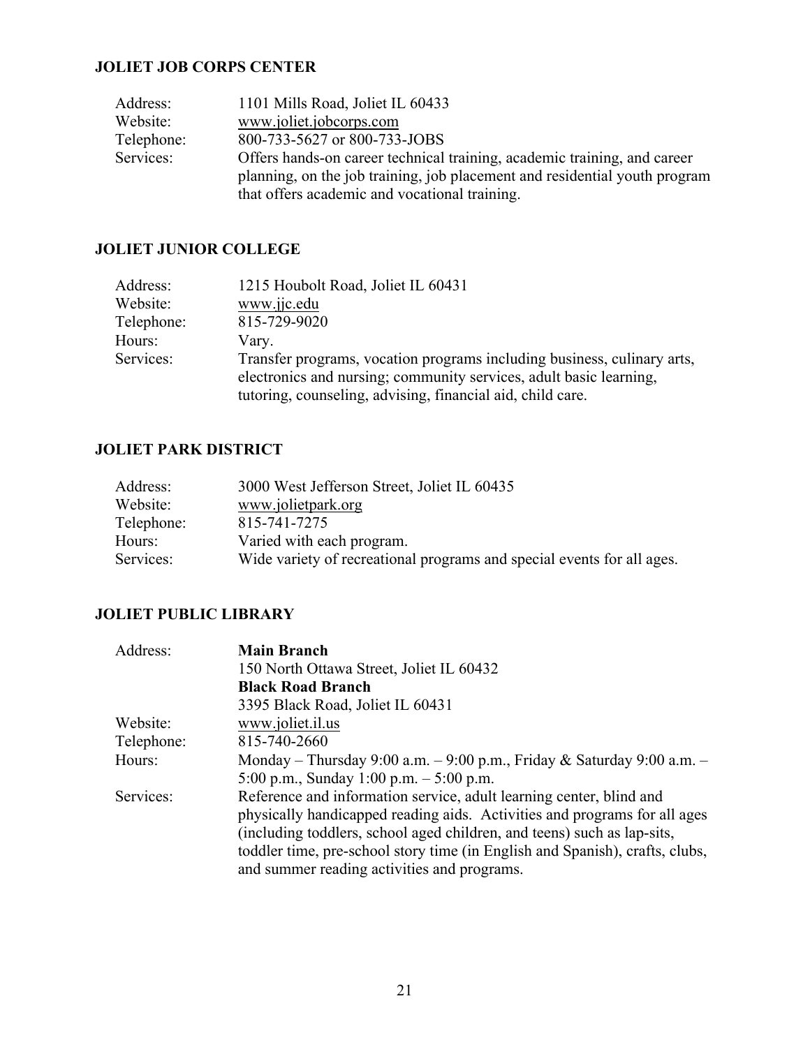## JOLIET JOB CORPS CENTER

| | |
|---|---|
| Address: | 1101 Mills Road, Joliet IL 60433 |
| Website: | www.joliet.jobcorps.com |
| Telephone: | 800-733-5627 or 800-733-JOBS |
| Services: | Offers hands-on career technical training, academic training, and career planning, on the job training, job placement and residential youth program that offers academic and vocational training. |

## JOLIET JUNIOR COLLEGE

| | |
|---|---|
| Address: | 1215 Houbolt Road, Joliet IL 60431 |
| Website: | www.jjc.edu |
| Telephone: | 815-729-9020 |
| Hours: | Vary. |
| Services: | Transfer programs, vocation programs including business, culinary arts, electronics and nursing; community services, adult basic learning, tutoring, counseling, advising, financial aid, child care. |

## JOLIET PARK DISTRICT

| | |
|---|---|
| Address: | 3000 West Jefferson Street, Joliet IL 60435 |
| Website: | www.jolietpark.org |
| Telephone: | 815-741-7275 |
| Hours: | Varied with each program. |
| Services: | Wide variety of recreational programs and special events for all ages. |

## JOLIET PUBLIC LIBRARY

| | |
|---|---|
| Address: | **Main Branch**<br>150 North Ottawa Street, Joliet IL 60432<br>**Black Road Branch**<br>3395 Black Road, Joliet IL 60431 |
| Website: | www.joliet.il.us |
| Telephone: | 815-740-2660 |
| Hours: | Monday – Thursday 9:00 a.m. – 9:00 p.m., Friday & Saturday 9:00 a.m. – 5:00 p.m., Sunday 1:00 p.m. – 5:00 p.m. |
| Services: | Reference and information service, adult learning center, blind and physically handicapped reading aids. Activities and programs for all ages (including toddlers, school aged children, and teens) such as lap-sits, toddler time, pre-school story time (in English and Spanish), crafts, clubs, and summer reading activities and programs. |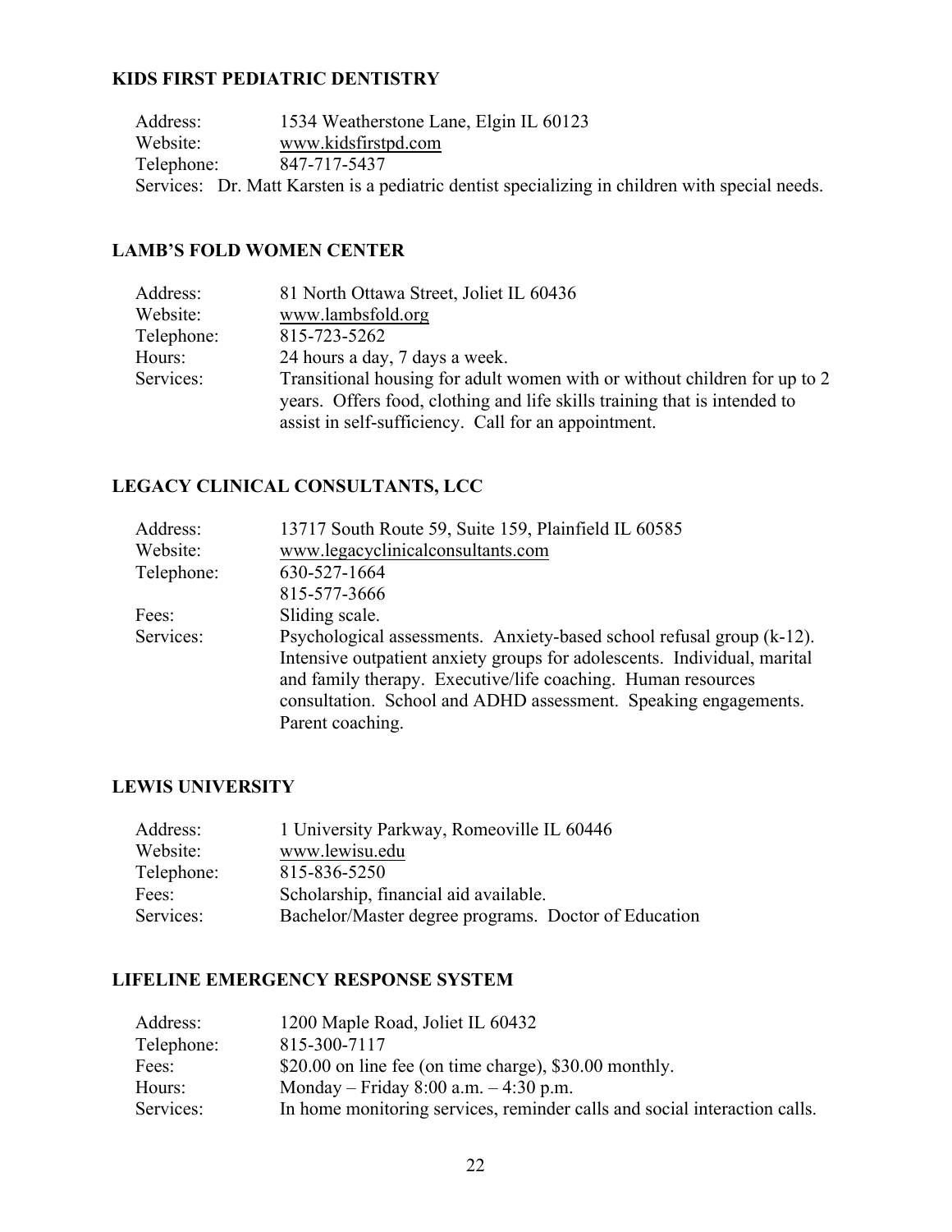### KIDS FIRST PEDIATRIC DENTISTRY

Address: 1534 Weatherstone Lane, Elgin IL 60123
Website: www.kidsfirstpd.com
Telephone: 847-717-5437
Services: Dr. Matt Karsten is a pediatric dentist specializing in children with special needs.

### LAMB'S FOLD WOMEN CENTER

Address: 81 North Ottawa Street, Joliet IL 60436
Website: www.lambsfold.org
Telephone: 815-723-5262
Hours: 24 hours a day, 7 days a week.
Services: Transitional housing for adult women with or without children for up to 2 years. Offers food, clothing and life skills training that is intended to assist in self-sufficiency. Call for an appointment.

### LEGACY CLINICAL CONSULTANTS, LCC

Address: 13717 South Route 59, Suite 159, Plainfield IL 60585
Website: www.legacyclinicalconsultants.com
Telephone: 630-527-1664
815-577-3666
Fees: Sliding scale.
Services: Psychological assessments. Anxiety-based school refusal group (k-12). Intensive outpatient anxiety groups for adolescents. Individual, marital and family therapy. Executive/life coaching. Human resources consultation. School and ADHD assessment. Speaking engagements. Parent coaching.

### LEWIS UNIVERSITY

Address: 1 University Parkway, Romeoville IL 60446
Website: www.lewisu.edu
Telephone: 815-836-5250
Fees: Scholarship, financial aid available.
Services: Bachelor/Master degree programs. Doctor of Education

### LIFELINE EMERGENCY RESPONSE SYSTEM

Address: 1200 Maple Road, Joliet IL 60432
Telephone: 815-300-7117
Fees: $20.00 on line fee (on time charge), $30.00 monthly.
Hours: Monday – Friday 8:00 a.m. – 4:30 p.m.
Services: In home monitoring services, reminder calls and social interaction calls.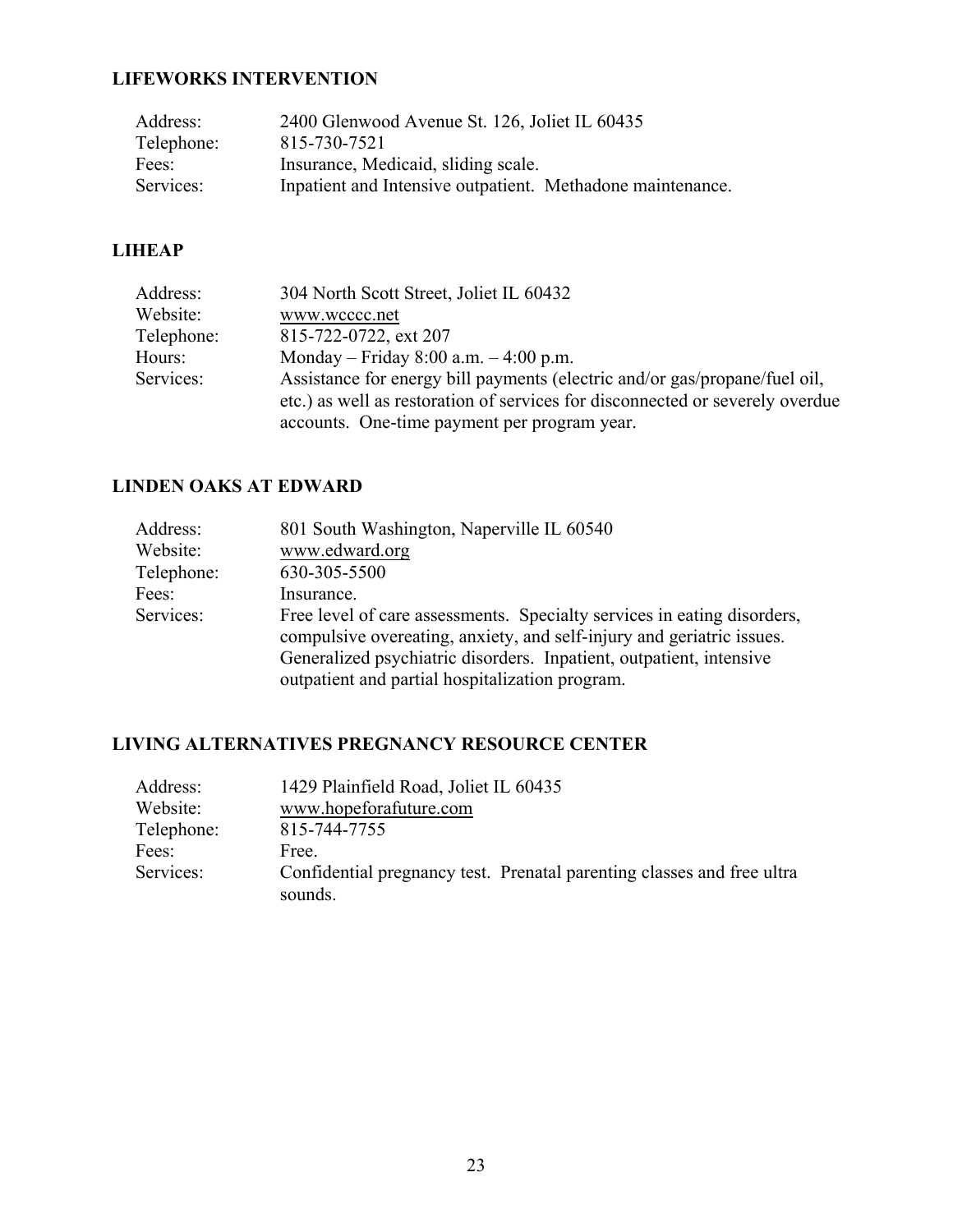### LIFEWORKS INTERVENTION

| | |
|---|---|
| Address: | 2400 Glenwood Avenue St. 126, Joliet IL 60435 |
| Telephone: | 815-730-7521 |
| Fees: | Insurance, Medicaid, sliding scale. |
| Services: | Inpatient and Intensive outpatient. Methadone maintenance. |

### LIHEAP

| | |
|---|---|
| Address: | 304 North Scott Street, Joliet IL 60432 |
| Website: | www.wcccc.net |
| Telephone: | 815-722-0722, ext 207 |
| Hours: | Monday – Friday 8:00 a.m. – 4:00 p.m. |
| Services: | Assistance for energy bill payments (electric and/or gas/propane/fuel oil, etc.) as well as restoration of services for disconnected or severely overdue accounts. One-time payment per program year. |

### LINDEN OAKS AT EDWARD

| | |
|---|---|
| Address: | 801 South Washington, Naperville IL 60540 |
| Website: | www.edward.org |
| Telephone: | 630-305-5500 |
| Fees: | Insurance. |
| Services: | Free level of care assessments. Specialty services in eating disorders, compulsive overeating, anxiety, and self-injury and geriatric issues. Generalized psychiatric disorders. Inpatient, outpatient, intensive outpatient and partial hospitalization program. |

### LIVING ALTERNATIVES PREGNANCY RESOURCE CENTER

| | |
|---|---|
| Address: | 1429 Plainfield Road, Joliet IL 60435 |
| Website: | www.hopeforafuture.com |
| Telephone: | 815-744-7755 |
| Fees: | Free. |
| Services: | Confidential pregnancy test. Prenatal parenting classes and free ultra sounds. |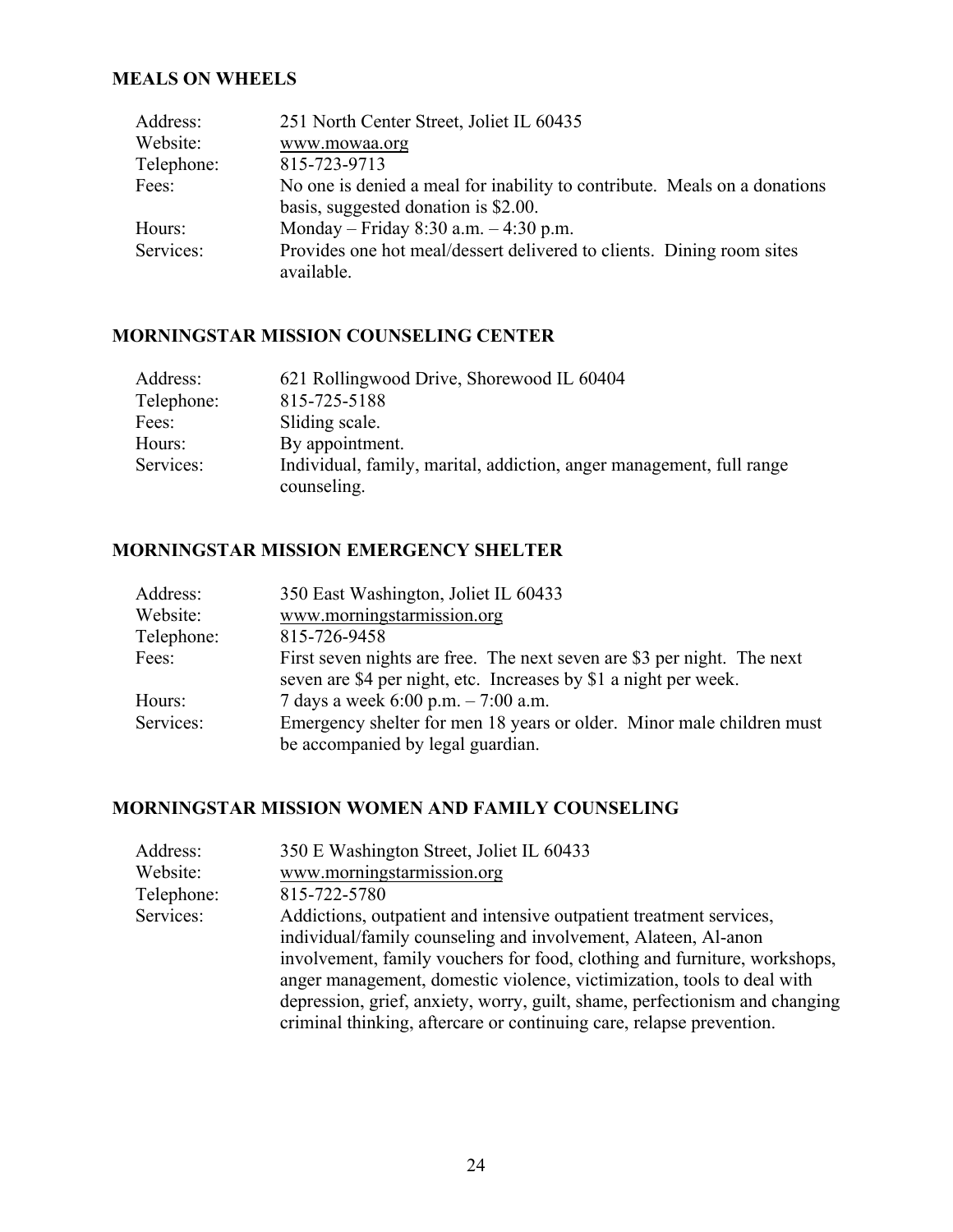**MEALS ON WHEELS**

| | |
|---|---|
| Address: | 251 North Center Street, Joliet IL 60435 |
| Website: | www.mowaa.org |
| Telephone: | 815-723-9713 |
| Fees: | No one is denied a meal for inability to contribute. Meals on a donations basis, suggested donation is $2.00. |
| Hours: | Monday – Friday 8:30 a.m. – 4:30 p.m. |
| Services: | Provides one hot meal/dessert delivered to clients. Dining room sites available. |

**MORNINGSTAR MISSION COUNSELING CENTER**

| | |
|---|---|
| Address: | 621 Rollingwood Drive, Shorewood IL 60404 |
| Telephone: | 815-725-5188 |
| Fees: | Sliding scale. |
| Hours: | By appointment. |
| Services: | Individual, family, marital, addiction, anger management, full range counseling. |

**MORNINGSTAR MISSION EMERGENCY SHELTER**

| | |
|---|---|
| Address: | 350 East Washington, Joliet IL 60433 |
| Website: | www.morningstarmission.org |
| Telephone: | 815-726-9458 |
| Fees: | First seven nights are free. The next seven are $3 per night. The next seven are $4 per night, etc. Increases by $1 a night per week. |
| Hours: | 7 days a week 6:00 p.m. – 7:00 a.m. |
| Services: | Emergency shelter for men 18 years or older. Minor male children must be accompanied by legal guardian. |

**MORNINGSTAR MISSION WOMEN AND FAMILY COUNSELING**

| | |
|---|---|
| Address: | 350 E Washington Street, Joliet IL 60433 |
| Website: | www.morningstarmission.org |
| Telephone: | 815-722-5780 |
| Services: | Addictions, outpatient and intensive outpatient treatment services, individual/family counseling and involvement, Alateen, Al-anon involvement, family vouchers for food, clothing and furniture, workshops, anger management, domestic violence, victimization, tools to deal with depression, grief, anxiety, worry, guilt, shame, perfectionism and changing criminal thinking, aftercare or continuing care, relapse prevention. |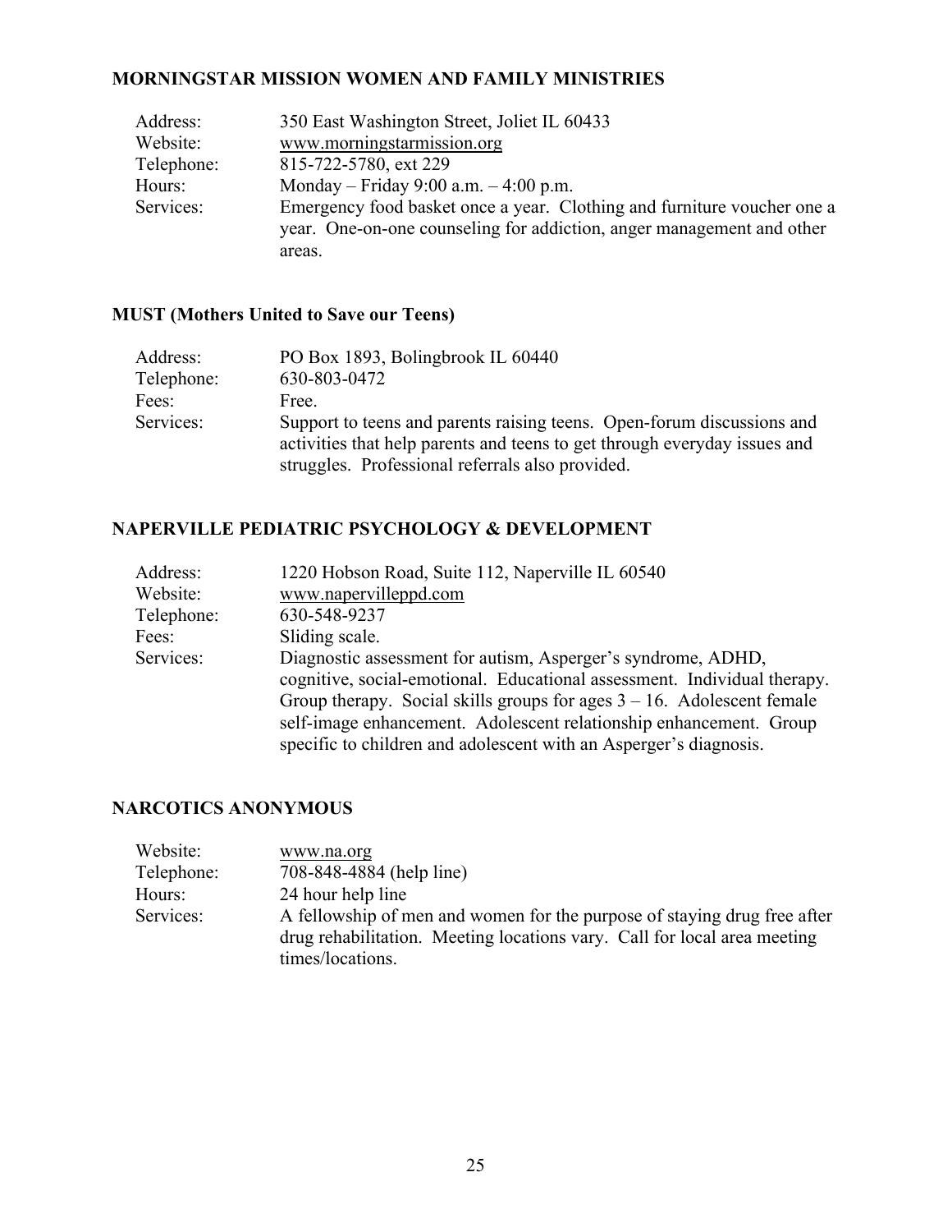**MORNINGSTAR MISSION WOMEN AND FAMILY MINISTRIES**

| | |
|---|---|
| Address: | 350 East Washington Street, Joliet IL 60433 |
| Website: | www.morningstarmission.org |
| Telephone: | 815-722-5780, ext 229 |
| Hours: | Monday – Friday 9:00 a.m. – 4:00 p.m. |
| Services: | Emergency food basket once a year. Clothing and furniture voucher one a year. One-on-one counseling for addiction, anger management and other areas. |

**MUST (Mothers United to Save our Teens)**

| | |
|---|---|
| Address: | PO Box 1893, Bolingbrook IL 60440 |
| Telephone: | 630-803-0472 |
| Fees: | Free. |
| Services: | Support to teens and parents raising teens. Open-forum discussions and activities that help parents and teens to get through everyday issues and struggles. Professional referrals also provided. |

**NAPERVILLE PEDIATRIC PSYCHOLOGY & DEVELOPMENT**

| | |
|---|---|
| Address: | 1220 Hobson Road, Suite 112, Naperville IL 60540 |
| Website: | www.napervilleppd.com |
| Telephone: | 630-548-9237 |
| Fees: | Sliding scale. |
| Services: | Diagnostic assessment for autism, Asperger's syndrome, ADHD, cognitive, social-emotional. Educational assessment. Individual therapy. Group therapy. Social skills groups for ages 3 – 16. Adolescent female self-image enhancement. Adolescent relationship enhancement. Group specific to children and adolescent with an Asperger's diagnosis. |

**NARCOTICS ANONYMOUS**

| | |
|---|---|
| Website: | www.na.org |
| Telephone: | 708-848-4884 (help line) |
| Hours: | 24 hour help line |
| Services: | A fellowship of men and women for the purpose of staying drug free after drug rehabilitation. Meeting locations vary. Call for local area meeting times/locations. |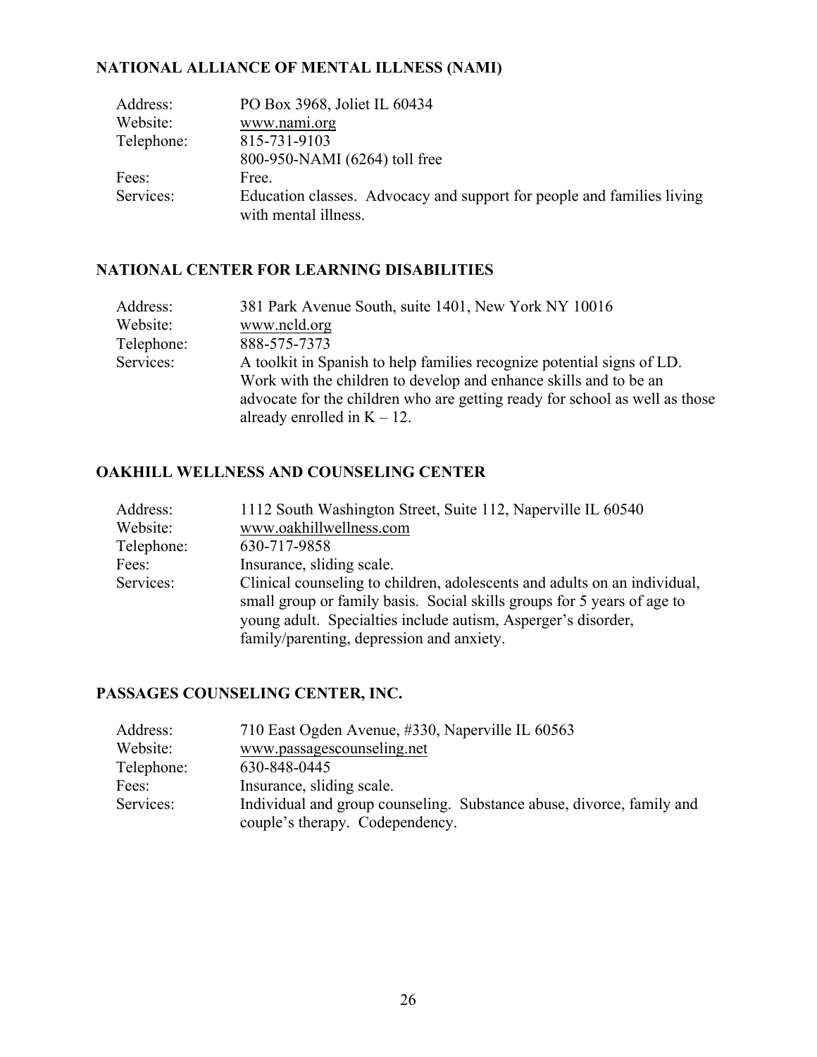**NATIONAL ALLIANCE OF MENTAL ILLNESS (NAMI)**

| | |
|---|---|
| Address: | PO Box 3968, Joliet IL 60434 |
| Website: | www.nami.org |
| Telephone: | 815-731-9103<br>800-950-NAMI (6264) toll free |
| Fees: | Free. |
| Services: | Education classes. Advocacy and support for people and families living with mental illness. |

**NATIONAL CENTER FOR LEARNING DISABILITIES**

| | |
|---|---|
| Address: | 381 Park Avenue South, suite 1401, New York NY 10016 |
| Website: | www.ncld.org |
| Telephone: | 888-575-7373 |
| Services: | A toolkit in Spanish to help families recognize potential signs of LD. Work with the children to develop and enhance skills and to be an advocate for the children who are getting ready for school as well as those already enrolled in K – 12. |

**OAKHILL WELLNESS AND COUNSELING CENTER**

| | |
|---|---|
| Address: | 1112 South Washington Street, Suite 112, Naperville IL 60540 |
| Website: | www.oakhillwellness.com |
| Telephone: | 630-717-9858 |
| Fees: | Insurance, sliding scale. |
| Services: | Clinical counseling to children, adolescents and adults on an individual, small group or family basis. Social skills groups for 5 years of age to young adult. Specialties include autism, Asperger's disorder, family/parenting, depression and anxiety. |

**PASSAGES COUNSELING CENTER, INC.**

| | |
|---|---|
| Address: | 710 East Ogden Avenue, #330, Naperville IL 60563 |
| Website: | www.passagescounseling.net |
| Telephone: | 630-848-0445 |
| Fees: | Insurance, sliding scale. |
| Services: | Individual and group counseling. Substance abuse, divorce, family and couple's therapy. Codependency. |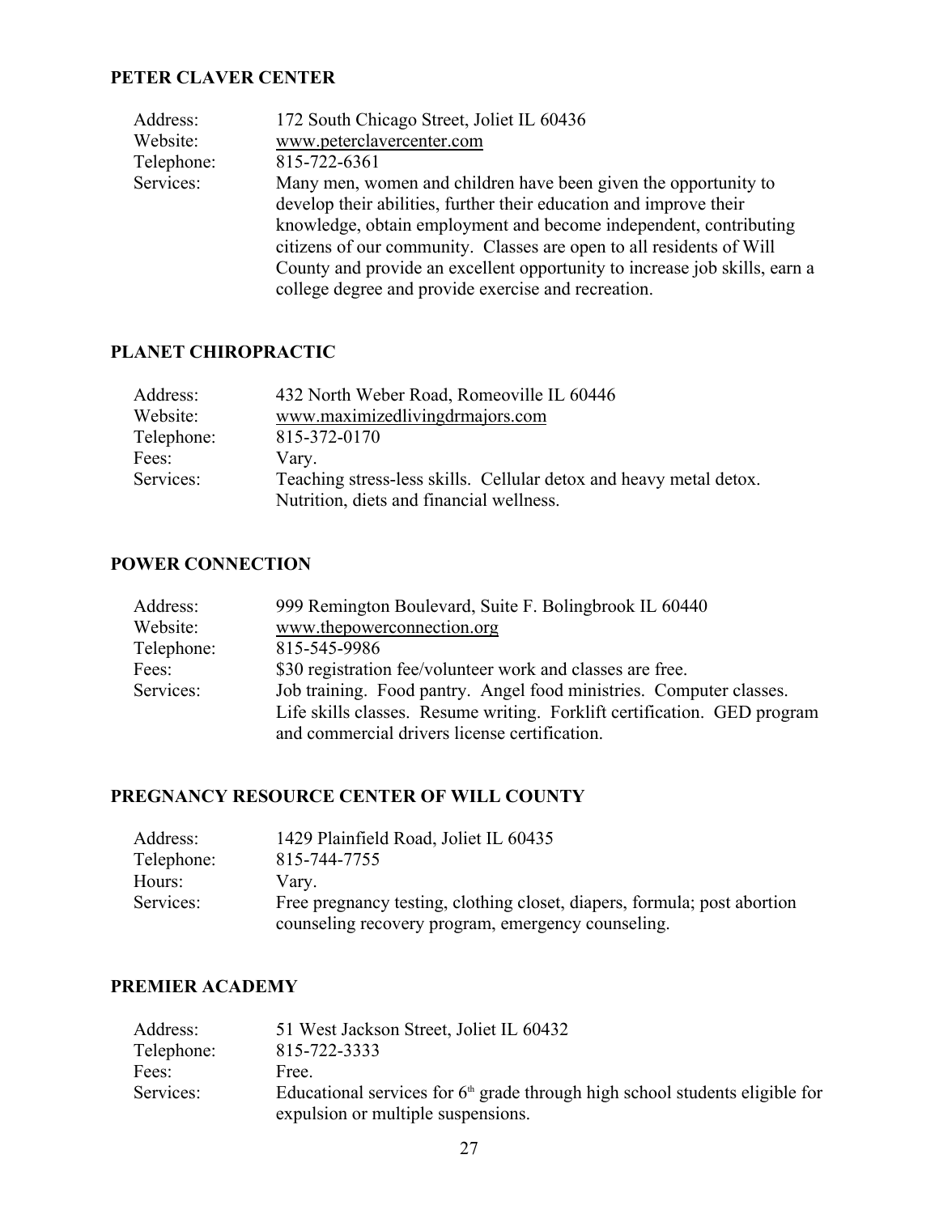### PETER CLAVER CENTER

| | |
|---|---|
| Address: | 172 South Chicago Street, Joliet IL 60436 |
| Website: | www.peterclavercenter.com |
| Telephone: | 815-722-6361 |
| Services: | Many men, women and children have been given the opportunity to develop their abilities, further their education and improve their knowledge, obtain employment and become independent, contributing citizens of our community. Classes are open to all residents of Will County and provide an excellent opportunity to increase job skills, earn a college degree and provide exercise and recreation. |

### PLANET CHIROPRACTIC

| | |
|---|---|
| Address: | 432 North Weber Road, Romeoville IL 60446 |
| Website: | www.maximizedlivingdrmajors.com |
| Telephone: | 815-372-0170 |
| Fees: | Vary. |
| Services: | Teaching stress-less skills. Cellular detox and heavy metal detox. Nutrition, diets and financial wellness. |

### POWER CONNECTION

| | |
|---|---|
| Address: | 999 Remington Boulevard, Suite F. Bolingbrook IL 60440 |
| Website: | www.thepowerconnection.org |
| Telephone: | 815-545-9986 |
| Fees: | $30 registration fee/volunteer work and classes are free. |
| Services: | Job training. Food pantry. Angel food ministries. Computer classes. Life skills classes. Resume writing. Forklift certification. GED program and commercial drivers license certification. |

### PREGNANCY RESOURCE CENTER OF WILL COUNTY

| | |
|---|---|
| Address: | 1429 Plainfield Road, Joliet IL 60435 |
| Telephone: | 815-744-7755 |
| Hours: | Vary. |
| Services: | Free pregnancy testing, clothing closet, diapers, formula; post abortion counseling recovery program, emergency counseling. |

### PREMIER ACADEMY

| | |
|---|---|
| Address: | 51 West Jackson Street, Joliet IL 60432 |
| Telephone: | 815-722-3333 |
| Fees: | Free. |
| Services: | Educational services for 6th grade through high school students eligible for expulsion or multiple suspensions. |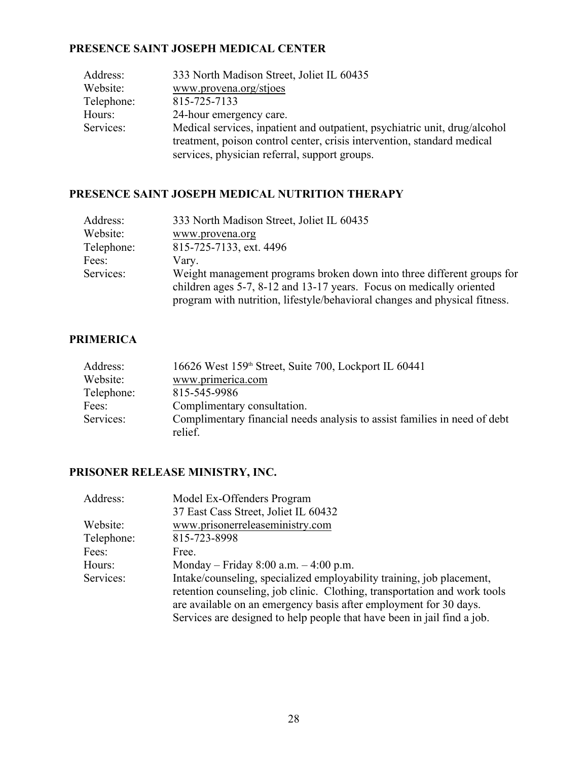### PRESENCE SAINT JOSEPH MEDICAL CENTER

| | |
|---|---|
| Address: | 333 North Madison Street, Joliet IL 60435 |
| Website: | www.provena.org/stjoes |
| Telephone: | 815-725-7133 |
| Hours: | 24-hour emergency care. |
| Services: | Medical services, inpatient and outpatient, psychiatric unit, drug/alcohol treatment, poison control center, crisis intervention, standard medical services, physician referral, support groups. |

### PRESENCE SAINT JOSEPH MEDICAL NUTRITION THERAPY

| | |
|---|---|
| Address: | 333 North Madison Street, Joliet IL 60435 |
| Website: | www.provena.org |
| Telephone: | 815-725-7133, ext. 4496 |
| Fees: | Vary. |
| Services: | Weight management programs broken down into three different groups for children ages 5-7, 8-12 and 13-17 years. Focus on medically oriented program with nutrition, lifestyle/behavioral changes and physical fitness. |

### PRIMERICA

| | |
|---|---|
| Address: | 16626 West 159th Street, Suite 700, Lockport IL 60441 |
| Website: | www.primerica.com |
| Telephone: | 815-545-9986 |
| Fees: | Complimentary consultation. |
| Services: | Complimentary financial needs analysis to assist families in need of debt relief. |

### PRISONER RELEASE MINISTRY, INC.

| | |
|---|---|
| Address: | Model Ex-Offenders Program<br>37 East Cass Street, Joliet IL 60432 |
| Website: | www.prisonerreleaseministry.com |
| Telephone: | 815-723-8998 |
| Fees: | Free. |
| Hours: | Monday – Friday 8:00 a.m. – 4:00 p.m. |
| Services: | Intake/counseling, specialized employability training, job placement, retention counseling, job clinic. Clothing, transportation and work tools are available on an emergency basis after employment for 30 days. Services are designed to help people that have been in jail find a job. |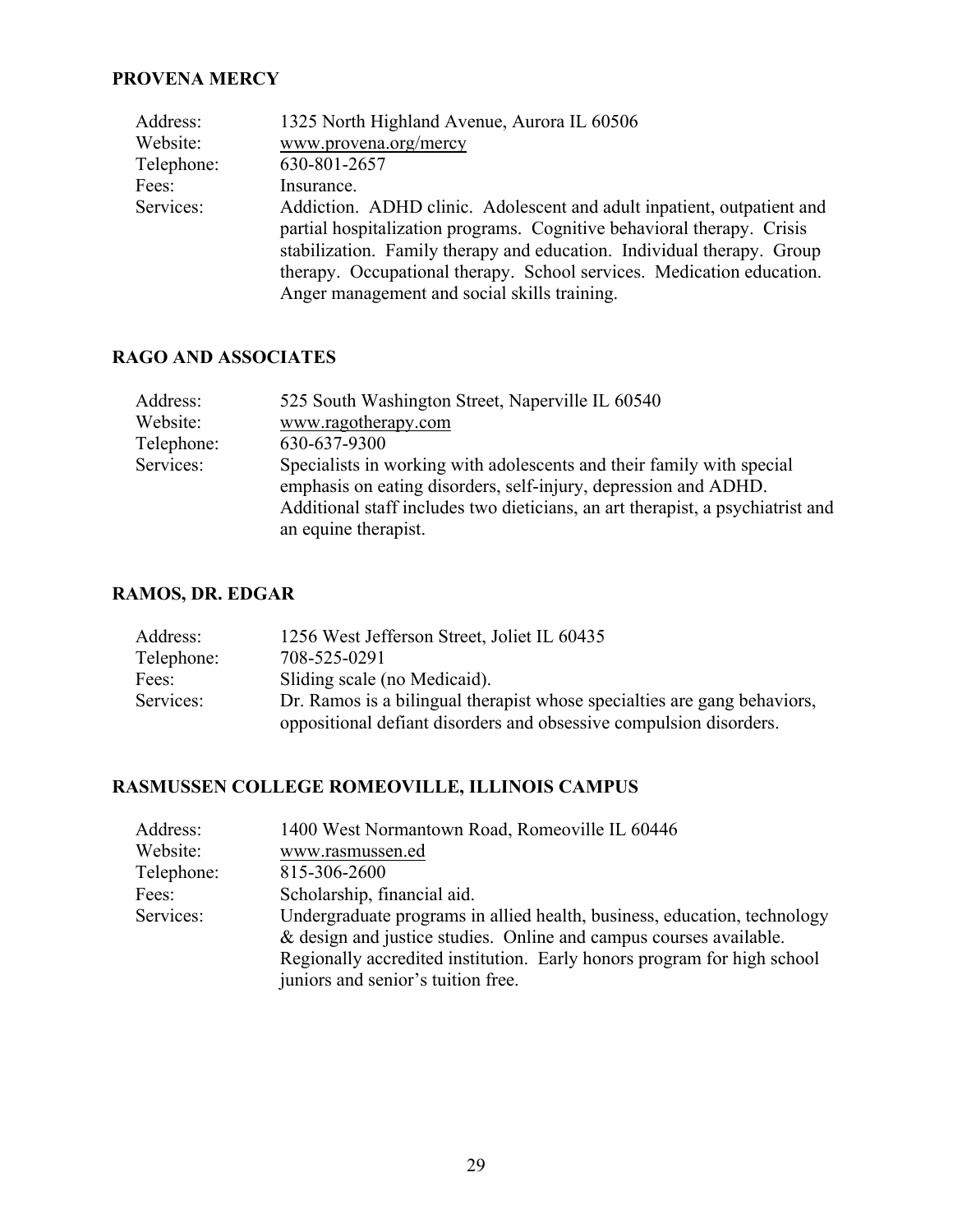**PROVENA MERCY**

| | |
|---|---|
| Address: | 1325 North Highland Avenue, Aurora IL 60506 |
| Website: | www.provena.org/mercy |
| Telephone: | 630-801-2657 |
| Fees: | Insurance. |
| Services: | Addiction. ADHD clinic. Adolescent and adult inpatient, outpatient and partial hospitalization programs. Cognitive behavioral therapy. Crisis stabilization. Family therapy and education. Individual therapy. Group therapy. Occupational therapy. School services. Medication education. Anger management and social skills training. |

**RAGO AND ASSOCIATES**

| | |
|---|---|
| Address: | 525 South Washington Street, Naperville IL 60540 |
| Website: | www.ragotherapy.com |
| Telephone: | 630-637-9300 |
| Services: | Specialists in working with adolescents and their family with special emphasis on eating disorders, self-injury, depression and ADHD. Additional staff includes two dieticians, an art therapist, a psychiatrist and an equine therapist. |

**RAMOS, DR. EDGAR**

| | |
|---|---|
| Address: | 1256 West Jefferson Street, Joliet IL 60435 |
| Telephone: | 708-525-0291 |
| Fees: | Sliding scale (no Medicaid). |
| Services: | Dr. Ramos is a bilingual therapist whose specialties are gang behaviors, oppositional defiant disorders and obsessive compulsion disorders. |

**RASMUSSEN COLLEGE ROMEOVILLE, ILLINOIS CAMPUS**

| | |
|---|---|
| Address: | 1400 West Normantown Road, Romeoville IL 60446 |
| Website: | www.rasmussen.ed |
| Telephone: | 815-306-2600 |
| Fees: | Scholarship, financial aid. |
| Services: | Undergraduate programs in allied health, business, education, technology & design and justice studies. Online and campus courses available. Regionally accredited institution. Early honors program for high school juniors and senior's tuition free. |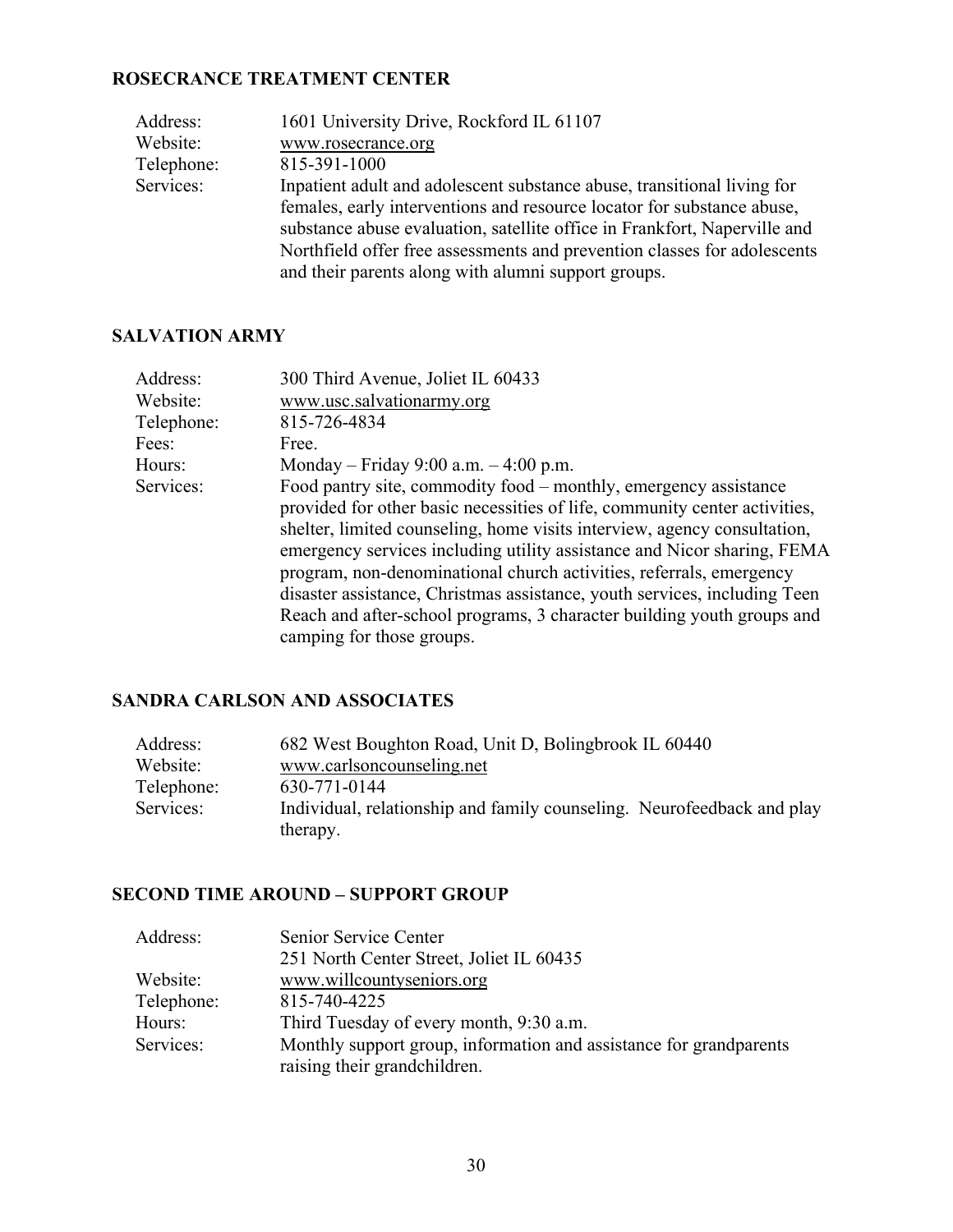### ROSECRANCE TREATMENT CENTER

| | |
|---|---|
| Address: | 1601 University Drive, Rockford IL 61107 |
| Website: | www.rosecrance.org |
| Telephone: | 815-391-1000 |
| Services: | Inpatient adult and adolescent substance abuse, transitional living for females, early interventions and resource locator for substance abuse, substance abuse evaluation, satellite office in Frankfort, Naperville and Northfield offer free assessments and prevention classes for adolescents and their parents along with alumni support groups. |

### SALVATION ARMY

| | |
|---|---|
| Address: | 300 Third Avenue, Joliet IL 60433 |
| Website: | www.usc.salvationarmy.org |
| Telephone: | 815-726-4834 |
| Fees: | Free. |
| Hours: | Monday – Friday 9:00 a.m. – 4:00 p.m. |
| Services: | Food pantry site, commodity food – monthly, emergency assistance provided for other basic necessities of life, community center activities, shelter, limited counseling, home visits interview, agency consultation, emergency services including utility assistance and Nicor sharing, FEMA program, non-denominational church activities, referrals, emergency disaster assistance, Christmas assistance, youth services, including Teen Reach and after-school programs, 3 character building youth groups and camping for those groups. |

### SANDRA CARLSON AND ASSOCIATES

| | |
|---|---|
| Address: | 682 West Boughton Road, Unit D, Bolingbrook IL 60440 |
| Website: | www.carlsoncounseling.net |
| Telephone: | 630-771-0144 |
| Services: | Individual, relationship and family counseling. Neurofeedback and play therapy. |

### SECOND TIME AROUND – SUPPORT GROUP

| | |
|---|---|
| Address: | Senior Service Center<br>251 North Center Street, Joliet IL 60435 |
| Website: | www.willcountyseniors.org |
| Telephone: | 815-740-4225 |
| Hours: | Third Tuesday of every month, 9:30 a.m. |
| Services: | Monthly support group, information and assistance for grandparents raising their grandchildren. |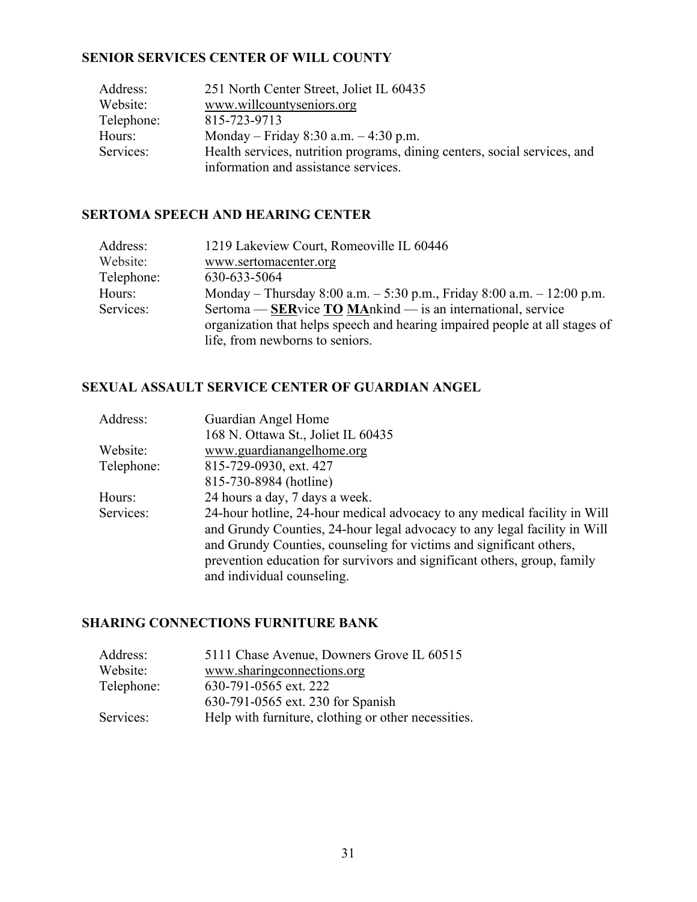### SENIOR SERVICES CENTER OF WILL COUNTY

| | |
|---|---|
| Address: | 251 North Center Street, Joliet IL 60435 |
| Website: | www.willcountyseniors.org |
| Telephone: | 815-723-9713 |
| Hours: | Monday – Friday 8:30 a.m. – 4:30 p.m. |
| Services: | Health services, nutrition programs, dining centers, social services, and information and assistance services. |

### SERTOMA SPEECH AND HEARING CENTER

| | |
|---|---|
| Address: | 1219 Lakeview Court, Romeoville IL 60446 |
| Website: | www.sertomacenter.org |
| Telephone: | 630-633-5064 |
| Hours: | Monday – Thursday 8:00 a.m. – 5:30 p.m., Friday 8:00 a.m. – 12:00 p.m. |
| Services: | Sertoma — **SER**vice **TO** **MA**nkind — is an international, service organization that helps speech and hearing impaired people at all stages of life, from newborns to seniors. |

### SEXUAL ASSAULT SERVICE CENTER OF GUARDIAN ANGEL

| | |
|---|---|
| Address: | Guardian Angel Home<br>168 N. Ottawa St., Joliet IL 60435 |
| Website: | www.guardianangelhome.org |
| Telephone: | 815-729-0930, ext. 427<br>815-730-8984 (hotline) |
| Hours: | 24 hours a day, 7 days a week. |
| Services: | 24-hour hotline, 24-hour medical advocacy to any medical facility in Will and Grundy Counties, 24-hour legal advocacy to any legal facility in Will and Grundy Counties, counseling for victims and significant others, prevention education for survivors and significant others, group, family and individual counseling. |

### SHARING CONNECTIONS FURNITURE BANK

| | |
|---|---|
| Address: | 5111 Chase Avenue, Downers Grove IL 60515 |
| Website: | www.sharingconnections.org |
| Telephone: | 630-791-0565 ext. 222<br>630-791-0565 ext. 230 for Spanish |
| Services: | Help with furniture, clothing or other necessities. |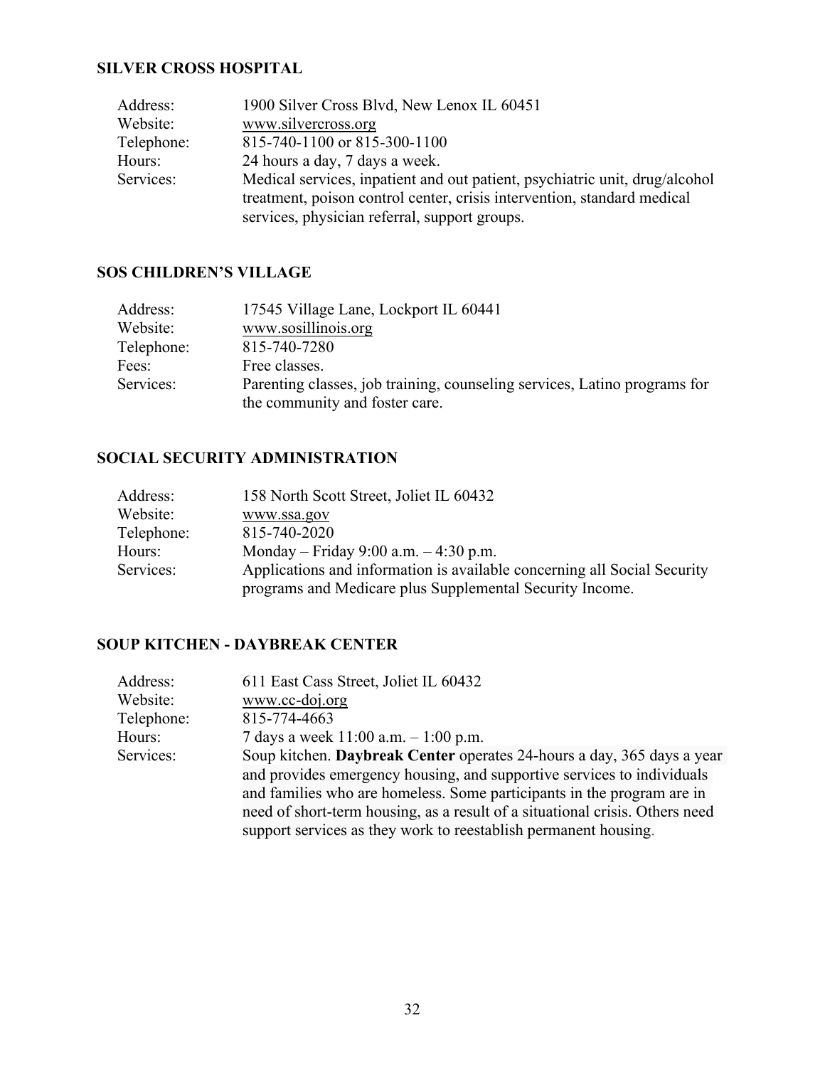### SILVER CROSS HOSPITAL

| | |
|---|---|
| Address: | 1900 Silver Cross Blvd, New Lenox IL 60451 |
| Website: | www.silvercross.org |
| Telephone: | 815-740-1100 or 815-300-1100 |
| Hours: | 24 hours a day, 7 days a week. |
| Services: | Medical services, inpatient and out patient, psychiatric unit, drug/alcohol treatment, poison control center, crisis intervention, standard medical services, physician referral, support groups. |

### SOS CHILDREN'S VILLAGE

| | |
|---|---|
| Address: | 17545 Village Lane, Lockport IL 60441 |
| Website: | www.sosillinois.org |
| Telephone: | 815-740-7280 |
| Fees: | Free classes. |
| Services: | Parenting classes, job training, counseling services, Latino programs for the community and foster care. |

### SOCIAL SECURITY ADMINISTRATION

| | |
|---|---|
| Address: | 158 North Scott Street, Joliet IL 60432 |
| Website: | www.ssa.gov |
| Telephone: | 815-740-2020 |
| Hours: | Monday – Friday 9:00 a.m. – 4:30 p.m. |
| Services: | Applications and information is available concerning all Social Security programs and Medicare plus Supplemental Security Income. |

### SOUP KITCHEN - DAYBREAK CENTER

| | |
|---|---|
| Address: | 611 East Cass Street, Joliet IL 60432 |
| Website: | www.cc-doj.org |
| Telephone: | 815-774-4663 |
| Hours: | 7 days a week 11:00 a.m. – 1:00 p.m. |
| Services: | Soup kitchen. **Daybreak Center** operates 24-hours a day, 365 days a year and provides emergency housing, and supportive services to individuals and families who are homeless. Some participants in the program are in need of short-term housing, as a result of a situational crisis. Others need support services as they work to reestablish permanent housing. |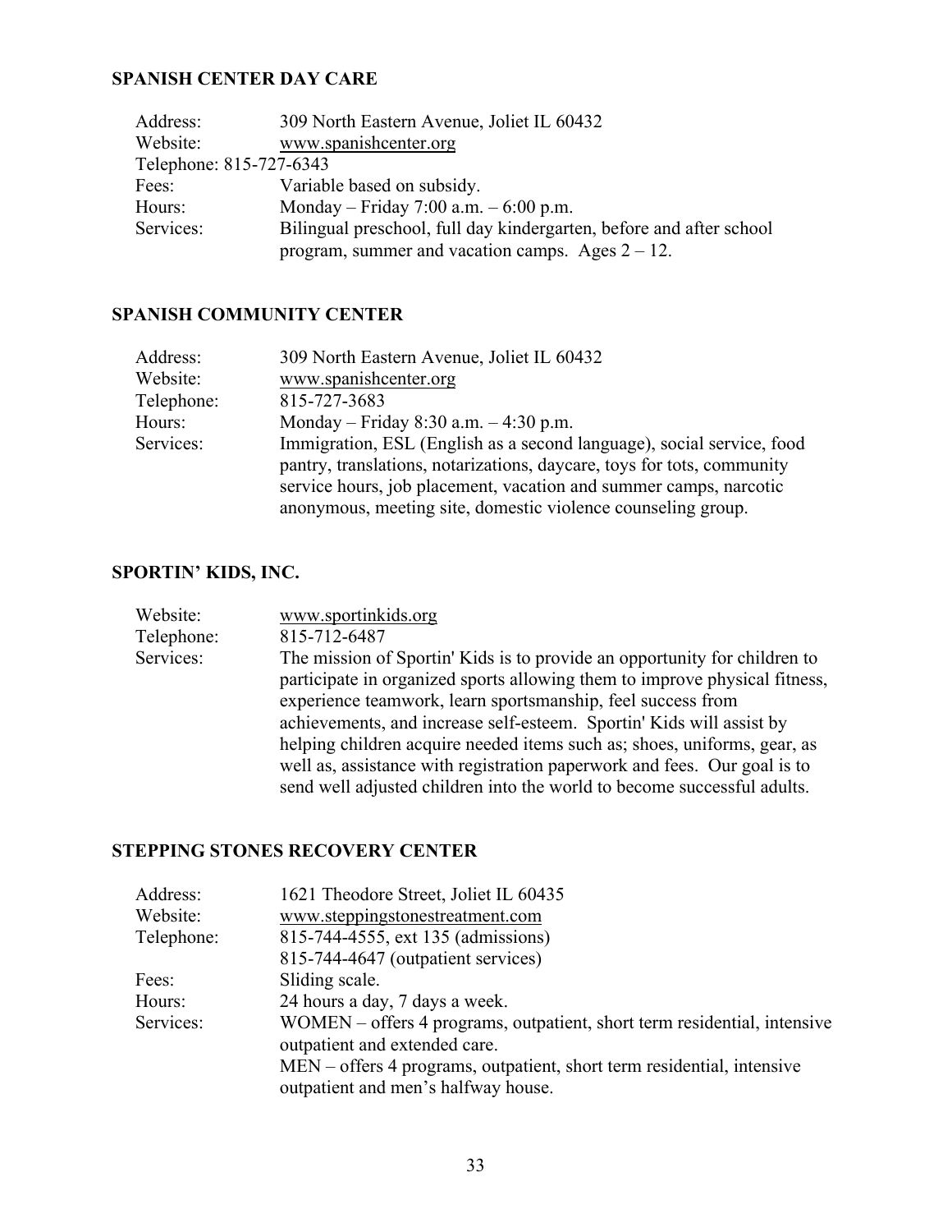### SPANISH CENTER DAY CARE

| | |
|---|---|
| Address: | 309 North Eastern Avenue, Joliet IL 60432 |
| Website: | www.spanishcenter.org |
| Telephone: | 815-727-6343 |
| Fees: | Variable based on subsidy. |
| Hours: | Monday – Friday 7:00 a.m. – 6:00 p.m. |
| Services: | Bilingual preschool, full day kindergarten, before and after school program, summer and vacation camps. Ages 2 – 12. |

### SPANISH COMMUNITY CENTER

| | |
|---|---|
| Address: | 309 North Eastern Avenue, Joliet IL 60432 |
| Website: | www.spanishcenter.org |
| Telephone: | 815-727-3683 |
| Hours: | Monday – Friday 8:30 a.m. – 4:30 p.m. |
| Services: | Immigration, ESL (English as a second language), social service, food pantry, translations, notarizations, daycare, toys for tots, community service hours, job placement, vacation and summer camps, narcotic anonymous, meeting site, domestic violence counseling group. |

### SPORTIN' KIDS, INC.

| | |
|---|---|
| Website: | www.sportinkids.org |
| Telephone: | 815-712-6487 |
| Services: | The mission of Sportin' Kids is to provide an opportunity for children to participate in organized sports allowing them to improve physical fitness, experience teamwork, learn sportsmanship, feel success from achievements, and increase self-esteem. Sportin' Kids will assist by helping children acquire needed items such as; shoes, uniforms, gear, as well as, assistance with registration paperwork and fees. Our goal is to send well adjusted children into the world to become successful adults. |

### STEPPING STONES RECOVERY CENTER

| | |
|---|---|
| Address: | 1621 Theodore Street, Joliet IL 60435 |
| Website: | www.steppingstonestreatment.com |
| Telephone: | 815-744-4555, ext 135 (admissions)<br>815-744-4647 (outpatient services) |
| Fees: | Sliding scale. |
| Hours: | 24 hours a day, 7 days a week. |
| Services: | WOMEN – offers 4 programs, outpatient, short term residential, intensive outpatient and extended care.<br>MEN – offers 4 programs, outpatient, short term residential, intensive outpatient and men's halfway house. |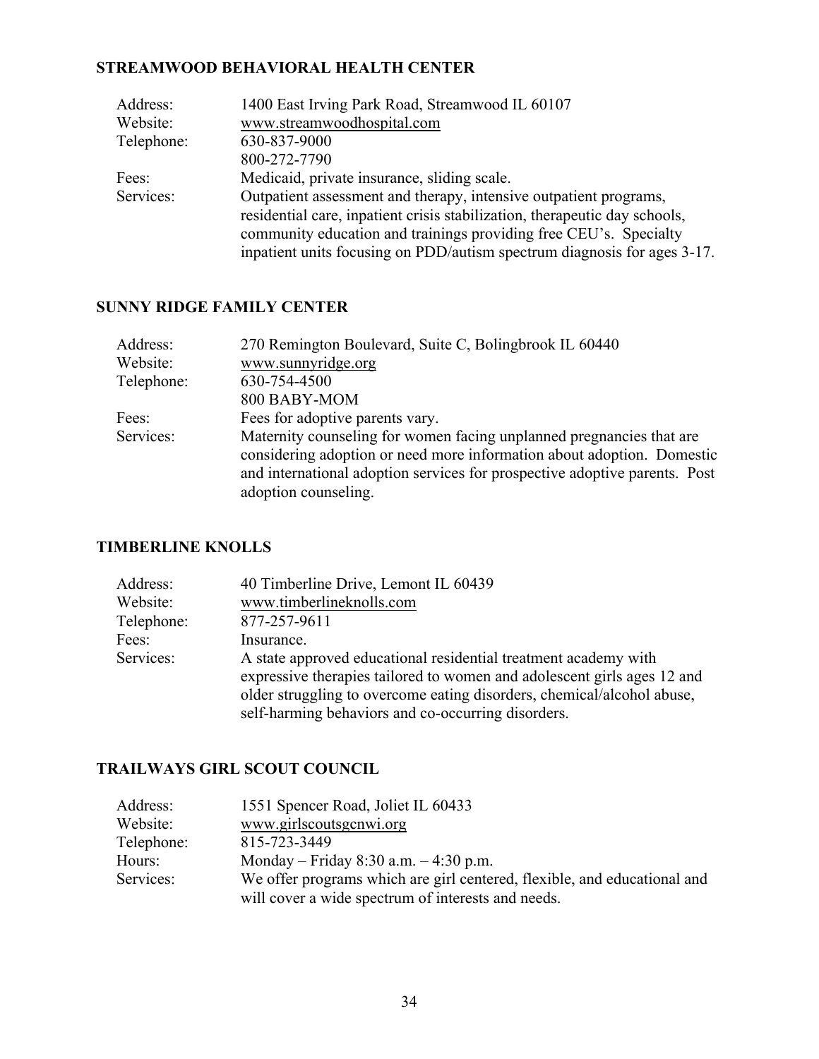### STREAMWOOD BEHAVIORAL HEALTH CENTER

| | |
|---|---|
| Address: | 1400 East Irving Park Road, Streamwood IL 60107 |
| Website: | www.streamwoodhospital.com |
| Telephone: | 630-837-9000<br>800-272-7790 |
| Fees: | Medicaid, private insurance, sliding scale. |
| Services: | Outpatient assessment and therapy, intensive outpatient programs, residential care, inpatient crisis stabilization, therapeutic day schools, community education and trainings providing free CEU's. Specialty inpatient units focusing on PDD/autism spectrum diagnosis for ages 3-17. |

### SUNNY RIDGE FAMILY CENTER

| | |
|---|---|
| Address: | 270 Remington Boulevard, Suite C, Bolingbrook IL 60440 |
| Website: | www.sunnyridge.org |
| Telephone: | 630-754-4500<br>800 BABY-MOM |
| Fees: | Fees for adoptive parents vary. |
| Services: | Maternity counseling for women facing unplanned pregnancies that are considering adoption or need more information about adoption. Domestic and international adoption services for prospective adoptive parents. Post adoption counseling. |

### TIMBERLINE KNOLLS

| | |
|---|---|
| Address: | 40 Timberline Drive, Lemont IL 60439 |
| Website: | www.timberlineknolls.com |
| Telephone: | 877-257-9611 |
| Fees: | Insurance. |
| Services: | A state approved educational residential treatment academy with expressive therapies tailored to women and adolescent girls ages 12 and older struggling to overcome eating disorders, chemical/alcohol abuse, self-harming behaviors and co-occurring disorders. |

### TRAILWAYS GIRL SCOUT COUNCIL

| | |
|---|---|
| Address: | 1551 Spencer Road, Joliet IL 60433 |
| Website: | www.girlscoutsgcnwi.org |
| Telephone: | 815-723-3449 |
| Hours: | Monday – Friday 8:30 a.m. – 4:30 p.m. |
| Services: | We offer programs which are girl centered, flexible, and educational and will cover a wide spectrum of interests and needs. |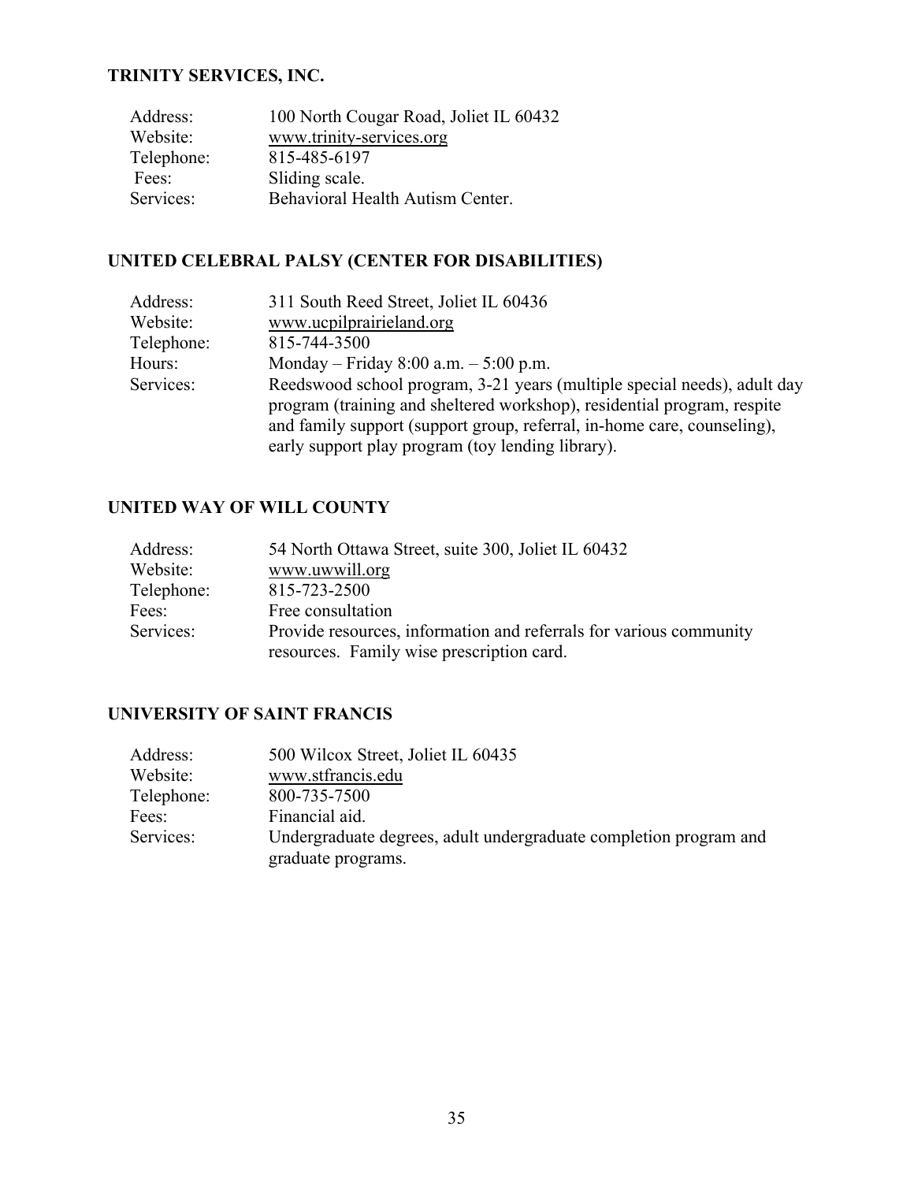**TRINITY SERVICES, INC.**

| | |
|---|---|
| Address: | 100 North Cougar Road, Joliet IL 60432 |
| Website: | www.trinity-services.org |
| Telephone: | 815-485-6197 |
| Fees: | Sliding scale. |
| Services: | Behavioral Health Autism Center. |

**UNITED CELEBRAL PALSY (CENTER FOR DISABILITIES)**

| | |
|---|---|
| Address: | 311 South Reed Street, Joliet IL 60436 |
| Website: | www.ucpilprairieland.org |
| Telephone: | 815-744-3500 |
| Hours: | Monday – Friday 8:00 a.m. – 5:00 p.m. |
| Services: | Reedswood school program, 3-21 years (multiple special needs), adult day program (training and sheltered workshop), residential program, respite and family support (support group, referral, in-home care, counseling), early support play program (toy lending library). |

**UNITED WAY OF WILL COUNTY**

| | |
|---|---|
| Address: | 54 North Ottawa Street, suite 300, Joliet IL 60432 |
| Website: | www.uwwill.org |
| Telephone: | 815-723-2500 |
| Fees: | Free consultation |
| Services: | Provide resources, information and referrals for various community resources. Family wise prescription card. |

**UNIVERSITY OF SAINT FRANCIS**

| | |
|---|---|
| Address: | 500 Wilcox Street, Joliet IL 60435 |
| Website: | www.stfrancis.edu |
| Telephone: | 800-735-7500 |
| Fees: | Financial aid. |
| Services: | Undergraduate degrees, adult undergraduate completion program and graduate programs. |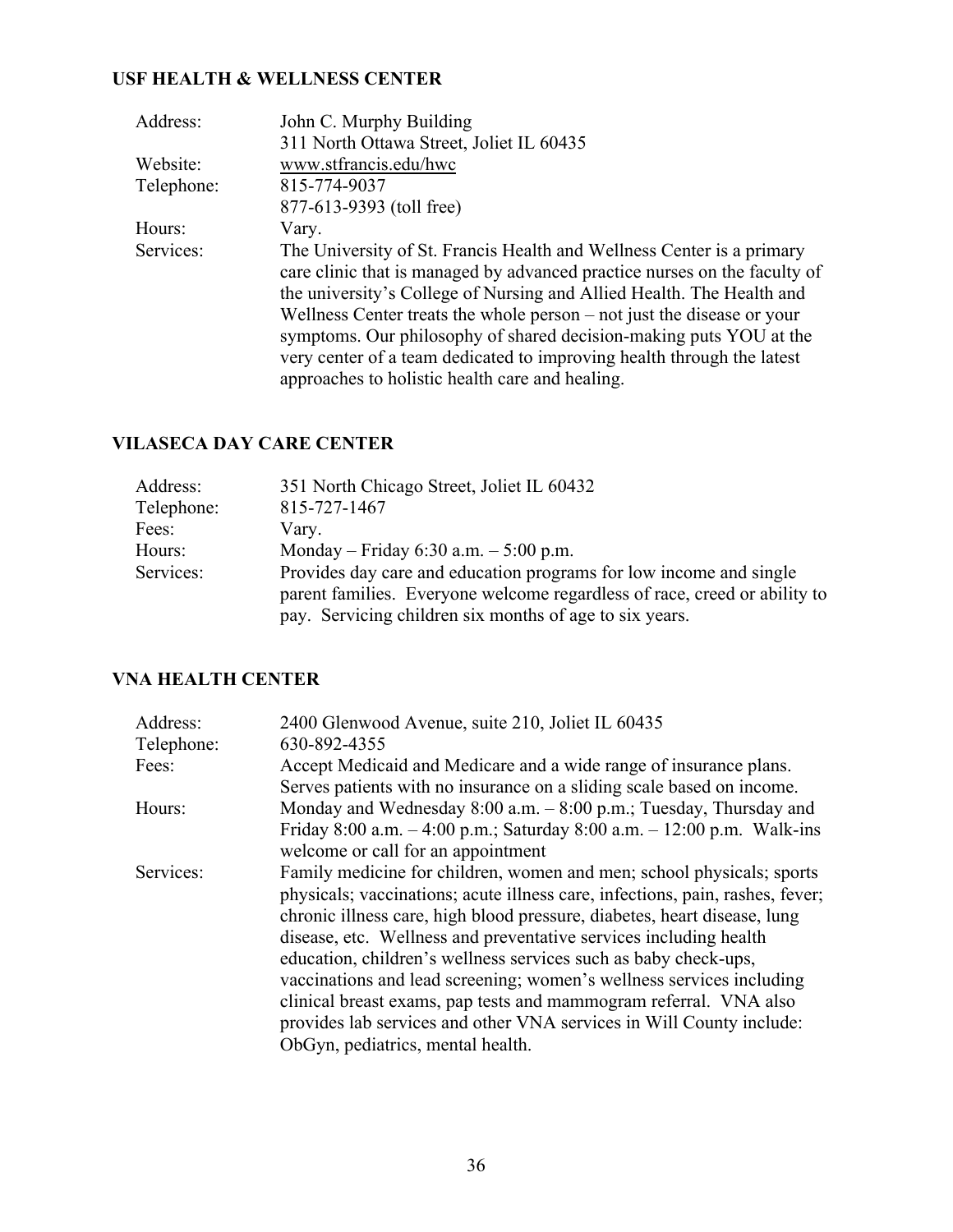## USF HEALTH & WELLNESS CENTER

| | |
|---|---|
| Address: | John C. Murphy Building<br>311 North Ottawa Street, Joliet IL 60435 |
| Website: | www.stfrancis.edu/hwc |
| Telephone: | 815-774-9037<br>877-613-9393 (toll free) |
| Hours: | Vary. |
| Services: | The University of St. Francis Health and Wellness Center is a primary care clinic that is managed by advanced practice nurses on the faculty of the university's College of Nursing and Allied Health. The Health and Wellness Center treats the whole person – not just the disease or your symptoms. Our philosophy of shared decision-making puts YOU at the very center of a team dedicated to improving health through the latest approaches to holistic health care and healing. |

## VILASECA DAY CARE CENTER

| | |
|---|---|
| Address: | 351 North Chicago Street, Joliet IL 60432 |
| Telephone: | 815-727-1467 |
| Fees: | Vary. |
| Hours: | Monday – Friday 6:30 a.m. – 5:00 p.m. |
| Services: | Provides day care and education programs for low income and single parent families. Everyone welcome regardless of race, creed or ability to pay. Servicing children six months of age to six years. |

## VNA HEALTH CENTER

| | |
|---|---|
| Address: | 2400 Glenwood Avenue, suite 210, Joliet IL 60435 |
| Telephone: | 630-892-4355 |
| Fees: | Accept Medicaid and Medicare and a wide range of insurance plans. Serves patients with no insurance on a sliding scale based on income. |
| Hours: | Monday and Wednesday 8:00 a.m. – 8:00 p.m.; Tuesday, Thursday and Friday 8:00 a.m. – 4:00 p.m.; Saturday 8:00 a.m. – 12:00 p.m. Walk-ins welcome or call for an appointment |
| Services: | Family medicine for children, women and men; school physicals; sports physicals; vaccinations; acute illness care, infections, pain, rashes, fever; chronic illness care, high blood pressure, diabetes, heart disease, lung disease, etc. Wellness and preventative services including health education, children's wellness services such as baby check-ups, vaccinations and lead screening; women's wellness services including clinical breast exams, pap tests and mammogram referral. VNA also provides lab services and other VNA services in Will County include: ObGyn, pediatrics, mental health. |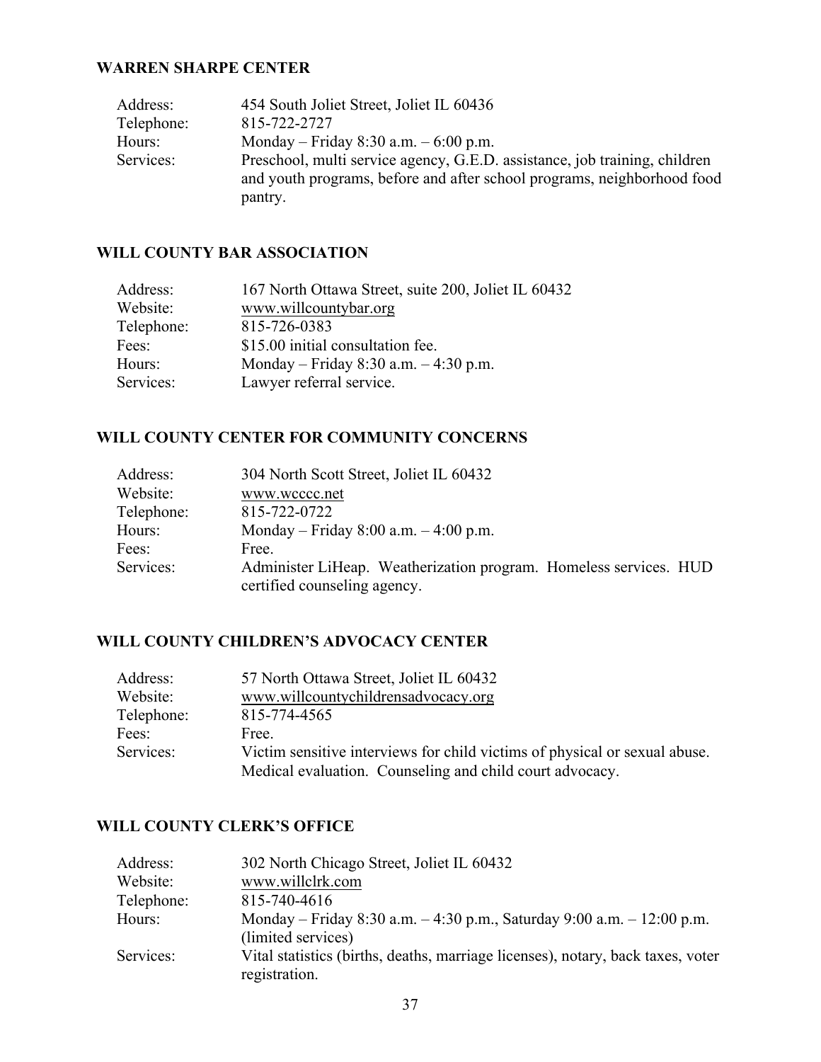## WARREN SHARPE CENTER

| | |
|---|---|
| Address: | 454 South Joliet Street, Joliet IL 60436 |
| Telephone: | 815-722-2727 |
| Hours: | Monday – Friday 8:30 a.m. – 6:00 p.m. |
| Services: | Preschool, multi service agency, G.E.D. assistance, job training, children and youth programs, before and after school programs, neighborhood food pantry. |

## WILL COUNTY BAR ASSOCIATION

| | |
|---|---|
| Address: | 167 North Ottawa Street, suite 200, Joliet IL 60432 |
| Website: | www.willcountybar.org |
| Telephone: | 815-726-0383 |
| Fees: | $15.00 initial consultation fee. |
| Hours: | Monday – Friday 8:30 a.m. – 4:30 p.m. |
| Services: | Lawyer referral service. |

## WILL COUNTY CENTER FOR COMMUNITY CONCERNS

| | |
|---|---|
| Address: | 304 North Scott Street, Joliet IL 60432 |
| Website: | www.wcccc.net |
| Telephone: | 815-722-0722 |
| Hours: | Monday – Friday 8:00 a.m. – 4:00 p.m. |
| Fees: | Free. |
| Services: | Administer LiHeap. Weatherization program. Homeless services. HUD certified counseling agency. |

## WILL COUNTY CHILDREN'S ADVOCACY CENTER

| | |
|---|---|
| Address: | 57 North Ottawa Street, Joliet IL 60432 |
| Website: | www.willcountychildrensadvocacy.org |
| Telephone: | 815-774-4565 |
| Fees: | Free. |
| Services: | Victim sensitive interviews for child victims of physical or sexual abuse. Medical evaluation. Counseling and child court advocacy. |

## WILL COUNTY CLERK'S OFFICE

| | |
|---|---|
| Address: | 302 North Chicago Street, Joliet IL 60432 |
| Website: | www.willclrk.com |
| Telephone: | 815-740-4616 |
| Hours: | Monday – Friday 8:30 a.m. – 4:30 p.m., Saturday 9:00 a.m. – 12:00 p.m. (limited services) |
| Services: | Vital statistics (births, deaths, marriage licenses), notary, back taxes, voter registration. |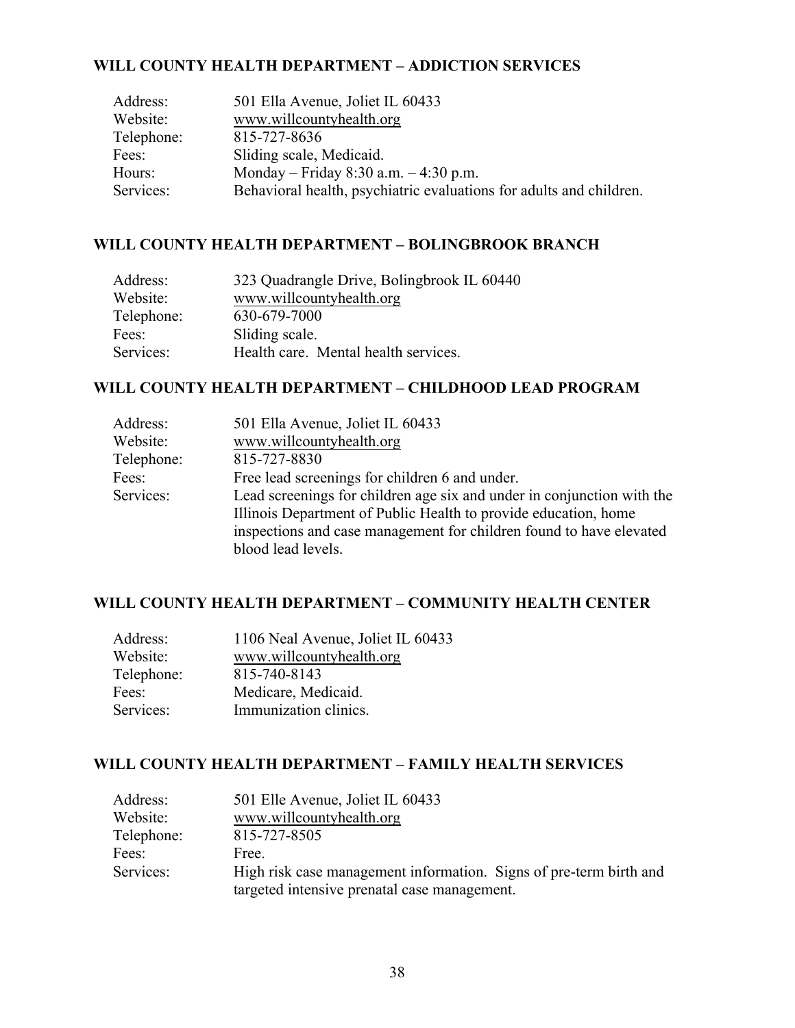### WILL COUNTY HEALTH DEPARTMENT – ADDICTION SERVICES

| | |
|---|---|
| Address: | 501 Ella Avenue, Joliet IL 60433 |
| Website: | www.willcountyhealth.org |
| Telephone: | 815-727-8636 |
| Fees: | Sliding scale, Medicaid. |
| Hours: | Monday – Friday 8:30 a.m. – 4:30 p.m. |
| Services: | Behavioral health, psychiatric evaluations for adults and children. |

### WILL COUNTY HEALTH DEPARTMENT – BOLINGBROOK BRANCH

| | |
|---|---|
| Address: | 323 Quadrangle Drive, Bolingbrook IL 60440 |
| Website: | www.willcountyhealth.org |
| Telephone: | 630-679-7000 |
| Fees: | Sliding scale. |
| Services: | Health care. Mental health services. |

### WILL COUNTY HEALTH DEPARTMENT – CHILDHOOD LEAD PROGRAM

| | |
|---|---|
| Address: | 501 Ella Avenue, Joliet IL 60433 |
| Website: | www.willcountyhealth.org |
| Telephone: | 815-727-8830 |
| Fees: | Free lead screenings for children 6 and under. |
| Services: | Lead screenings for children age six and under in conjunction with the Illinois Department of Public Health to provide education, home inspections and case management for children found to have elevated blood lead levels. |

### WILL COUNTY HEALTH DEPARTMENT – COMMUNITY HEALTH CENTER

| | |
|---|---|
| Address: | 1106 Neal Avenue, Joliet IL 60433 |
| Website: | www.willcountyhealth.org |
| Telephone: | 815-740-8143 |
| Fees: | Medicare, Medicaid. |
| Services: | Immunization clinics. |

### WILL COUNTY HEALTH DEPARTMENT – FAMILY HEALTH SERVICES

| | |
|---|---|
| Address: | 501 Elle Avenue, Joliet IL 60433 |
| Website: | www.willcountyhealth.org |
| Telephone: | 815-727-8505 |
| Fees: | Free. |
| Services: | High risk case management information. Signs of pre-term birth and targeted intensive prenatal case management. |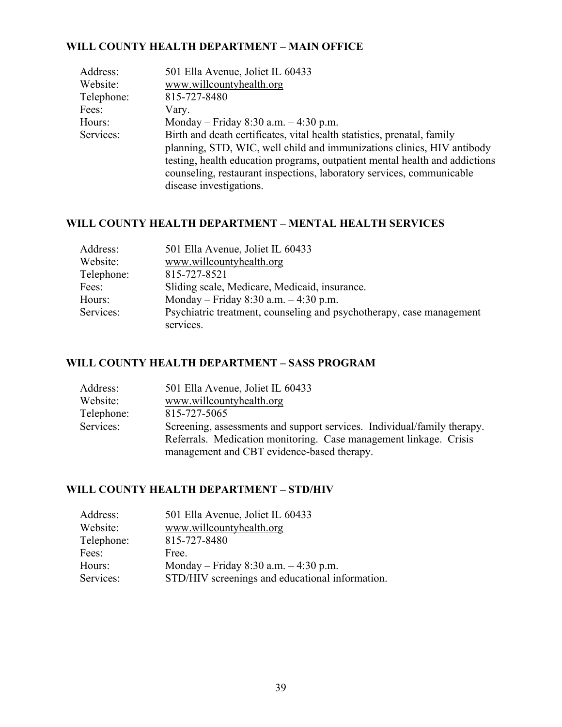## WILL COUNTY HEALTH DEPARTMENT – MAIN OFFICE

| | |
|---|---|
| Address: | 501 Ella Avenue, Joliet IL 60433 |
| Website: | www.willcountyhealth.org |
| Telephone: | 815-727-8480 |
| Fees: | Vary. |
| Hours: | Monday – Friday 8:30 a.m. – 4:30 p.m. |
| Services: | Birth and death certificates, vital health statistics, prenatal, family planning, STD, WIC, well child and immunizations clinics, HIV antibody testing, health education programs, outpatient mental health and addictions counseling, restaurant inspections, laboratory services, communicable disease investigations. |

## WILL COUNTY HEALTH DEPARTMENT – MENTAL HEALTH SERVICES

| | |
|---|---|
| Address: | 501 Ella Avenue, Joliet IL 60433 |
| Website: | www.willcountyhealth.org |
| Telephone: | 815-727-8521 |
| Fees: | Sliding scale, Medicare, Medicaid, insurance. |
| Hours: | Monday – Friday 8:30 a.m. – 4:30 p.m. |
| Services: | Psychiatric treatment, counseling and psychotherapy, case management services. |

## WILL COUNTY HEALTH DEPARTMENT – SASS PROGRAM

| | |
|---|---|
| Address: | 501 Ella Avenue, Joliet IL 60433 |
| Website: | www.willcountyhealth.org |
| Telephone: | 815-727-5065 |
| Services: | Screening, assessments and support services. Individual/family therapy. Referrals. Medication monitoring. Case management linkage. Crisis management and CBT evidence-based therapy. |

## WILL COUNTY HEALTH DEPARTMENT – STD/HIV

| | |
|---|---|
| Address: | 501 Ella Avenue, Joliet IL 60433 |
| Website: | www.willcountyhealth.org |
| Telephone: | 815-727-8480 |
| Fees: | Free. |
| Hours: | Monday – Friday 8:30 a.m. – 4:30 p.m. |
| Services: | STD/HIV screenings and educational information. |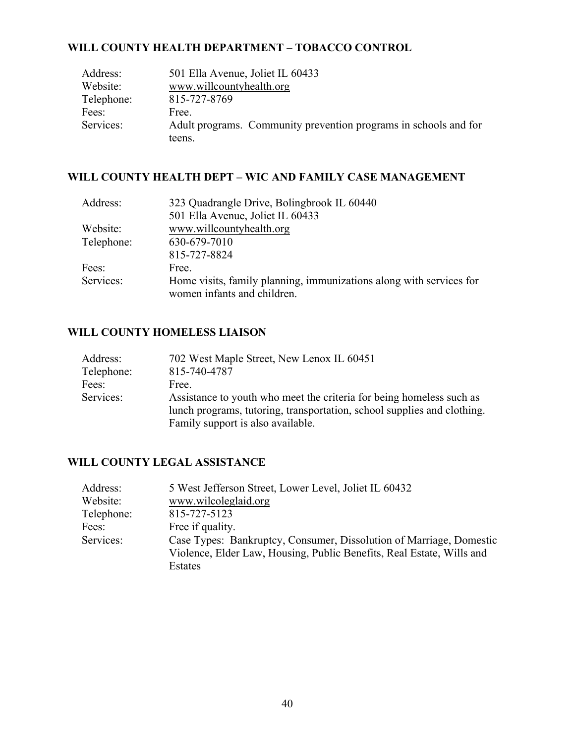## WILL COUNTY HEALTH DEPARTMENT – TOBACCO CONTROL

| | |
|---|---|
| Address: | 501 Ella Avenue, Joliet IL 60433 |
| Website: | www.willcountyhealth.org |
| Telephone: | 815-727-8769 |
| Fees: | Free. |
| Services: | Adult programs. Community prevention programs in schools and for teens. |

## WILL COUNTY HEALTH DEPT – WIC AND FAMILY CASE MANAGEMENT

| | |
|---|---|
| Address: | 323 Quadrangle Drive, Bolingbrook IL 60440<br>501 Ella Avenue, Joliet IL 60433 |
| Website: | www.willcountyhealth.org |
| Telephone: | 630-679-7010<br>815-727-8824 |
| Fees: | Free. |
| Services: | Home visits, family planning, immunizations along with services for women infants and children. |

## WILL COUNTY HOMELESS LIAISON

| | |
|---|---|
| Address: | 702 West Maple Street, New Lenox IL 60451 |
| Telephone: | 815-740-4787 |
| Fees: | Free. |
| Services: | Assistance to youth who meet the criteria for being homeless such as lunch programs, tutoring, transportation, school supplies and clothing. Family support is also available. |

## WILL COUNTY LEGAL ASSISTANCE

| | |
|---|---|
| Address: | 5 West Jefferson Street, Lower Level, Joliet IL 60432 |
| Website: | www.wilcoleglaid.org |
| Telephone: | 815-727-5123 |
| Fees: | Free if quality. |
| Services: | Case Types: Bankruptcy, Consumer, Dissolution of Marriage, Domestic Violence, Elder Law, Housing, Public Benefits, Real Estate, Wills and Estates |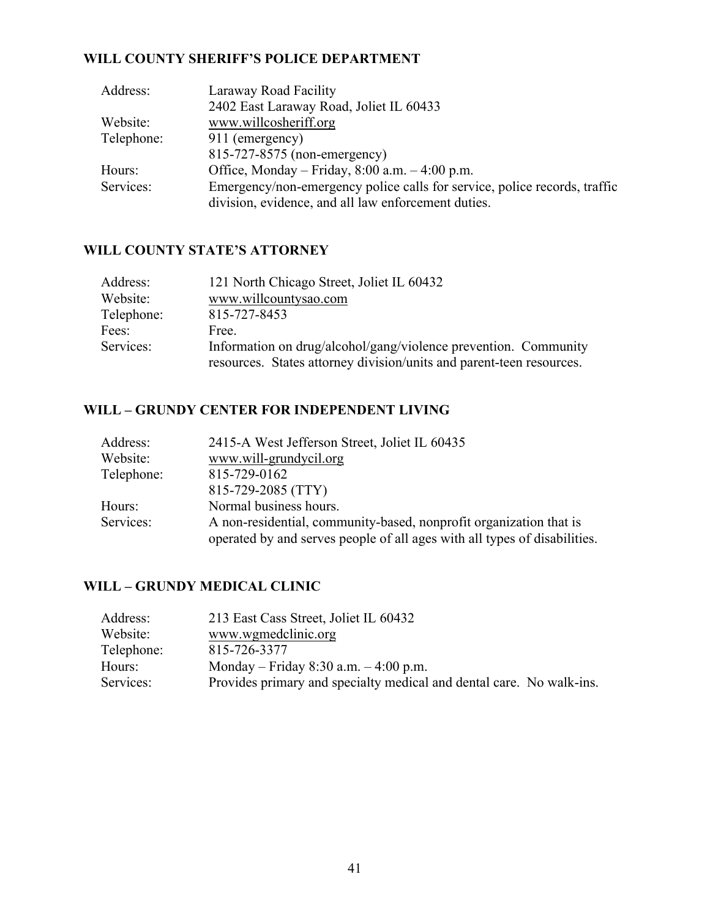## WILL COUNTY SHERIFF'S POLICE DEPARTMENT

| | |
|---|---|
| Address: | Laraway Road Facility<br>2402 East Laraway Road, Joliet IL 60433 |
| Website: | www.willcosheriff.org |
| Telephone: | 911 (emergency)<br>815-727-8575 (non-emergency) |
| Hours: | Office, Monday – Friday, 8:00 a.m. – 4:00 p.m. |
| Services: | Emergency/non-emergency police calls for service, police records, traffic division, evidence, and all law enforcement duties. |

## WILL COUNTY STATE'S ATTORNEY

| | |
|---|---|
| Address: | 121 North Chicago Street, Joliet IL 60432 |
| Website: | www.willcountysao.com |
| Telephone: | 815-727-8453 |
| Fees: | Free. |
| Services: | Information on drug/alcohol/gang/violence prevention. Community resources. States attorney division/units and parent-teen resources. |

## WILL – GRUNDY CENTER FOR INDEPENDENT LIVING

| | |
|---|---|
| Address: | 2415-A West Jefferson Street, Joliet IL 60435 |
| Website: | www.will-grundycil.org |
| Telephone: | 815-729-0162<br>815-729-2085 (TTY) |
| Hours: | Normal business hours. |
| Services: | A non-residential, community-based, nonprofit organization that is operated by and serves people of all ages with all types of disabilities. |

## WILL – GRUNDY MEDICAL CLINIC

| | |
|---|---|
| Address: | 213 East Cass Street, Joliet IL 60432 |
| Website: | www.wgmedclinic.org |
| Telephone: | 815-726-3377 |
| Hours: | Monday – Friday 8:30 a.m. – 4:00 p.m. |
| Services: | Provides primary and specialty medical and dental care. No walk-ins. |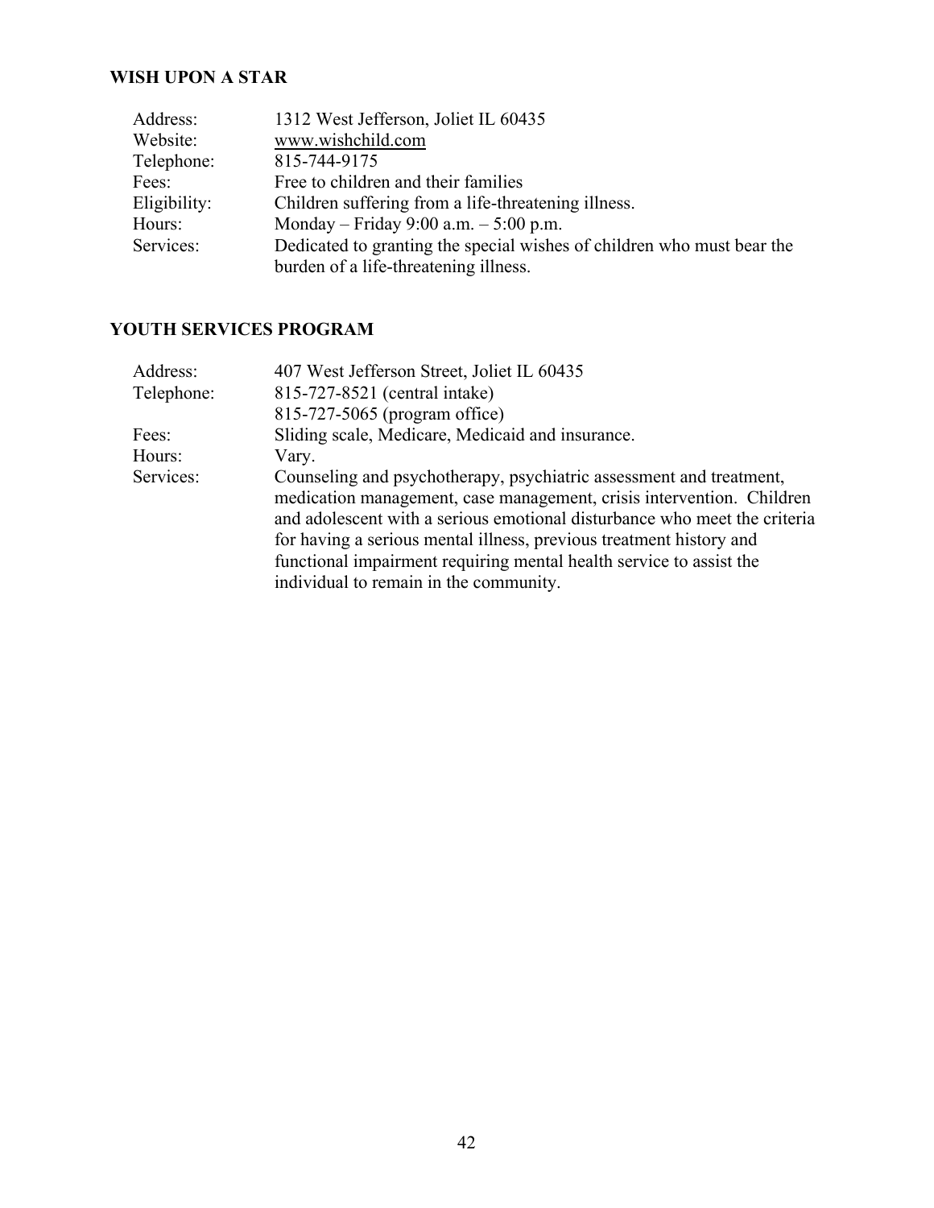## WISH UPON A STAR

| | |
|---|---|
| Address: | 1312 West Jefferson, Joliet IL 60435 |
| Website: | www.wishchild.com |
| Telephone: | 815-744-9175 |
| Fees: | Free to children and their families |
| Eligibility: | Children suffering from a life-threatening illness. |
| Hours: | Monday – Friday 9:00 a.m. – 5:00 p.m. |
| Services: | Dedicated to granting the special wishes of children who must bear the burden of a life-threatening illness. |

## YOUTH SERVICES PROGRAM

| | |
|---|---|
| Address: | 407 West Jefferson Street, Joliet IL 60435 |
| Telephone: | 815-727-8521 (central intake)<br>815-727-5065 (program office) |
| Fees: | Sliding scale, Medicare, Medicaid and insurance. |
| Hours: | Vary. |
| Services: | Counseling and psychotherapy, psychiatric assessment and treatment, medication management, case management, crisis intervention. Children and adolescent with a serious emotional disturbance who meet the criteria for having a serious mental illness, previous treatment history and functional impairment requiring mental health service to assist the individual to remain in the community. |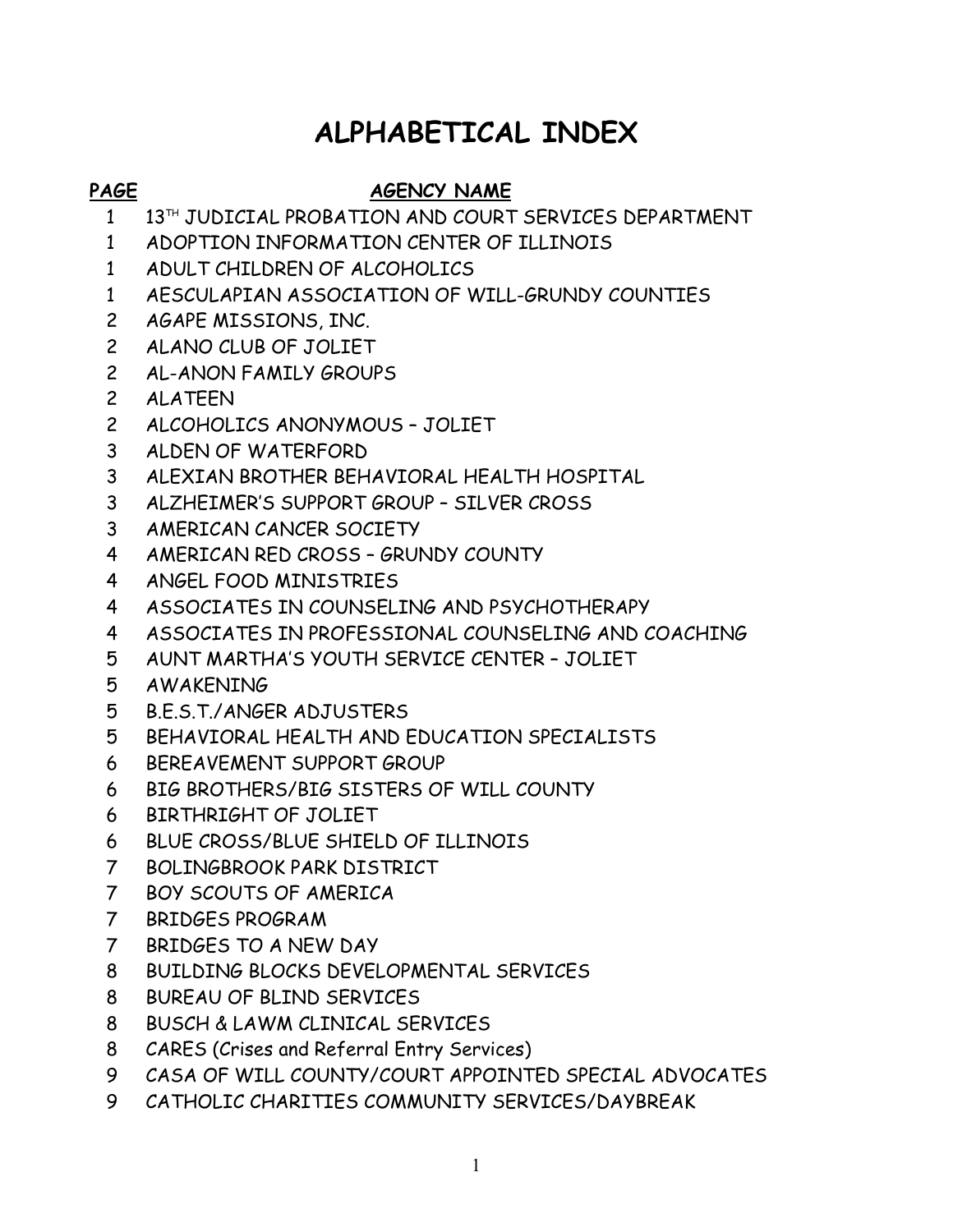# ALPHABETICAL INDEX

| PAGE | AGENCY NAME |
|---|---|
| 1 | 13TH JUDICIAL PROBATION AND COURT SERVICES DEPARTMENT |
| 1 | ADOPTION INFORMATION CENTER OF ILLINOIS |
| 1 | ADULT CHILDREN OF ALCOHOLICS |
| 1 | AESCULAPIAN ASSOCIATION OF WILL-GRUNDY COUNTIES |
| 2 | AGAPE MISSIONS, INC. |
| 2 | ALANO CLUB OF JOLIET |
| 2 | AL-ANON FAMILY GROUPS |
| 2 | ALATEEN |
| 2 | ALCOHOLICS ANONYMOUS – JOLIET |
| 3 | ALDEN OF WATERFORD |
| 3 | ALEXIAN BROTHER BEHAVIORAL HEALTH HOSPITAL |
| 3 | ALZHEIMER'S SUPPORT GROUP – SILVER CROSS |
| 3 | AMERICAN CANCER SOCIETY |
| 4 | AMERICAN RED CROSS – GRUNDY COUNTY |
| 4 | ANGEL FOOD MINISTRIES |
| 4 | ASSOCIATES IN COUNSELING AND PSYCHOTHERAPY |
| 4 | ASSOCIATES IN PROFESSIONAL COUNSELING AND COACHING |
| 5 | AUNT MARTHA'S YOUTH SERVICE CENTER – JOLIET |
| 5 | AWAKENING |
| 5 | B.E.S.T./ANGER ADJUSTERS |
| 5 | BEHAVIORAL HEALTH AND EDUCATION SPECIALISTS |
| 6 | BEREAVEMENT SUPPORT GROUP |
| 6 | BIG BROTHERS/BIG SISTERS OF WILL COUNTY |
| 6 | BIRTHRIGHT OF JOLIET |
| 6 | BLUE CROSS/BLUE SHIELD OF ILLINOIS |
| 7 | BOLINGBROOK PARK DISTRICT |
| 7 | BOY SCOUTS OF AMERICA |
| 7 | BRIDGES PROGRAM |
| 7 | BRIDGES TO A NEW DAY |
| 8 | BUILDING BLOCKS DEVELOPMENTAL SERVICES |
| 8 | BUREAU OF BLIND SERVICES |
| 8 | BUSCH & LAWM CLINICAL SERVICES |
| 8 | CARES (Crises and Referral Entry Services) |
| 9 | CASA OF WILL COUNTY/COURT APPOINTED SPECIAL ADVOCATES |
| 9 | CATHOLIC CHARITIES COMMUNITY SERVICES/DAYBREAK |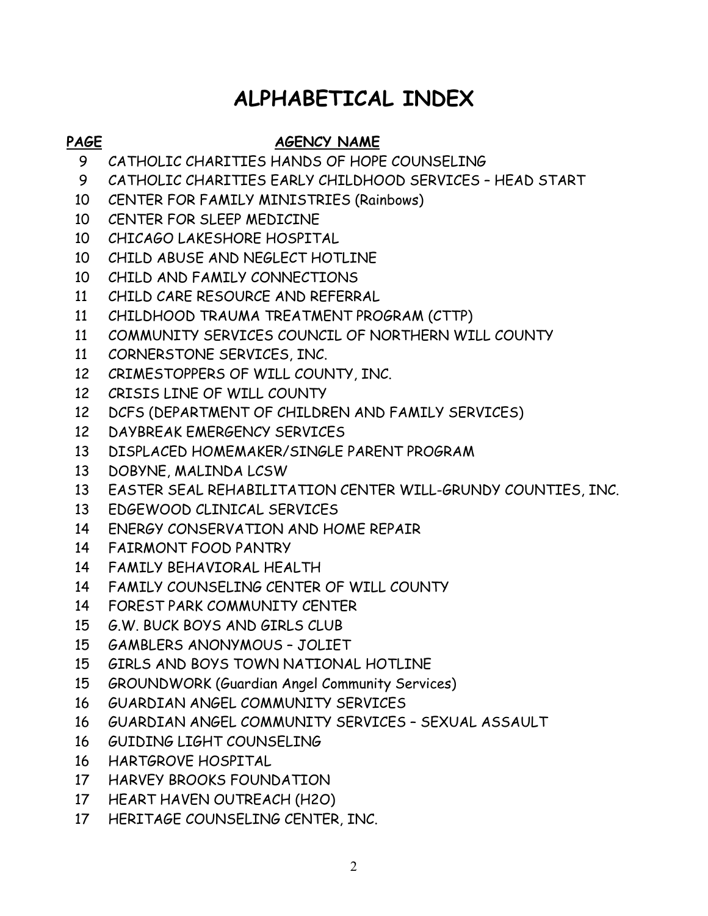# ALPHABETICAL INDEX

| PAGE | AGENCY NAME |
|---|---|
| 9 | CATHOLIC CHARITIES HANDS OF HOPE COUNSELING |
| 9 | CATHOLIC CHARITIES EARLY CHILDHOOD SERVICES – HEAD START |
| 10 | CENTER FOR FAMILY MINISTRIES (Rainbows) |
| 10 | CENTER FOR SLEEP MEDICINE |
| 10 | CHICAGO LAKESHORE HOSPITAL |
| 10 | CHILD ABUSE AND NEGLECT HOTLINE |
| 10 | CHILD AND FAMILY CONNECTIONS |
| 11 | CHILD CARE RESOURCE AND REFERRAL |
| 11 | CHILDHOOD TRAUMA TREATMENT PROGRAM (CTTP) |
| 11 | COMMUNITY SERVICES COUNCIL OF NORTHERN WILL COUNTY |
| 11 | CORNERSTONE SERVICES, INC. |
| 12 | CRIMESTOPPERS OF WILL COUNTY, INC. |
| 12 | CRISIS LINE OF WILL COUNTY |
| 12 | DCFS (DEPARTMENT OF CHILDREN AND FAMILY SERVICES) |
| 12 | DAYBREAK EMERGENCY SERVICES |
| 13 | DISPLACED HOMEMAKER/SINGLE PARENT PROGRAM |
| 13 | DOBYNE, MALINDA LCSW |
| 13 | EASTER SEAL REHABILITATION CENTER WILL-GRUNDY COUNTIES, INC. |
| 13 | EDGEWOOD CLINICAL SERVICES |
| 14 | ENERGY CONSERVATION AND HOME REPAIR |
| 14 | FAIRMONT FOOD PANTRY |
| 14 | FAMILY BEHAVIORAL HEALTH |
| 14 | FAMILY COUNSELING CENTER OF WILL COUNTY |
| 14 | FOREST PARK COMMUNITY CENTER |
| 15 | G.W. BUCK BOYS AND GIRLS CLUB |
| 15 | GAMBLERS ANONYMOUS – JOLIET |
| 15 | GIRLS AND BOYS TOWN NATIONAL HOTLINE |
| 15 | GROUNDWORK (Guardian Angel Community Services) |
| 16 | GUARDIAN ANGEL COMMUNITY SERVICES |
| 16 | GUARDIAN ANGEL COMMUNITY SERVICES – SEXUAL ASSAULT |
| 16 | GUIDING LIGHT COUNSELING |
| 16 | HARTGROVE HOSPITAL |
| 17 | HARVEY BROOKS FOUNDATION |
| 17 | HEART HAVEN OUTREACH (H2O) |
| 17 | HERITAGE COUNSELING CENTER, INC. |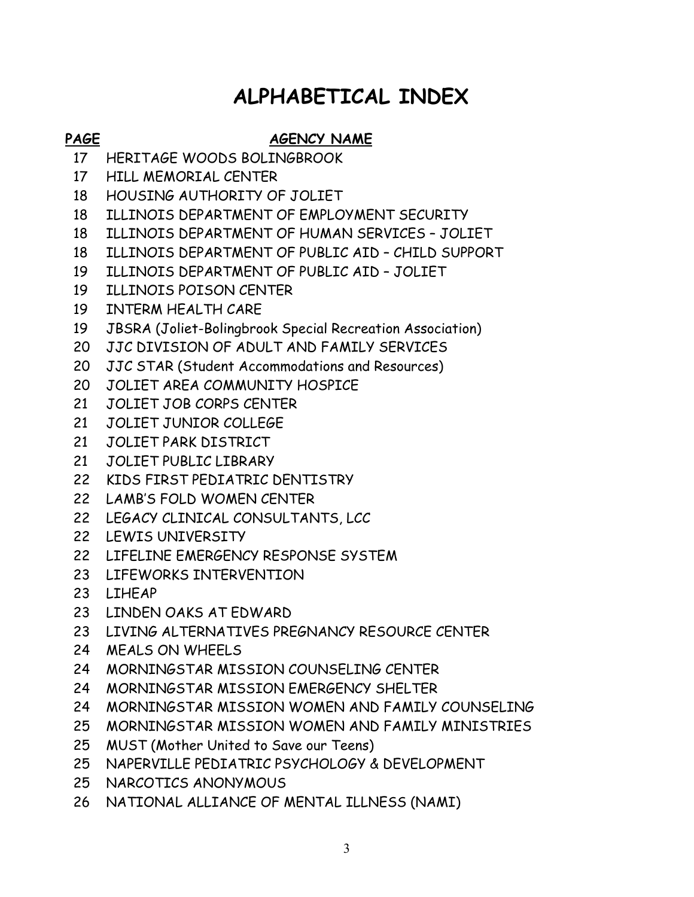# ALPHABETICAL INDEX

| PAGE | AGENCY NAME |
|---|---|
| 17 | HERITAGE WOODS BOLINGBROOK |
| 17 | HILL MEMORIAL CENTER |
| 18 | HOUSING AUTHORITY OF JOLIET |
| 18 | ILLINOIS DEPARTMENT OF EMPLOYMENT SECURITY |
| 18 | ILLINOIS DEPARTMENT OF HUMAN SERVICES – JOLIET |
| 18 | ILLINOIS DEPARTMENT OF PUBLIC AID – CHILD SUPPORT |
| 19 | ILLINOIS DEPARTMENT OF PUBLIC AID – JOLIET |
| 19 | ILLINOIS POISON CENTER |
| 19 | INTERM HEALTH CARE |
| 19 | JBSRA (Joliet-Bolingbrook Special Recreation Association) |
| 20 | JJC DIVISION OF ADULT AND FAMILY SERVICES |
| 20 | JJC STAR (Student Accommodations and Resources) |
| 20 | JOLIET AREA COMMUNITY HOSPICE |
| 21 | JOLIET JOB CORPS CENTER |
| 21 | JOLIET JUNIOR COLLEGE |
| 21 | JOLIET PARK DISTRICT |
| 21 | JOLIET PUBLIC LIBRARY |
| 22 | KIDS FIRST PEDIATRIC DENTISTRY |
| 22 | LAMB'S FOLD WOMEN CENTER |
| 22 | LEGACY CLINICAL CONSULTANTS, LCC |
| 22 | LEWIS UNIVERSITY |
| 22 | LIFELINE EMERGENCY RESPONSE SYSTEM |
| 23 | LIFEWORKS INTERVENTION |
| 23 | LIHEAP |
| 23 | LINDEN OAKS AT EDWARD |
| 23 | LIVING ALTERNATIVES PREGNANCY RESOURCE CENTER |
| 24 | MEALS ON WHEELS |
| 24 | MORNINGSTAR MISSION COUNSELING CENTER |
| 24 | MORNINGSTAR MISSION EMERGENCY SHELTER |
| 24 | MORNINGSTAR MISSION WOMEN AND FAMILY COUNSELING |
| 25 | MORNINGSTAR MISSION WOMEN AND FAMILY MINISTRIES |
| 25 | MUST (Mother United to Save our Teens) |
| 25 | NAPERVILLE PEDIATRIC PSYCHOLOGY & DEVELOPMENT |
| 25 | NARCOTICS ANONYMOUS |
| 26 | NATIONAL ALLIANCE OF MENTAL ILLNESS (NAMI) |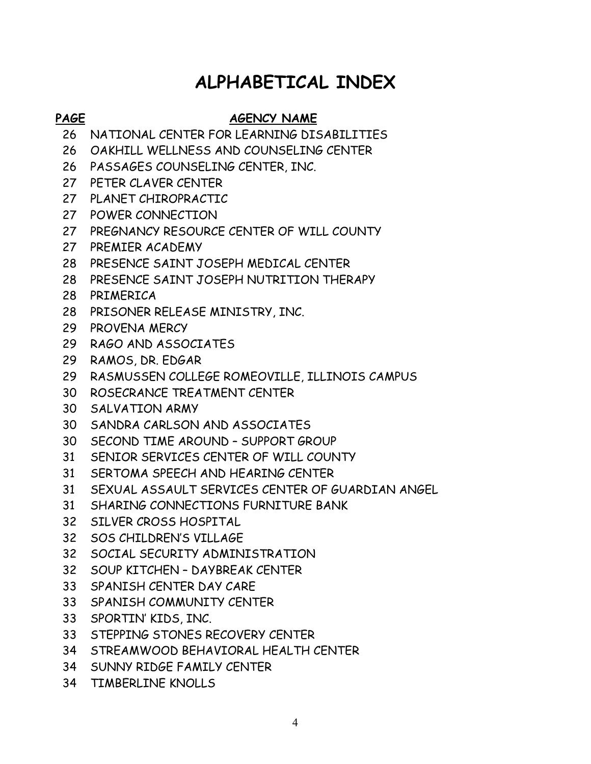# ALPHABETICAL INDEX

| PAGE | AGENCY NAME |
|---|---|
| 26 | NATIONAL CENTER FOR LEARNING DISABILITIES |
| 26 | OAKHILL WELLNESS AND COUNSELING CENTER |
| 26 | PASSAGES COUNSELING CENTER, INC. |
| 27 | PETER CLAVER CENTER |
| 27 | PLANET CHIROPRACTIC |
| 27 | POWER CONNECTION |
| 27 | PREGNANCY RESOURCE CENTER OF WILL COUNTY |
| 27 | PREMIER ACADEMY |
| 28 | PRESENCE SAINT JOSEPH MEDICAL CENTER |
| 28 | PRESENCE SAINT JOSEPH NUTRITION THERAPY |
| 28 | PRIMERICA |
| 28 | PRISONER RELEASE MINISTRY, INC. |
| 29 | PROVENA MERCY |
| 29 | RAGO AND ASSOCIATES |
| 29 | RAMOS, DR. EDGAR |
| 29 | RASMUSSEN COLLEGE ROMEOVILLE, ILLINOIS CAMPUS |
| 30 | ROSECRANCE TREATMENT CENTER |
| 30 | SALVATION ARMY |
| 30 | SANDRA CARLSON AND ASSOCIATES |
| 30 | SECOND TIME AROUND – SUPPORT GROUP |
| 31 | SENIOR SERVICES CENTER OF WILL COUNTY |
| 31 | SERTOMA SPEECH AND HEARING CENTER |
| 31 | SEXUAL ASSAULT SERVICES CENTER OF GUARDIAN ANGEL |
| 31 | SHARING CONNECTIONS FURNITURE BANK |
| 32 | SILVER CROSS HOSPITAL |
| 32 | SOS CHILDREN'S VILLAGE |
| 32 | SOCIAL SECURITY ADMINISTRATION |
| 32 | SOUP KITCHEN – DAYBREAK CENTER |
| 33 | SPANISH CENTER DAY CARE |
| 33 | SPANISH COMMUNITY CENTER |
| 33 | SPORTIN' KIDS, INC. |
| 33 | STEPPING STONES RECOVERY CENTER |
| 34 | STREAMWOOD BEHAVIORAL HEALTH CENTER |
| 34 | SUNNY RIDGE FAMILY CENTER |
| 34 | TIMBERLINE KNOLLS |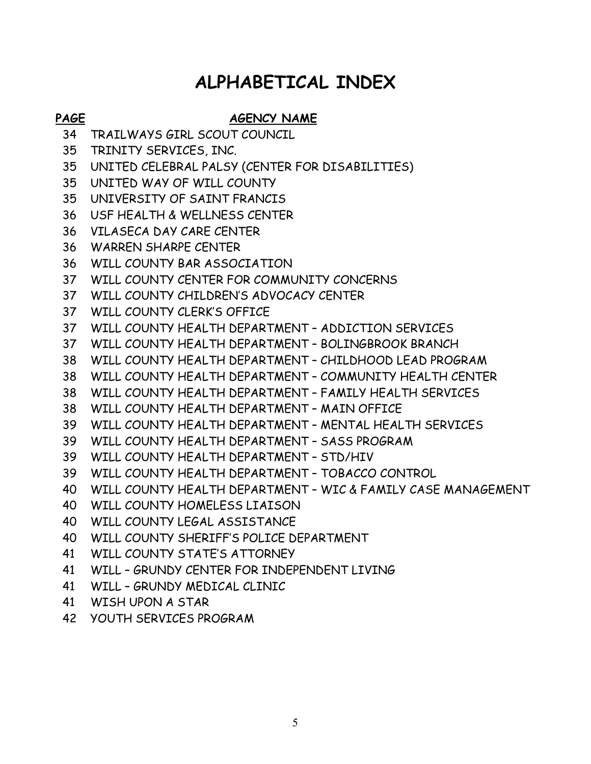# ALPHABETICAL INDEX

| PAGE | AGENCY NAME |
|---|---|
| 34 | TRAILWAYS GIRL SCOUT COUNCIL |
| 35 | TRINITY SERVICES, INC. |
| 35 | UNITED CELEBRAL PALSY (CENTER FOR DISABILITIES) |
| 35 | UNITED WAY OF WILL COUNTY |
| 35 | UNIVERSITY OF SAINT FRANCIS |
| 36 | USF HEALTH & WELLNESS CENTER |
| 36 | VILASECA DAY CARE CENTER |
| 36 | WARREN SHARPE CENTER |
| 36 | WILL COUNTY BAR ASSOCIATION |
| 37 | WILL COUNTY CENTER FOR COMMUNITY CONCERNS |
| 37 | WILL COUNTY CHILDREN'S ADVOCACY CENTER |
| 37 | WILL COUNTY CLERK'S OFFICE |
| 37 | WILL COUNTY HEALTH DEPARTMENT – ADDICTION SERVICES |
| 37 | WILL COUNTY HEALTH DEPARTMENT – BOLINGBROOK BRANCH |
| 38 | WILL COUNTY HEALTH DEPARTMENT – CHILDHOOD LEAD PROGRAM |
| 38 | WILL COUNTY HEALTH DEPARTMENT – COMMUNITY HEALTH CENTER |
| 38 | WILL COUNTY HEALTH DEPARTMENT – FAMILY HEALTH SERVICES |
| 38 | WILL COUNTY HEALTH DEPARTMENT – MAIN OFFICE |
| 39 | WILL COUNTY HEALTH DEPARTMENT – MENTAL HEALTH SERVICES |
| 39 | WILL COUNTY HEALTH DEPARTMENT – SASS PROGRAM |
| 39 | WILL COUNTY HEALTH DEPARTMENT – STD/HIV |
| 39 | WILL COUNTY HEALTH DEPARTMENT – TOBACCO CONTROL |
| 40 | WILL COUNTY HEALTH DEPARTMENT – WIC & FAMILY CASE MANAGEMENT |
| 40 | WILL COUNTY HOMELESS LIAISON |
| 40 | WILL COUNTY LEGAL ASSISTANCE |
| 40 | WILL COUNTY SHERIFF'S POLICE DEPARTMENT |
| 41 | WILL COUNTY STATE'S ATTORNEY |
| 41 | WILL – GRUNDY CENTER FOR INDEPENDENT LIVING |
| 41 | WILL – GRUNDY MEDICAL CLINIC |
| 41 | WISH UPON A STAR |
| 42 | YOUTH SERVICES PROGRAM |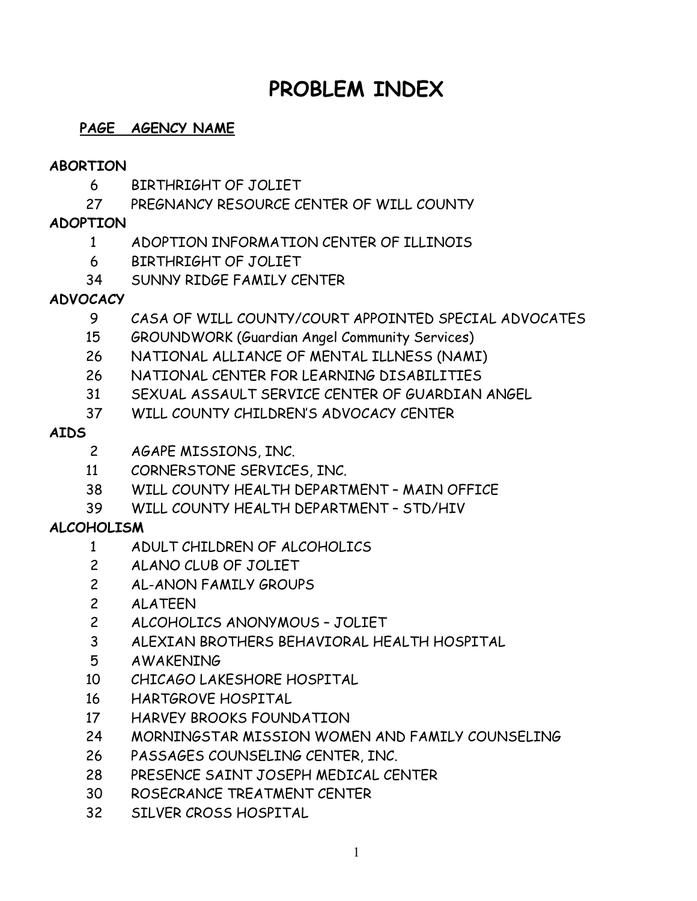# PROBLEM INDEX

| PAGE | AGENCY NAME |
| --- | --- |
| **ABORTION** | |
| 6 | BIRTHRIGHT OF JOLIET |
| 27 | PREGNANCY RESOURCE CENTER OF WILL COUNTY |
| **ADOPTION** | |
| 1 | ADOPTION INFORMATION CENTER OF ILLINOIS |
| 6 | BIRTHRIGHT OF JOLIET |
| 34 | SUNNY RIDGE FAMILY CENTER |
| **ADVOCACY** | |
| 9 | CASA OF WILL COUNTY/COURT APPOINTED SPECIAL ADVOCATES |
| 15 | GROUNDWORK (Guardian Angel Community Services) |
| 26 | NATIONAL ALLIANCE OF MENTAL ILLNESS (NAMI) |
| 26 | NATIONAL CENTER FOR LEARNING DISABILITIES |
| 31 | SEXUAL ASSAULT SERVICE CENTER OF GUARDIAN ANGEL |
| 37 | WILL COUNTY CHILDREN'S ADVOCACY CENTER |
| **AIDS** | |
| 2 | AGAPE MISSIONS, INC. |
| 11 | CORNERSTONE SERVICES, INC. |
| 38 | WILL COUNTY HEALTH DEPARTMENT – MAIN OFFICE |
| 39 | WILL COUNTY HEALTH DEPARTMENT – STD/HIV |
| **ALCOHOLISM** | |
| 1 | ADULT CHILDREN OF ALCOHOLICS |
| 2 | ALANO CLUB OF JOLIET |
| 2 | AL-ANON FAMILY GROUPS |
| 2 | ALATEEN |
| 2 | ALCOHOLICS ANONYMOUS – JOLIET |
| 3 | ALEXIAN BROTHERS BEHAVIORAL HEALTH HOSPITAL |
| 5 | AWAKENING |
| 10 | CHICAGO LAKESHORE HOSPITAL |
| 16 | HARTGROVE HOSPITAL |
| 17 | HARVEY BROOKS FOUNDATION |
| 24 | MORNINGSTAR MISSION WOMEN AND FAMILY COUNSELING |
| 26 | PASSAGES COUNSELING CENTER, INC. |
| 28 | PRESENCE SAINT JOSEPH MEDICAL CENTER |
| 30 | ROSECRANCE TREATMENT CENTER |
| 32 | SILVER CROSS HOSPITAL |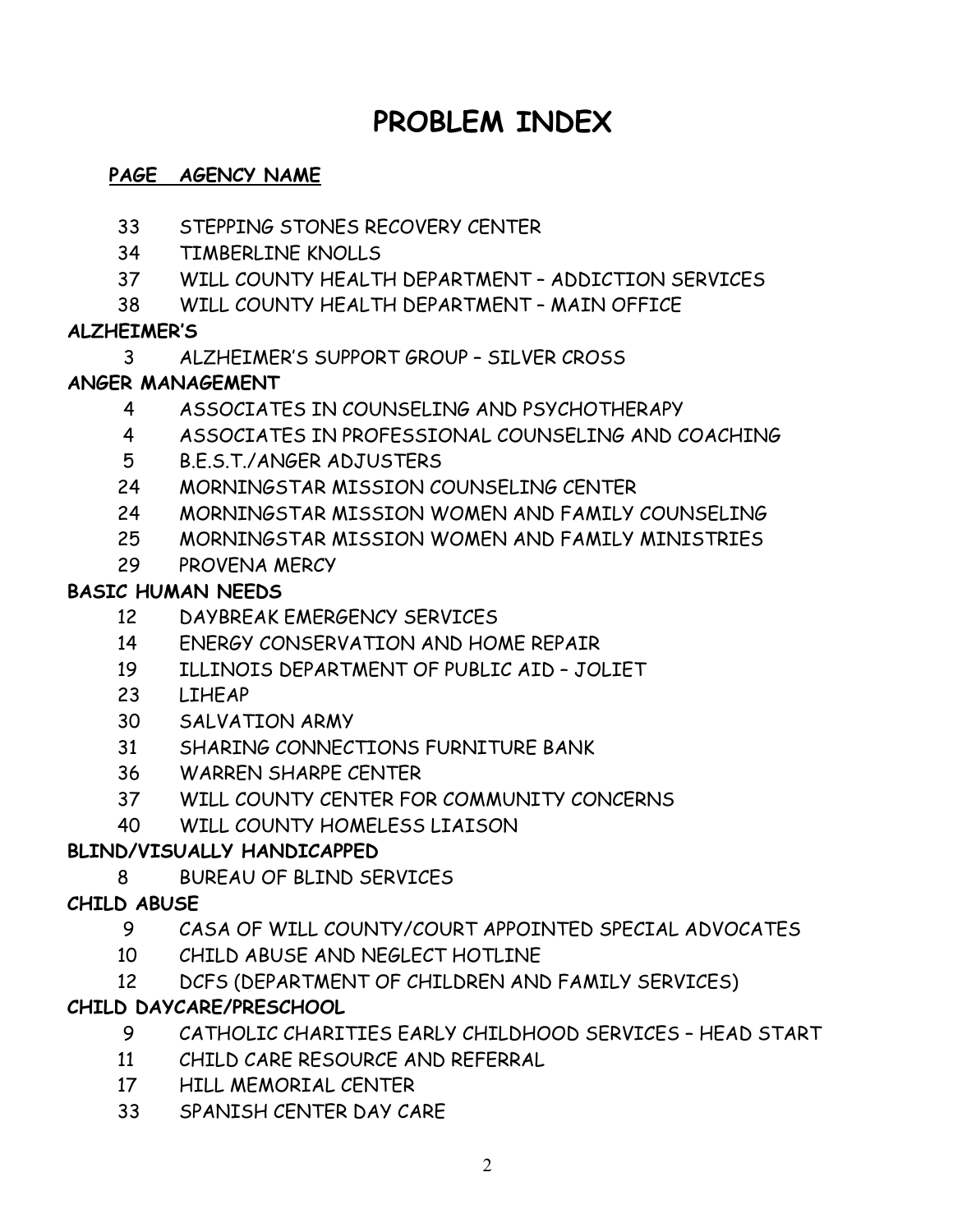# PROBLEM INDEX

| PAGE | AGENCY NAME |
| --- | --- |
| 33 | STEPPING STONES RECOVERY CENTER |
| 34 | TIMBERLINE KNOLLS |
| 37 | WILL COUNTY HEALTH DEPARTMENT – ADDICTION SERVICES |
| 38 | WILL COUNTY HEALTH DEPARTMENT – MAIN OFFICE |
| **ALZHEIMER'S** | |
| 3 | ALZHEIMER'S SUPPORT GROUP – SILVER CROSS |
| **ANGER MANAGEMENT** | |
| 4 | ASSOCIATES IN COUNSELING AND PSYCHOTHERAPY |
| 4 | ASSOCIATES IN PROFESSIONAL COUNSELING AND COACHING |
| 5 | B.E.S.T./ANGER ADJUSTERS |
| 24 | MORNINGSTAR MISSION COUNSELING CENTER |
| 24 | MORNINGSTAR MISSION WOMEN AND FAMILY COUNSELING |
| 25 | MORNINGSTAR MISSION WOMEN AND FAMILY MINISTRIES |
| 29 | PROVENA MERCY |
| **BASIC HUMAN NEEDS** | |
| 12 | DAYBREAK EMERGENCY SERVICES |
| 14 | ENERGY CONSERVATION AND HOME REPAIR |
| 19 | ILLINOIS DEPARTMENT OF PUBLIC AID – JOLIET |
| 23 | LIHEAP |
| 30 | SALVATION ARMY |
| 31 | SHARING CONNECTIONS FURNITURE BANK |
| 36 | WARREN SHARPE CENTER |
| 37 | WILL COUNTY CENTER FOR COMMUNITY CONCERNS |
| 40 | WILL COUNTY HOMELESS LIAISON |
| **BLIND/VISUALLY HANDICAPPED** | |
| 8 | BUREAU OF BLIND SERVICES |
| **CHILD ABUSE** | |
| 9 | CASA OF WILL COUNTY/COURT APPOINTED SPECIAL ADVOCATES |
| 10 | CHILD ABUSE AND NEGLECT HOTLINE |
| 12 | DCFS (DEPARTMENT OF CHILDREN AND FAMILY SERVICES) |
| **CHILD DAYCARE/PRESCHOOL** | |
| 9 | CATHOLIC CHARITIES EARLY CHILDHOOD SERVICES – HEAD START |
| 11 | CHILD CARE RESOURCE AND REFERRAL |
| 17 | HILL MEMORIAL CENTER |
| 33 | SPANISH CENTER DAY CARE |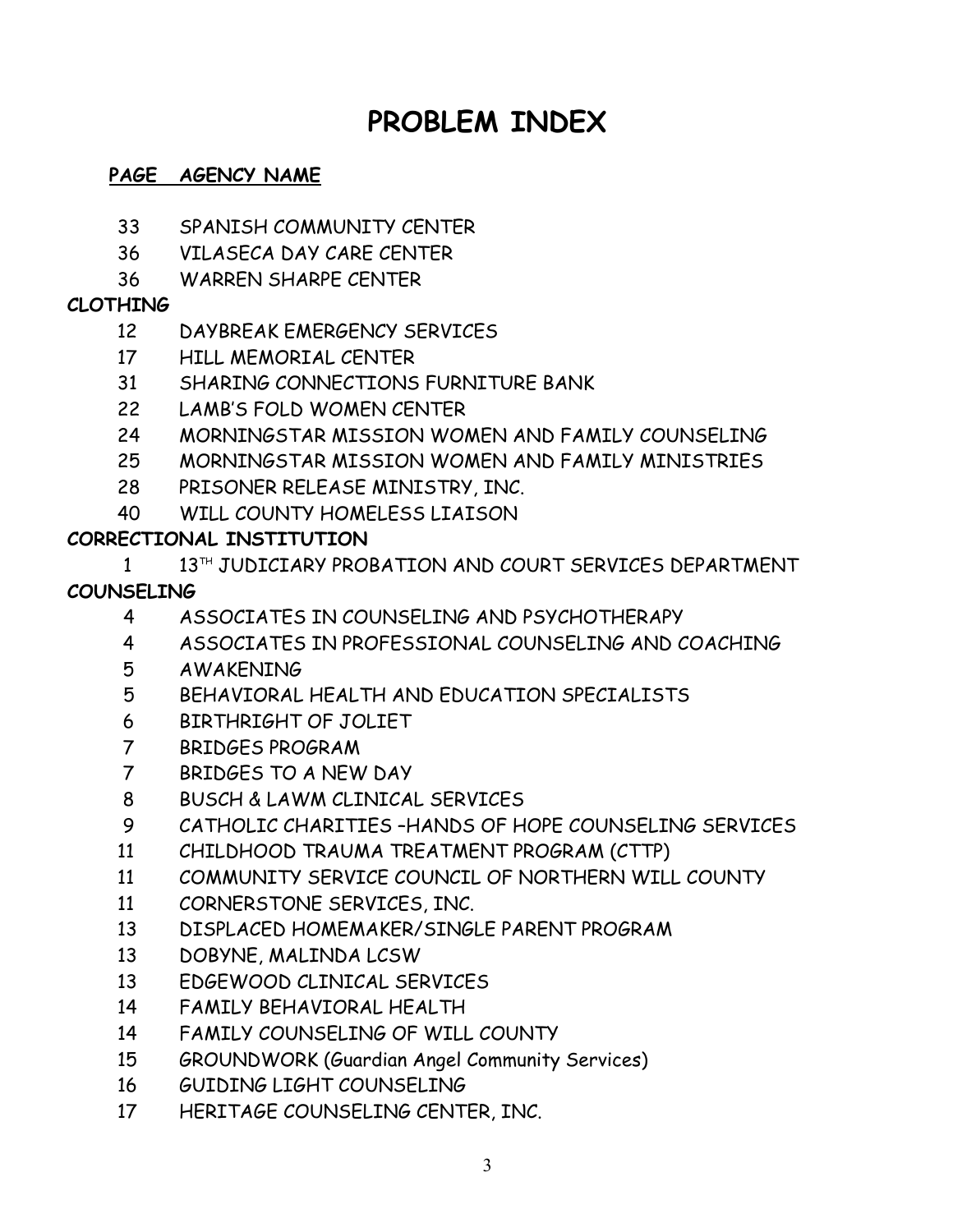# PROBLEM INDEX

| PAGE | AGENCY NAME |
| --- | --- |
| 33 | SPANISH COMMUNITY CENTER |
| 36 | VILASECA DAY CARE CENTER |
| 36 | WARREN SHARPE CENTER |
| **CLOTHING** | |
| 12 | DAYBREAK EMERGENCY SERVICES |
| 17 | HILL MEMORIAL CENTER |
| 31 | SHARING CONNECTIONS FURNITURE BANK |
| 22 | LAMB'S FOLD WOMEN CENTER |
| 24 | MORNINGSTAR MISSION WOMEN AND FAMILY COUNSELING |
| 25 | MORNINGSTAR MISSION WOMEN AND FAMILY MINISTRIES |
| 28 | PRISONER RELEASE MINISTRY, INC. |
| 40 | WILL COUNTY HOMELESS LIAISON |
| **CORRECTIONAL INSTITUTION** | |
| 1 | 13TH JUDICIARY PROBATION AND COURT SERVICES DEPARTMENT |
| **COUNSELING** | |
| 4 | ASSOCIATES IN COUNSELING AND PSYCHOTHERAPY |
| 4 | ASSOCIATES IN PROFESSIONAL COUNSELING AND COACHING |
| 5 | AWAKENING |
| 5 | BEHAVIORAL HEALTH AND EDUCATION SPECIALISTS |
| 6 | BIRTHRIGHT OF JOLIET |
| 7 | BRIDGES PROGRAM |
| 7 | BRIDGES TO A NEW DAY |
| 8 | BUSCH & LAWM CLINICAL SERVICES |
| 9 | CATHOLIC CHARITIES –HANDS OF HOPE COUNSELING SERVICES |
| 11 | CHILDHOOD TRAUMA TREATMENT PROGRAM (CTTP) |
| 11 | COMMUNITY SERVICE COUNCIL OF NORTHERN WILL COUNTY |
| 11 | CORNERSTONE SERVICES, INC. |
| 13 | DISPLACED HOMEMAKER/SINGLE PARENT PROGRAM |
| 13 | DOBYNE, MALINDA LCSW |
| 13 | EDGEWOOD CLINICAL SERVICES |
| 14 | FAMILY BEHAVIORAL HEALTH |
| 14 | FAMILY COUNSELING OF WILL COUNTY |
| 15 | GROUNDWORK (Guardian Angel Community Services) |
| 16 | GUIDING LIGHT COUNSELING |
| 17 | HERITAGE COUNSELING CENTER, INC. |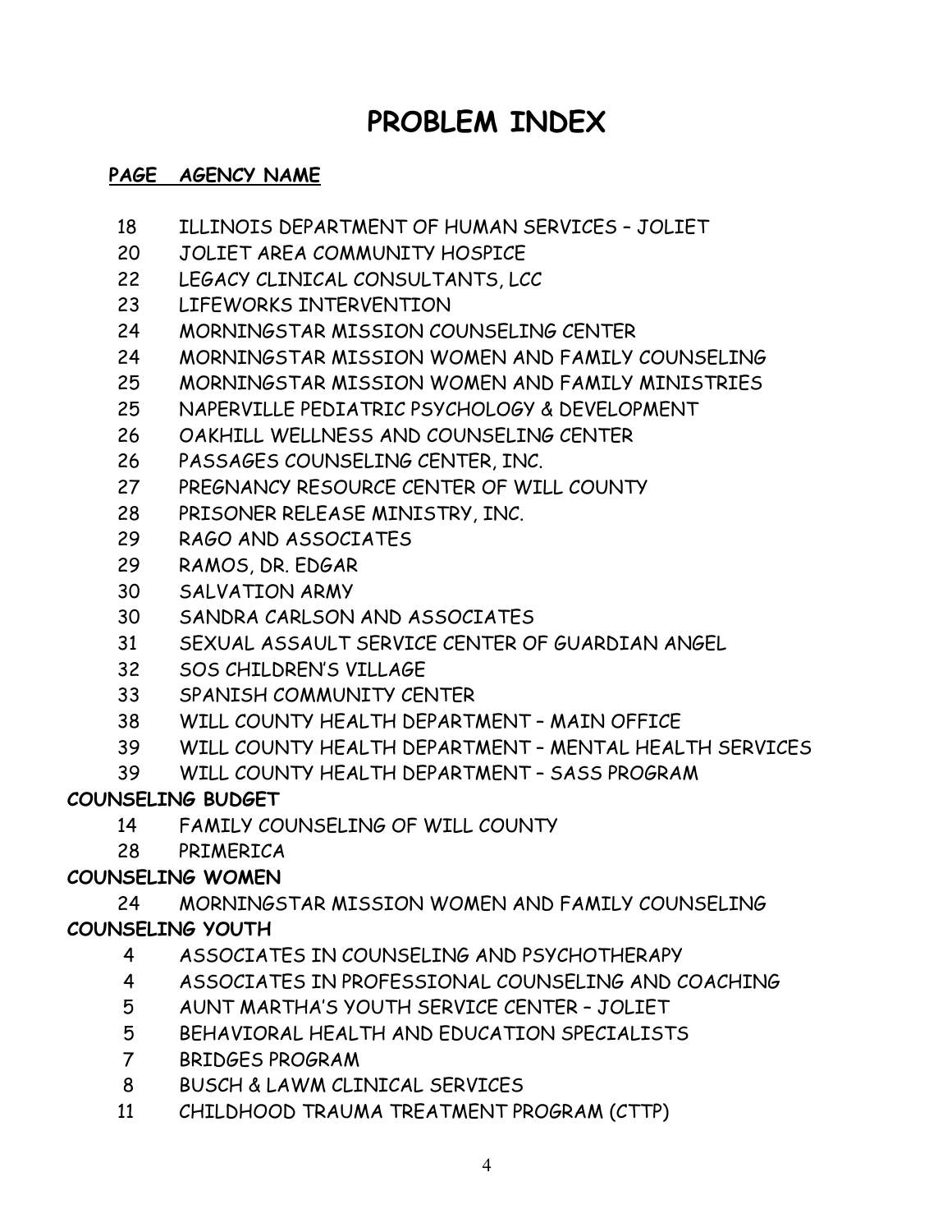# PROBLEM INDEX

| PAGE | AGENCY NAME |
|---|---|
| 18 | ILLINOIS DEPARTMENT OF HUMAN SERVICES – JOLIET |
| 20 | JOLIET AREA COMMUNITY HOSPICE |
| 22 | LEGACY CLINICAL CONSULTANTS, LCC |
| 23 | LIFEWORKS INTERVENTION |
| 24 | MORNINGSTAR MISSION COUNSELING CENTER |
| 24 | MORNINGSTAR MISSION WOMEN AND FAMILY COUNSELING |
| 25 | MORNINGSTAR MISSION WOMEN AND FAMILY MINISTRIES |
| 25 | NAPERVILLE PEDIATRIC PSYCHOLOGY & DEVELOPMENT |
| 26 | OAKHILL WELLNESS AND COUNSELING CENTER |
| 26 | PASSAGES COUNSELING CENTER, INC. |
| 27 | PREGNANCY RESOURCE CENTER OF WILL COUNTY |
| 28 | PRISONER RELEASE MINISTRY, INC. |
| 29 | RAGO AND ASSOCIATES |
| 29 | RAMOS, DR. EDGAR |
| 30 | SALVATION ARMY |
| 30 | SANDRA CARLSON AND ASSOCIATES |
| 31 | SEXUAL ASSAULT SERVICE CENTER OF GUARDIAN ANGEL |
| 32 | SOS CHILDREN'S VILLAGE |
| 33 | SPANISH COMMUNITY CENTER |
| 38 | WILL COUNTY HEALTH DEPARTMENT – MAIN OFFICE |
| 39 | WILL COUNTY HEALTH DEPARTMENT – MENTAL HEALTH SERVICES |
| 39 | WILL COUNTY HEALTH DEPARTMENT – SASS PROGRAM |

**COUNSELING BUDGET**

| | |
|---|---|
| 14 | FAMILY COUNSELING OF WILL COUNTY |
| 28 | PRIMERICA |

**COUNSELING WOMEN**

| | |
|---|---|
| 24 | MORNINGSTAR MISSION WOMEN AND FAMILY COUNSELING |

**COUNSELING YOUTH**

| | |
|---|---|
| 4 | ASSOCIATES IN COUNSELING AND PSYCHOTHERAPY |
| 4 | ASSOCIATES IN PROFESSIONAL COUNSELING AND COACHING |
| 5 | AUNT MARTHA'S YOUTH SERVICE CENTER – JOLIET |
| 5 | BEHAVIORAL HEALTH AND EDUCATION SPECIALISTS |
| 7 | BRIDGES PROGRAM |
| 8 | BUSCH & LAWM CLINICAL SERVICES |
| 11 | CHILDHOOD TRAUMA TREATMENT PROGRAM (CTTP) |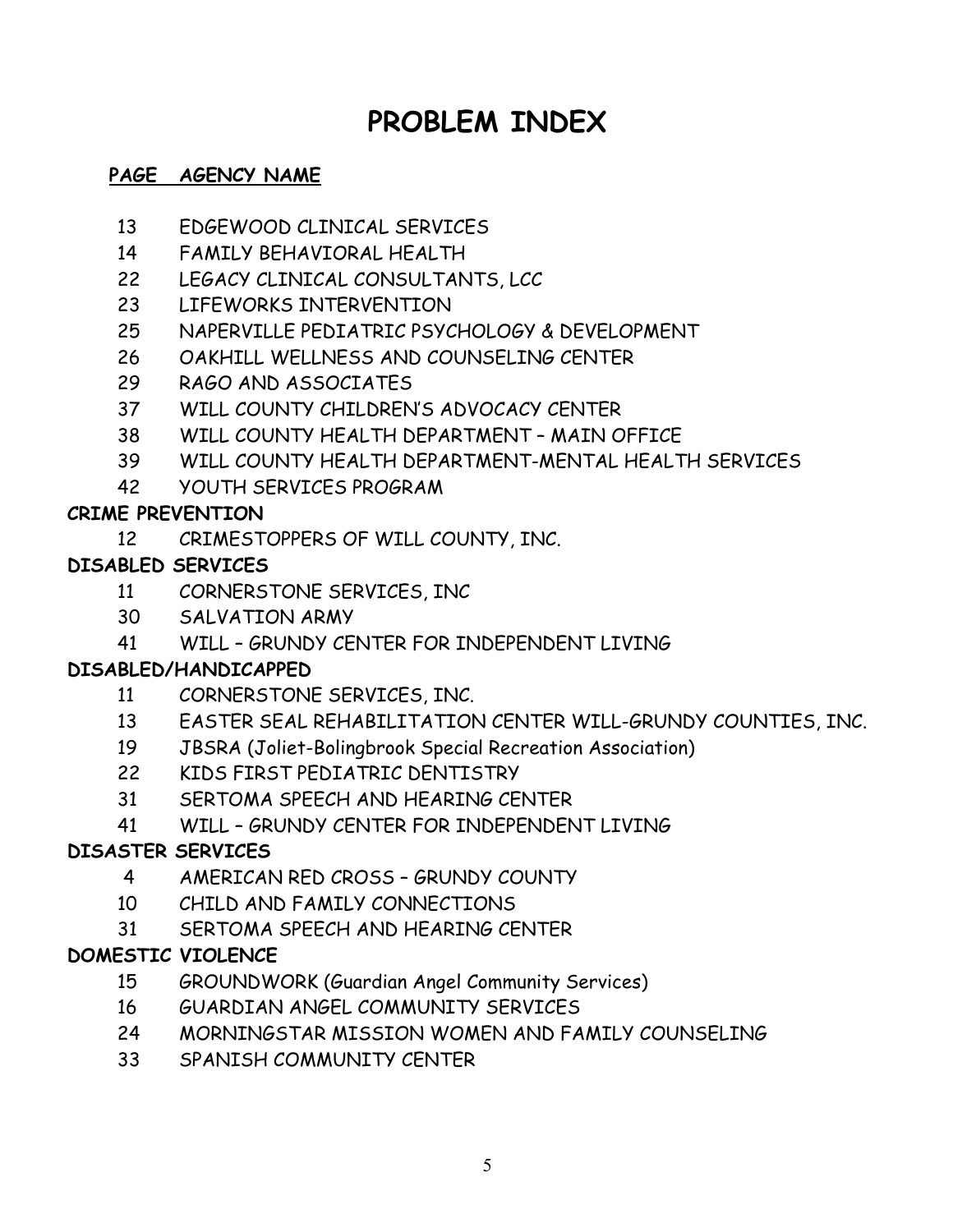# PROBLEM INDEX

**PAGE AGENCY NAME**

13 EDGEWOOD CLINICAL SERVICES
14 FAMILY BEHAVIORAL HEALTH
22 LEGACY CLINICAL CONSULTANTS, LCC
23 LIFEWORKS INTERVENTION
25 NAPERVILLE PEDIATRIC PSYCHOLOGY & DEVELOPMENT
26 OAKHILL WELLNESS AND COUNSELING CENTER
29 RAGO AND ASSOCIATES
37 WILL COUNTY CHILDREN'S ADVOCACY CENTER
38 WILL COUNTY HEALTH DEPARTMENT – MAIN OFFICE
39 WILL COUNTY HEALTH DEPARTMENT-MENTAL HEALTH SERVICES
42 YOUTH SERVICES PROGRAM

**CRIME PREVENTION**

12 CRIMESTOPPERS OF WILL COUNTY, INC.

**DISABLED SERVICES**

11 CORNERSTONE SERVICES, INC
30 SALVATION ARMY
41 WILL – GRUNDY CENTER FOR INDEPENDENT LIVING

**DISABLED/HANDICAPPED**

11 CORNERSTONE SERVICES, INC.
13 EASTER SEAL REHABILITATION CENTER WILL-GRUNDY COUNTIES, INC.
19 JBSRA (Joliet-Bolingbrook Special Recreation Association)
22 KIDS FIRST PEDIATRIC DENTISTRY
31 SERTOMA SPEECH AND HEARING CENTER
41 WILL – GRUNDY CENTER FOR INDEPENDENT LIVING

**DISASTER SERVICES**

4 AMERICAN RED CROSS – GRUNDY COUNTY
10 CHILD AND FAMILY CONNECTIONS
31 SERTOMA SPEECH AND HEARING CENTER

**DOMESTIC VIOLENCE**

15 GROUNDWORK (Guardian Angel Community Services)
16 GUARDIAN ANGEL COMMUNITY SERVICES
24 MORNINGSTAR MISSION WOMEN AND FAMILY COUNSELING
33 SPANISH COMMUNITY CENTER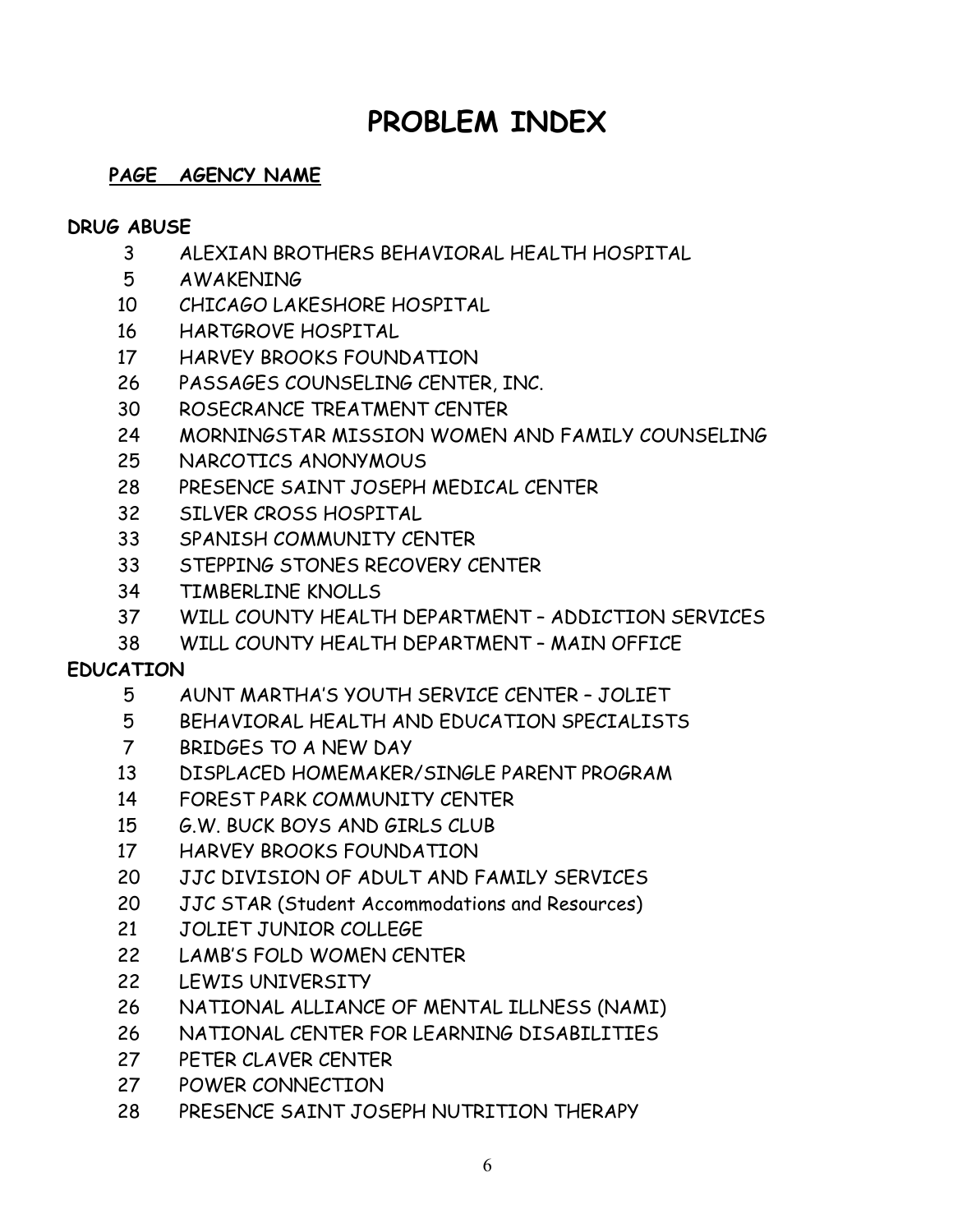# PROBLEM INDEX

| PAGE | AGENCY NAME |
|---|---|

**DRUG ABUSE**

| | |
|---|---|
| 3 | ALEXIAN BROTHERS BEHAVIORAL HEALTH HOSPITAL |
| 5 | AWAKENING |
| 10 | CHICAGO LAKESHORE HOSPITAL |
| 16 | HARTGROVE HOSPITAL |
| 17 | HARVEY BROOKS FOUNDATION |
| 26 | PASSAGES COUNSELING CENTER, INC. |
| 30 | ROSECRANCE TREATMENT CENTER |
| 24 | MORNINGSTAR MISSION WOMEN AND FAMILY COUNSELING |
| 25 | NARCOTICS ANONYMOUS |
| 28 | PRESENCE SAINT JOSEPH MEDICAL CENTER |
| 32 | SILVER CROSS HOSPITAL |
| 33 | SPANISH COMMUNITY CENTER |
| 33 | STEPPING STONES RECOVERY CENTER |
| 34 | TIMBERLINE KNOLLS |
| 37 | WILL COUNTY HEALTH DEPARTMENT – ADDICTION SERVICES |
| 38 | WILL COUNTY HEALTH DEPARTMENT – MAIN OFFICE |

**EDUCATION**

| | |
|---|---|
| 5 | AUNT MARTHA'S YOUTH SERVICE CENTER – JOLIET |
| 5 | BEHAVIORAL HEALTH AND EDUCATION SPECIALISTS |
| 7 | BRIDGES TO A NEW DAY |
| 13 | DISPLACED HOMEMAKER/SINGLE PARENT PROGRAM |
| 14 | FOREST PARK COMMUNITY CENTER |
| 15 | G.W. BUCK BOYS AND GIRLS CLUB |
| 17 | HARVEY BROOKS FOUNDATION |
| 20 | JJC DIVISION OF ADULT AND FAMILY SERVICES |
| 20 | JJC STAR (Student Accommodations and Resources) |
| 21 | JOLIET JUNIOR COLLEGE |
| 22 | LAMB'S FOLD WOMEN CENTER |
| 22 | LEWIS UNIVERSITY |
| 26 | NATIONAL ALLIANCE OF MENTAL ILLNESS (NAMI) |
| 26 | NATIONAL CENTER FOR LEARNING DISABILITIES |
| 27 | PETER CLAVER CENTER |
| 27 | POWER CONNECTION |
| 28 | PRESENCE SAINT JOSEPH NUTRITION THERAPY |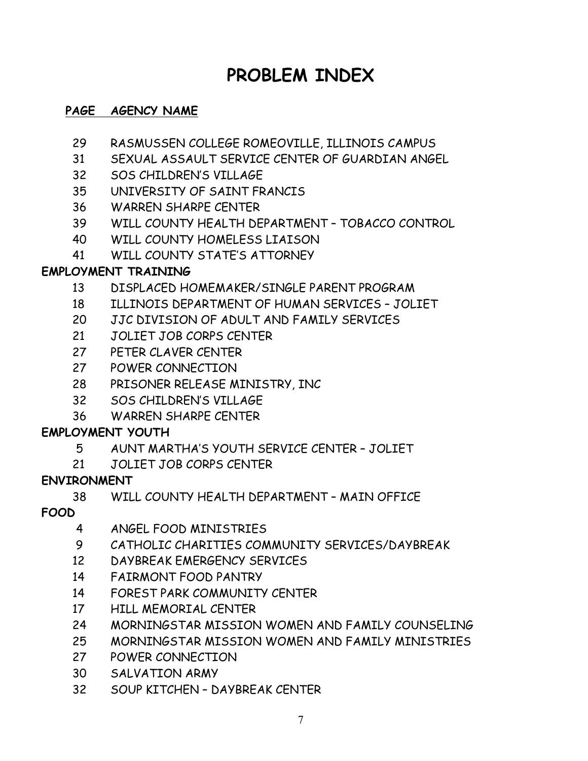# PROBLEM INDEX

| PAGE | AGENCY NAME |
|---|---|
| 29 | RASMUSSEN COLLEGE ROMEOVILLE, ILLINOIS CAMPUS |
| 31 | SEXUAL ASSAULT SERVICE CENTER OF GUARDIAN ANGEL |
| 32 | SOS CHILDREN'S VILLAGE |
| 35 | UNIVERSITY OF SAINT FRANCIS |
| 36 | WARREN SHARPE CENTER |
| 39 | WILL COUNTY HEALTH DEPARTMENT – TOBACCO CONTROL |
| 40 | WILL COUNTY HOMELESS LIAISON |
| 41 | WILL COUNTY STATE'S ATTORNEY |
| **EMPLOYMENT TRAINING** | |
| 13 | DISPLACED HOMEMAKER/SINGLE PARENT PROGRAM |
| 18 | ILLINOIS DEPARTMENT OF HUMAN SERVICES – JOLIET |
| 20 | JJC DIVISION OF ADULT AND FAMILY SERVICES |
| 21 | JOLIET JOB CORPS CENTER |
| 27 | PETER CLAVER CENTER |
| 27 | POWER CONNECTION |
| 28 | PRISONER RELEASE MINISTRY, INC |
| 32 | SOS CHILDREN'S VILLAGE |
| 36 | WARREN SHARPE CENTER |
| **EMPLOYMENT YOUTH** | |
| 5 | AUNT MARTHA'S YOUTH SERVICE CENTER – JOLIET |
| 21 | JOLIET JOB CORPS CENTER |
| **ENVIRONMENT** | |
| 38 | WILL COUNTY HEALTH DEPARTMENT – MAIN OFFICE |
| **FOOD** | |
| 4 | ANGEL FOOD MINISTRIES |
| 9 | CATHOLIC CHARITIES COMMUNITY SERVICES/DAYBREAK |
| 12 | DAYBREAK EMERGENCY SERVICES |
| 14 | FAIRMONT FOOD PANTRY |
| 14 | FOREST PARK COMMUNITY CENTER |
| 17 | HILL MEMORIAL CENTER |
| 24 | MORNINGSTAR MISSION WOMEN AND FAMILY COUNSELING |
| 25 | MORNINGSTAR MISSION WOMEN AND FAMILY MINISTRIES |
| 27 | POWER CONNECTION |
| 30 | SALVATION ARMY |
| 32 | SOUP KITCHEN – DAYBREAK CENTER |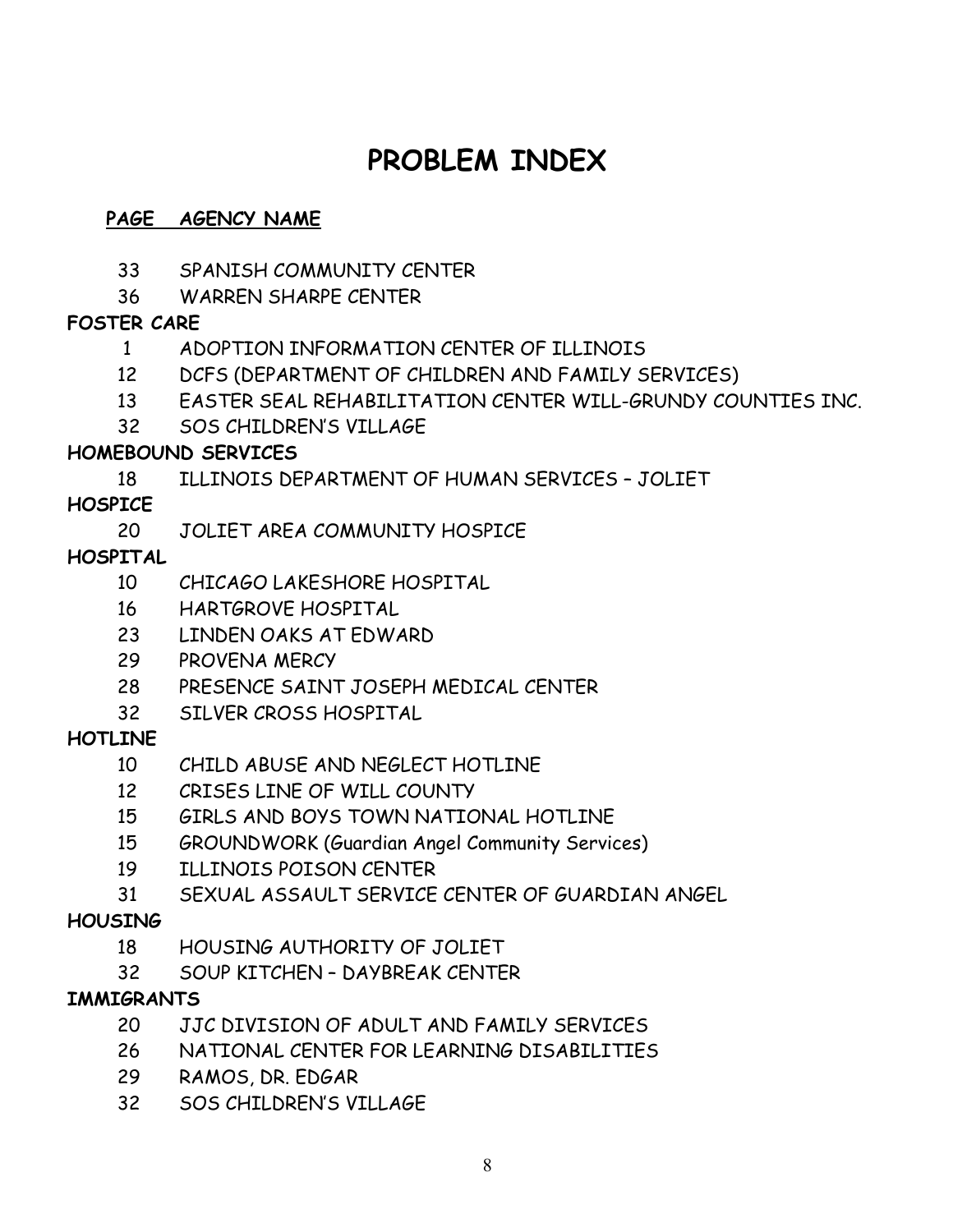# PROBLEM INDEX

**PAGE AGENCY NAME**

33 SPANISH COMMUNITY CENTER
36 WARREN SHARPE CENTER

**FOSTER CARE**

1 ADOPTION INFORMATION CENTER OF ILLINOIS
12 DCFS (DEPARTMENT OF CHILDREN AND FAMILY SERVICES)
13 EASTER SEAL REHABILITATION CENTER WILL-GRUNDY COUNTIES INC.
32 SOS CHILDREN'S VILLAGE

**HOMEBOUND SERVICES**

18 ILLINOIS DEPARTMENT OF HUMAN SERVICES – JOLIET

**HOSPICE**

20 JOLIET AREA COMMUNITY HOSPICE

**HOSPITAL**

10 CHICAGO LAKESHORE HOSPITAL
16 HARTGROVE HOSPITAL
23 LINDEN OAKS AT EDWARD
29 PROVENA MERCY
28 PRESENCE SAINT JOSEPH MEDICAL CENTER
32 SILVER CROSS HOSPITAL

**HOTLINE**

10 CHILD ABUSE AND NEGLECT HOTLINE
12 CRISES LINE OF WILL COUNTY
15 GIRLS AND BOYS TOWN NATIONAL HOTLINE
15 GROUNDWORK (Guardian Angel Community Services)
19 ILLINOIS POISON CENTER
31 SEXUAL ASSAULT SERVICE CENTER OF GUARDIAN ANGEL

**HOUSING**

18 HOUSING AUTHORITY OF JOLIET
32 SOUP KITCHEN – DAYBREAK CENTER

**IMMIGRANTS**

20 JJC DIVISION OF ADULT AND FAMILY SERVICES
26 NATIONAL CENTER FOR LEARNING DISABILITIES
29 RAMOS, DR. EDGAR
32 SOS CHILDREN'S VILLAGE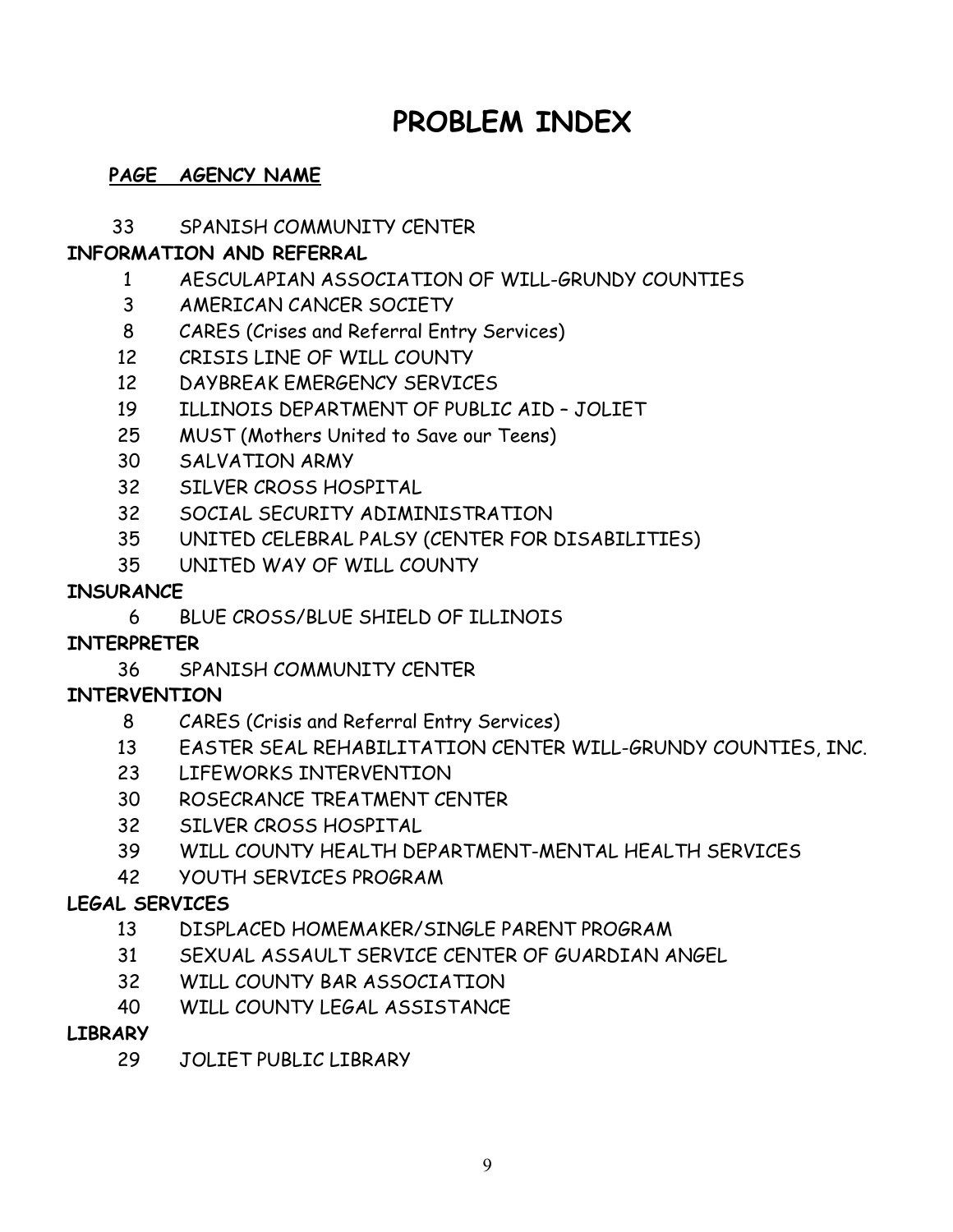# PROBLEM INDEX

**PAGE AGENCY NAME**

33 SPANISH COMMUNITY CENTER

**INFORMATION AND REFERRAL**

1 AESCULAPIAN ASSOCIATION OF WILL-GRUNDY COUNTIES
3 AMERICAN CANCER SOCIETY
8 CARES (Crises and Referral Entry Services)
12 CRISIS LINE OF WILL COUNTY
12 DAYBREAK EMERGENCY SERVICES
19 ILLINOIS DEPARTMENT OF PUBLIC AID – JOLIET
25 MUST (Mothers United to Save our Teens)
30 SALVATION ARMY
32 SILVER CROSS HOSPITAL
32 SOCIAL SECURITY ADIMINISTRATION
35 UNITED CELEBRAL PALSY (CENTER FOR DISABILITIES)
35 UNITED WAY OF WILL COUNTY

**INSURANCE**

6 BLUE CROSS/BLUE SHIELD OF ILLINOIS

**INTERPRETER**

36 SPANISH COMMUNITY CENTER

**INTERVENTION**

8 CARES (Crisis and Referral Entry Services)
13 EASTER SEAL REHABILITATION CENTER WILL-GRUNDY COUNTIES, INC.
23 LIFEWORKS INTERVENTION
30 ROSECRANCE TREATMENT CENTER
32 SILVER CROSS HOSPITAL
39 WILL COUNTY HEALTH DEPARTMENT-MENTAL HEALTH SERVICES
42 YOUTH SERVICES PROGRAM

**LEGAL SERVICES**

13 DISPLACED HOMEMAKER/SINGLE PARENT PROGRAM
31 SEXUAL ASSAULT SERVICE CENTER OF GUARDIAN ANGEL
32 WILL COUNTY BAR ASSOCIATION
40 WILL COUNTY LEGAL ASSISTANCE

**LIBRARY**

29 JOLIET PUBLIC LIBRARY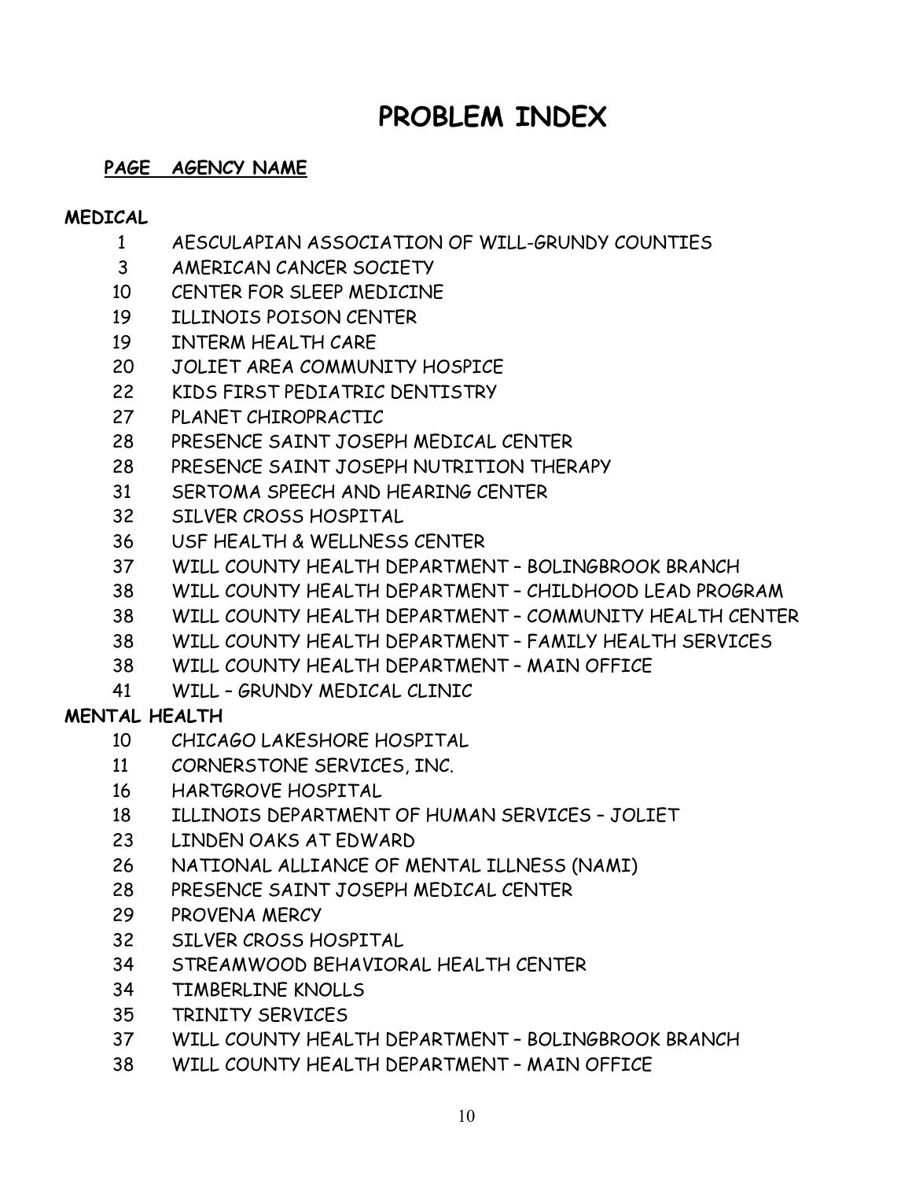# PROBLEM INDEX

| PAGE | AGENCY NAME |
|---|---|
| **MEDICAL** | |
| 1 | AESCULAPIAN ASSOCIATION OF WILL-GRUNDY COUNTIES |
| 3 | AMERICAN CANCER SOCIETY |
| 10 | CENTER FOR SLEEP MEDICINE |
| 19 | ILLINOIS POISON CENTER |
| 19 | INTERM HEALTH CARE |
| 20 | JOLIET AREA COMMUNITY HOSPICE |
| 22 | KIDS FIRST PEDIATRIC DENTISTRY |
| 27 | PLANET CHIROPRACTIC |
| 28 | PRESENCE SAINT JOSEPH MEDICAL CENTER |
| 28 | PRESENCE SAINT JOSEPH NUTRITION THERAPY |
| 31 | SERTOMA SPEECH AND HEARING CENTER |
| 32 | SILVER CROSS HOSPITAL |
| 36 | USF HEALTH & WELLNESS CENTER |
| 37 | WILL COUNTY HEALTH DEPARTMENT – BOLINGBROOK BRANCH |
| 38 | WILL COUNTY HEALTH DEPARTMENT – CHILDHOOD LEAD PROGRAM |
| 38 | WILL COUNTY HEALTH DEPARTMENT – COMMUNITY HEALTH CENTER |
| 38 | WILL COUNTY HEALTH DEPARTMENT – FAMILY HEALTH SERVICES |
| 38 | WILL COUNTY HEALTH DEPARTMENT – MAIN OFFICE |
| 41 | WILL – GRUNDY MEDICAL CLINIC |
| **MENTAL HEALTH** | |
| 10 | CHICAGO LAKESHORE HOSPITAL |
| 11 | CORNERSTONE SERVICES, INC. |
| 16 | HARTGROVE HOSPITAL |
| 18 | ILLINOIS DEPARTMENT OF HUMAN SERVICES – JOLIET |
| 23 | LINDEN OAKS AT EDWARD |
| 26 | NATIONAL ALLIANCE OF MENTAL ILLNESS (NAMI) |
| 28 | PRESENCE SAINT JOSEPH MEDICAL CENTER |
| 29 | PROVENA MERCY |
| 32 | SILVER CROSS HOSPITAL |
| 34 | STREAMWOOD BEHAVIORAL HEALTH CENTER |
| 34 | TIMBERLINE KNOLLS |
| 35 | TRINITY SERVICES |
| 37 | WILL COUNTY HEALTH DEPARTMENT – BOLINGBROOK BRANCH |
| 38 | WILL COUNTY HEALTH DEPARTMENT – MAIN OFFICE |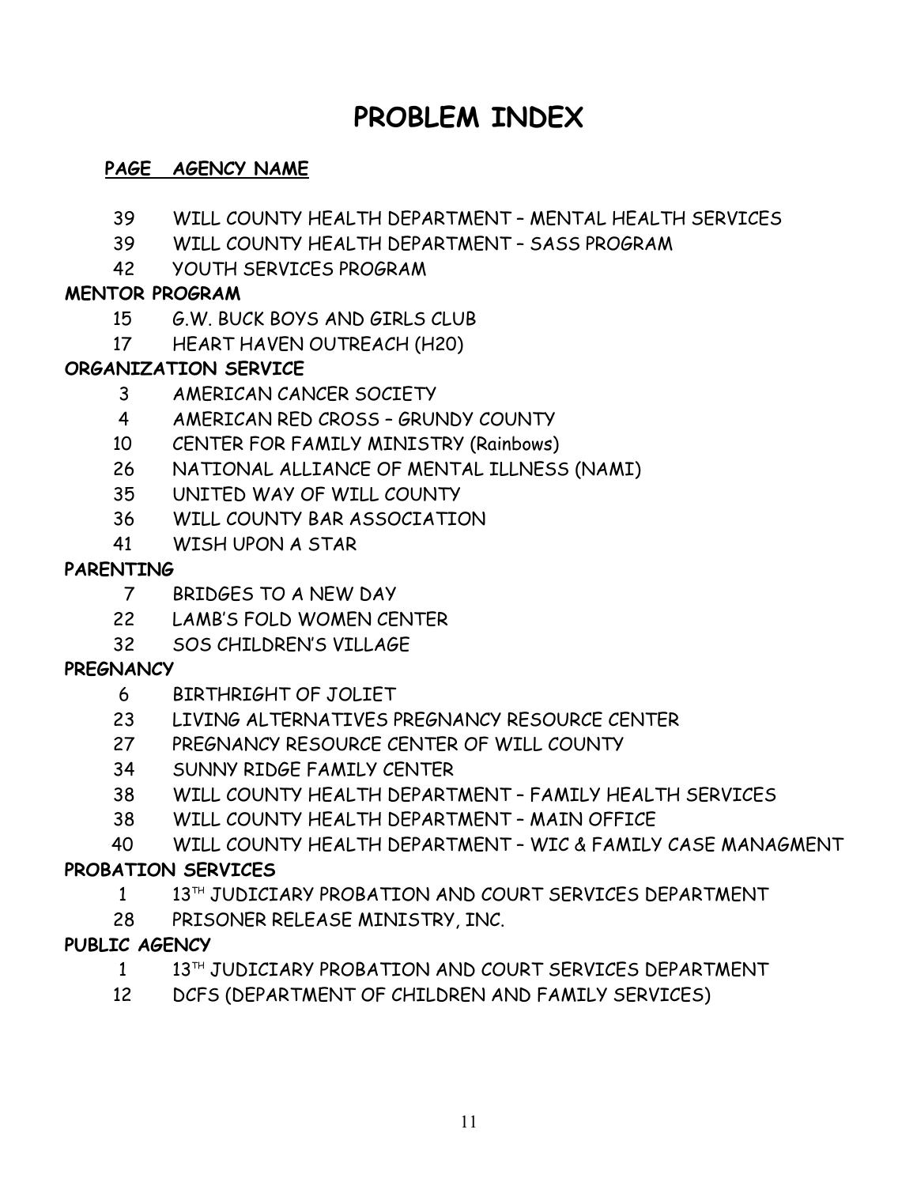# PROBLEM INDEX

**PAGE AGENCY NAME**

39 WILL COUNTY HEALTH DEPARTMENT – MENTAL HEALTH SERVICES
39 WILL COUNTY HEALTH DEPARTMENT – SASS PROGRAM
42 YOUTH SERVICES PROGRAM

**MENTOR PROGRAM**

15 G.W. BUCK BOYS AND GIRLS CLUB
17 HEART HAVEN OUTREACH (H20)

**ORGANIZATION SERVICE**

3 AMERICAN CANCER SOCIETY
4 AMERICAN RED CROSS – GRUNDY COUNTY
10 CENTER FOR FAMILY MINISTRY (Rainbows)
26 NATIONAL ALLIANCE OF MENTAL ILLNESS (NAMI)
35 UNITED WAY OF WILL COUNTY
36 WILL COUNTY BAR ASSOCIATION
41 WISH UPON A STAR

**PARENTING**

7 BRIDGES TO A NEW DAY
22 LAMB'S FOLD WOMEN CENTER
32 SOS CHILDREN'S VILLAGE

**PREGNANCY**

6 BIRTHRIGHT OF JOLIET
23 LIVING ALTERNATIVES PREGNANCY RESOURCE CENTER
27 PREGNANCY RESOURCE CENTER OF WILL COUNTY
34 SUNNY RIDGE FAMILY CENTER
38 WILL COUNTY HEALTH DEPARTMENT – FAMILY HEALTH SERVICES
38 WILL COUNTY HEALTH DEPARTMENT – MAIN OFFICE
40 WILL COUNTY HEALTH DEPARTMENT – WIC & FAMILY CASE MANAGMENT

**PROBATION SERVICES**

1 13TH JUDICIARY PROBATION AND COURT SERVICES DEPARTMENT
28 PRISONER RELEASE MINISTRY, INC.

**PUBLIC AGENCY**

1 13TH JUDICIARY PROBATION AND COURT SERVICES DEPARTMENT
12 DCFS (DEPARTMENT OF CHILDREN AND FAMILY SERVICES)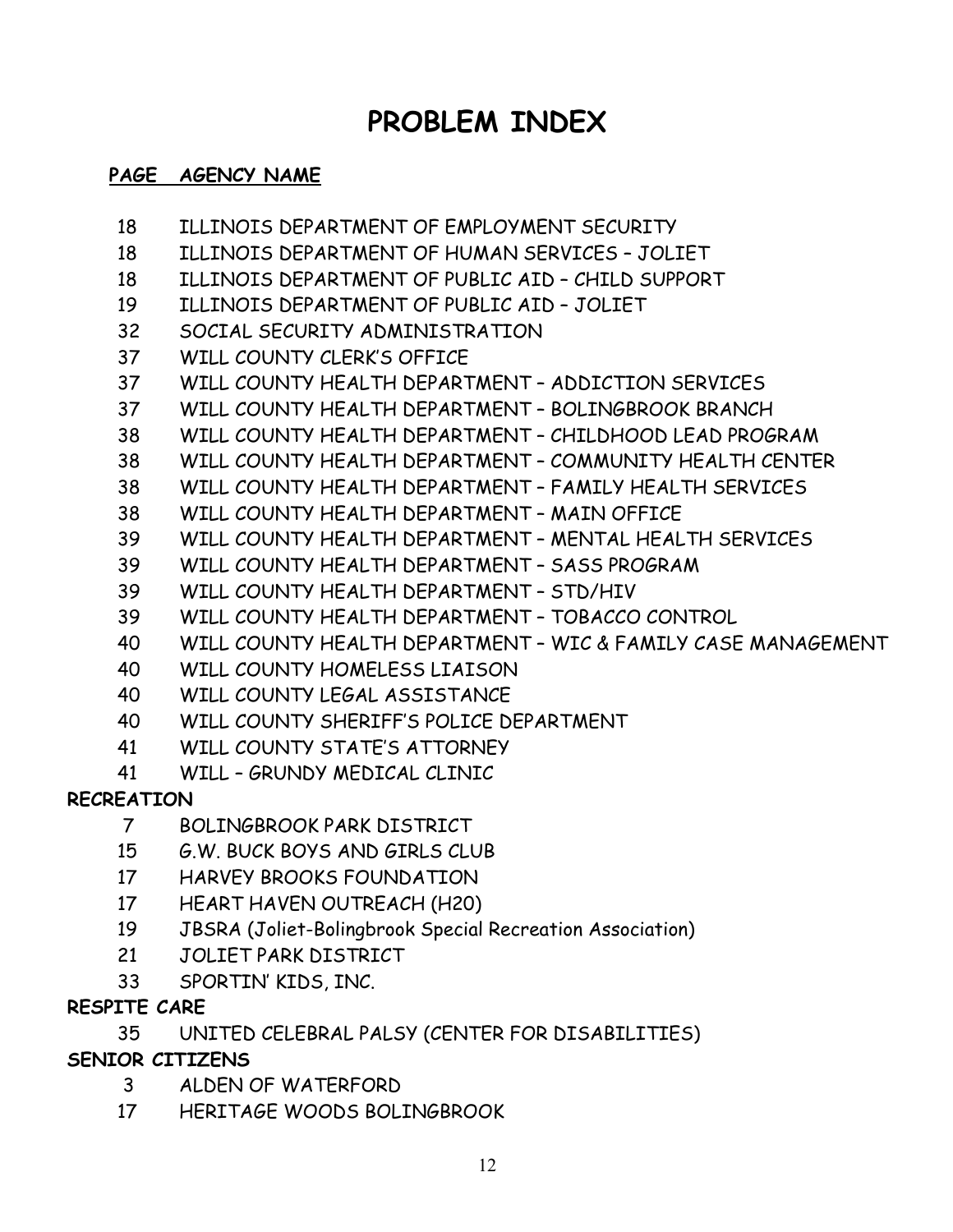# PROBLEM INDEX

| PAGE | AGENCY NAME |
|---|---|
| 18 | ILLINOIS DEPARTMENT OF EMPLOYMENT SECURITY |
| 18 | ILLINOIS DEPARTMENT OF HUMAN SERVICES – JOLIET |
| 18 | ILLINOIS DEPARTMENT OF PUBLIC AID – CHILD SUPPORT |
| 19 | ILLINOIS DEPARTMENT OF PUBLIC AID – JOLIET |
| 32 | SOCIAL SECURITY ADMINISTRATION |
| 37 | WILL COUNTY CLERK'S OFFICE |
| 37 | WILL COUNTY HEALTH DEPARTMENT – ADDICTION SERVICES |
| 37 | WILL COUNTY HEALTH DEPARTMENT – BOLINGBROOK BRANCH |
| 38 | WILL COUNTY HEALTH DEPARTMENT – CHILDHOOD LEAD PROGRAM |
| 38 | WILL COUNTY HEALTH DEPARTMENT – COMMUNITY HEALTH CENTER |
| 38 | WILL COUNTY HEALTH DEPARTMENT – FAMILY HEALTH SERVICES |
| 38 | WILL COUNTY HEALTH DEPARTMENT – MAIN OFFICE |
| 39 | WILL COUNTY HEALTH DEPARTMENT – MENTAL HEALTH SERVICES |
| 39 | WILL COUNTY HEALTH DEPARTMENT – SASS PROGRAM |
| 39 | WILL COUNTY HEALTH DEPARTMENT – STD/HIV |
| 39 | WILL COUNTY HEALTH DEPARTMENT – TOBACCO CONTROL |
| 40 | WILL COUNTY HEALTH DEPARTMENT – WIC & FAMILY CASE MANAGEMENT |
| 40 | WILL COUNTY HOMELESS LIAISON |
| 40 | WILL COUNTY LEGAL ASSISTANCE |
| 40 | WILL COUNTY SHERIFF'S POLICE DEPARTMENT |
| 41 | WILL COUNTY STATE'S ATTORNEY |
| 41 | WILL – GRUNDY MEDICAL CLINIC |

**RECREATION**

| PAGE | AGENCY NAME |
|---|---|
| 7 | BOLINGBROOK PARK DISTRICT |
| 15 | G.W. BUCK BOYS AND GIRLS CLUB |
| 17 | HARVEY BROOKS FOUNDATION |
| 17 | HEART HAVEN OUTREACH (H20) |
| 19 | JBSRA (Joliet-Bolingbrook Special Recreation Association) |
| 21 | JOLIET PARK DISTRICT |
| 33 | SPORTIN' KIDS, INC. |

**RESPITE CARE**

| PAGE | AGENCY NAME |
|---|---|
| 35 | UNITED CELEBRAL PALSY (CENTER FOR DISABILITIES) |

**SENIOR CITIZENS**

| PAGE | AGENCY NAME |
|---|---|
| 3 | ALDEN OF WATERFORD |
| 17 | HERITAGE WOODS BOLINGBROOK |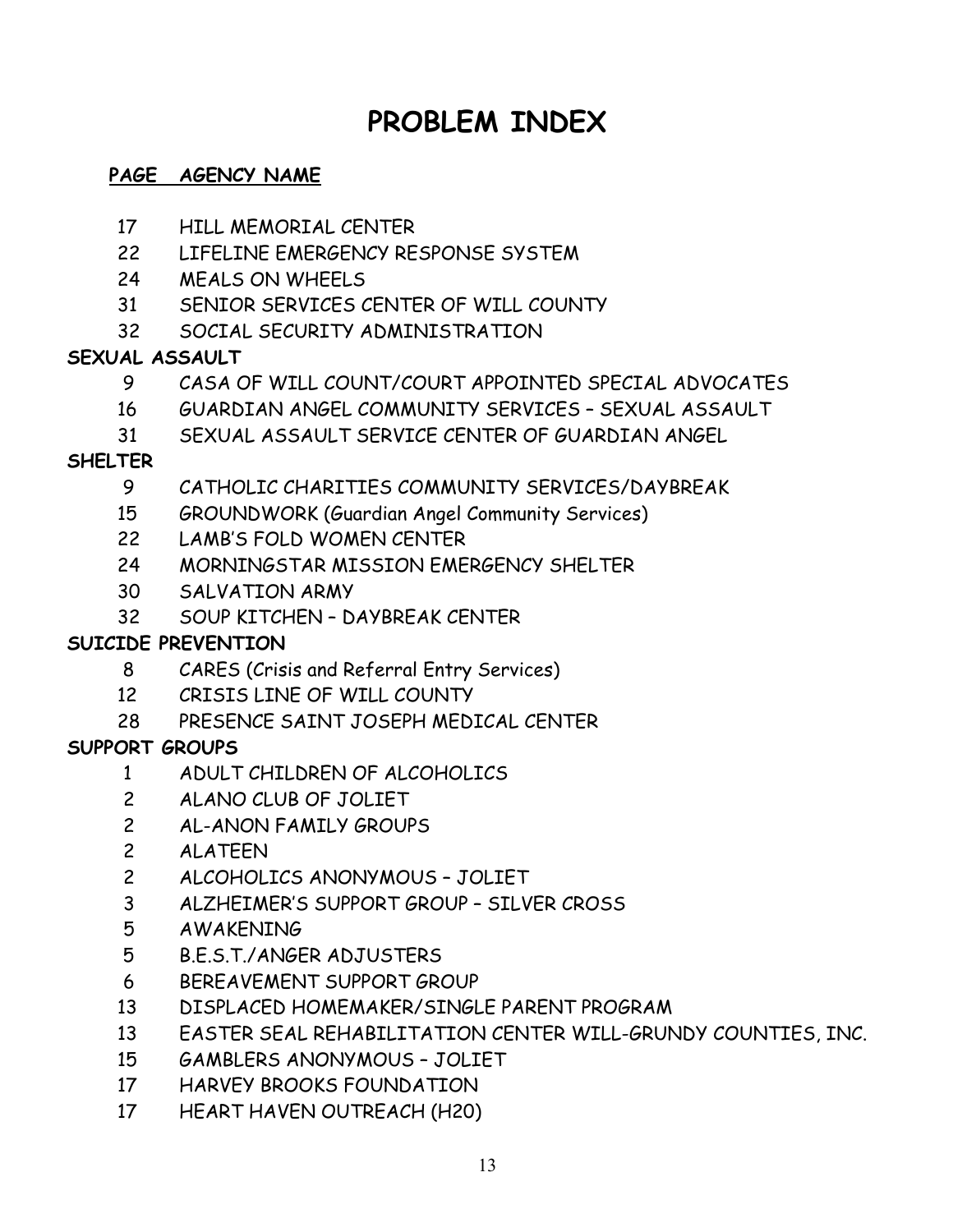# PROBLEM INDEX

**PAGE AGENCY NAME**

17 HILL MEMORIAL CENTER
22 LIFELINE EMERGENCY RESPONSE SYSTEM
24 MEALS ON WHEELS
31 SENIOR SERVICES CENTER OF WILL COUNTY
32 SOCIAL SECURITY ADMINISTRATION

**SEXUAL ASSAULT**

9 CASA OF WILL COUNT/COURT APPOINTED SPECIAL ADVOCATES
16 GUARDIAN ANGEL COMMUNITY SERVICES – SEXUAL ASSAULT
31 SEXUAL ASSAULT SERVICE CENTER OF GUARDIAN ANGEL

**SHELTER**

9 CATHOLIC CHARITIES COMMUNITY SERVICES/DAYBREAK
15 GROUNDWORK (Guardian Angel Community Services)
22 LAMB'S FOLD WOMEN CENTER
24 MORNINGSTAR MISSION EMERGENCY SHELTER
30 SALVATION ARMY
32 SOUP KITCHEN – DAYBREAK CENTER

**SUICIDE PREVENTION**

8 CARES (Crisis and Referral Entry Services)
12 CRISIS LINE OF WILL COUNTY
28 PRESENCE SAINT JOSEPH MEDICAL CENTER

**SUPPORT GROUPS**

1 ADULT CHILDREN OF ALCOHOLICS
2 ALANO CLUB OF JOLIET
2 AL-ANON FAMILY GROUPS
2 ALATEEN
2 ALCOHOLICS ANONYMOUS – JOLIET
3 ALZHEIMER'S SUPPORT GROUP – SILVER CROSS
5 AWAKENING
5 B.E.S.T./ANGER ADJUSTERS
6 BEREAVEMENT SUPPORT GROUP
13 DISPLACED HOMEMAKER/SINGLE PARENT PROGRAM
13 EASTER SEAL REHABILITATION CENTER WILL-GRUNDY COUNTIES, INC.
15 GAMBLERS ANONYMOUS – JOLIET
17 HARVEY BROOKS FOUNDATION
17 HEART HAVEN OUTREACH (H20)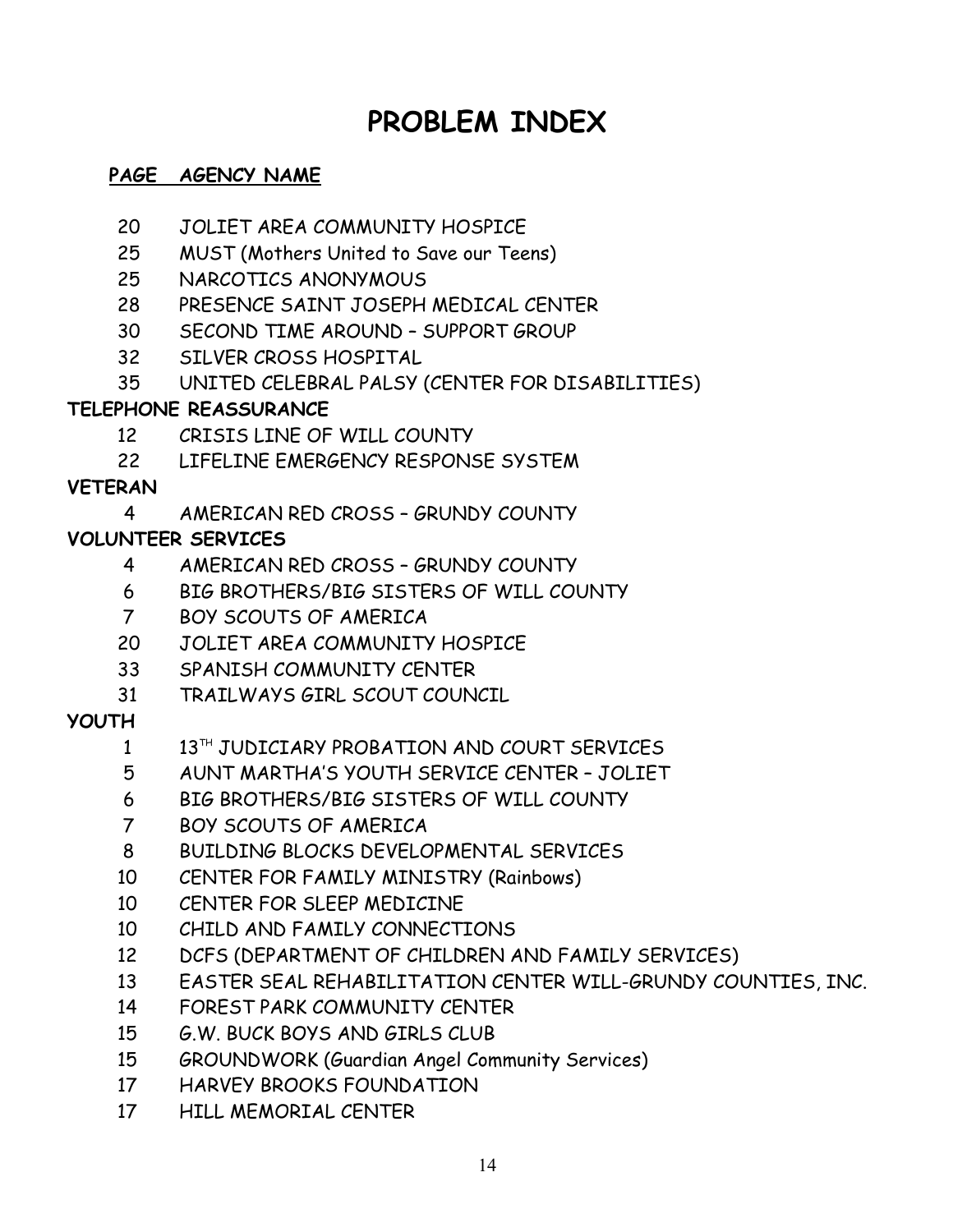# PROBLEM INDEX

**PAGE AGENCY NAME**

20 JOLIET AREA COMMUNITY HOSPICE
25 MUST (Mothers United to Save our Teens)
25 NARCOTICS ANONYMOUS
28 PRESENCE SAINT JOSEPH MEDICAL CENTER
30 SECOND TIME AROUND – SUPPORT GROUP
32 SILVER CROSS HOSPITAL
35 UNITED CELEBRAL PALSY (CENTER FOR DISABILITIES)

**TELEPHONE REASSURANCE**

12 CRISIS LINE OF WILL COUNTY
22 LIFELINE EMERGENCY RESPONSE SYSTEM

**VETERAN**

4 AMERICAN RED CROSS – GRUNDY COUNTY

**VOLUNTEER SERVICES**

4 AMERICAN RED CROSS – GRUNDY COUNTY
6 BIG BROTHERS/BIG SISTERS OF WILL COUNTY
7 BOY SCOUTS OF AMERICA
20 JOLIET AREA COMMUNITY HOSPICE
33 SPANISH COMMUNITY CENTER
31 TRAILWAYS GIRL SCOUT COUNCIL

**YOUTH**

1 13TH JUDICIARY PROBATION AND COURT SERVICES
5 AUNT MARTHA'S YOUTH SERVICE CENTER – JOLIET
6 BIG BROTHERS/BIG SISTERS OF WILL COUNTY
7 BOY SCOUTS OF AMERICA
8 BUILDING BLOCKS DEVELOPMENTAL SERVICES
10 CENTER FOR FAMILY MINISTRY (Rainbows)
10 CENTER FOR SLEEP MEDICINE
10 CHILD AND FAMILY CONNECTIONS
12 DCFS (DEPARTMENT OF CHILDREN AND FAMILY SERVICES)
13 EASTER SEAL REHABILITATION CENTER WILL-GRUNDY COUNTIES, INC.
14 FOREST PARK COMMUNITY CENTER
15 G.W. BUCK BOYS AND GIRLS CLUB
15 GROUNDWORK (Guardian Angel Community Services)
17 HARVEY BROOKS FOUNDATION
17 HILL MEMORIAL CENTER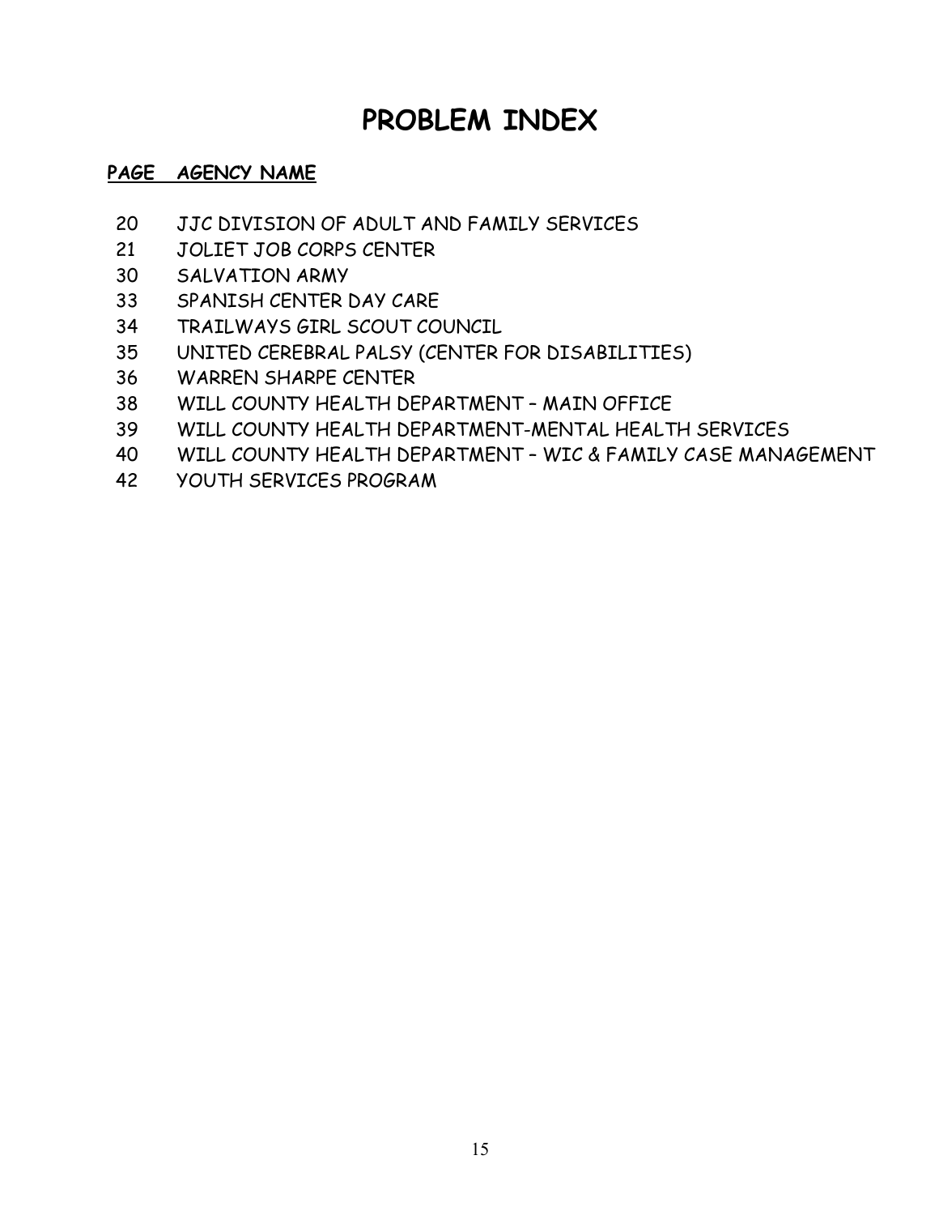# PROBLEM INDEX

| PAGE | AGENCY NAME |
|---|---|
| 20 | JJC DIVISION OF ADULT AND FAMILY SERVICES |
| 21 | JOLIET JOB CORPS CENTER |
| 30 | SALVATION ARMY |
| 33 | SPANISH CENTER DAY CARE |
| 34 | TRAILWAYS GIRL SCOUT COUNCIL |
| 35 | UNITED CEREBRAL PALSY (CENTER FOR DISABILITIES) |
| 36 | WARREN SHARPE CENTER |
| 38 | WILL COUNTY HEALTH DEPARTMENT – MAIN OFFICE |
| 39 | WILL COUNTY HEALTH DEPARTMENT-MENTAL HEALTH SERVICES |
| 40 | WILL COUNTY HEALTH DEPARTMENT – WIC & FAMILY CASE MANAGEMENT |
| 42 | YOUTH SERVICES PROGRAM |